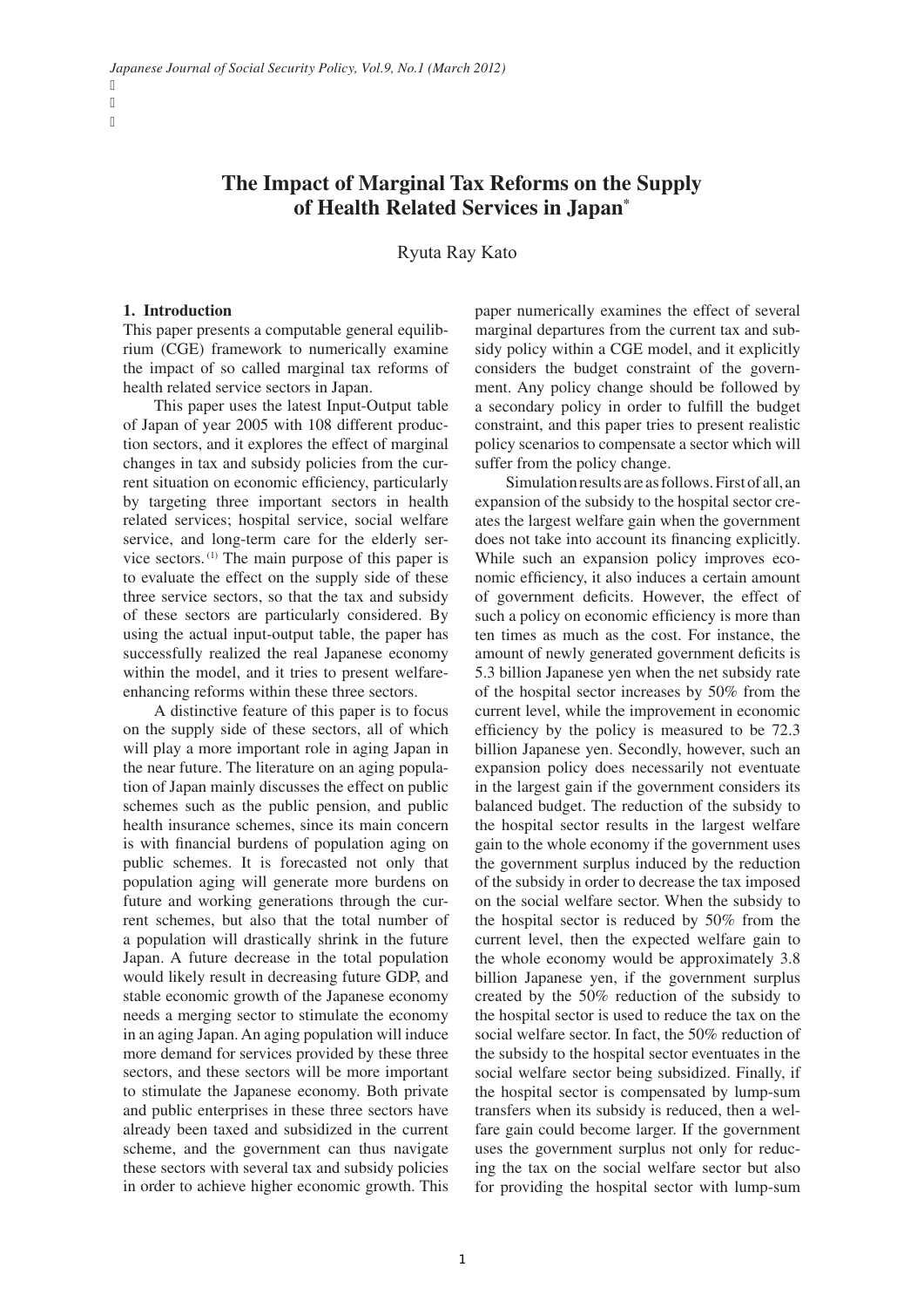# The Impact of Marginal Tax Reforms on the Supply of Health Related Services in Japan*

Ryuta Ray Kato

## 1. Introduction

This paper presents a computable general equilibrium (CGE) framework to numerically examine the impact of so called marginal tax reforms of health related service sectors in Japan.

This paper uses the latest Input-Output table of Japan of year 2005 with 108 different production sectors, and it explores the effect of marginal changes in tax and subsidy policies from the current situation on economic efficiency, particularly by targeting three important sectors in health related services; hospital service, social welfare service, and long-term care for the elderly service sectors.[1] The main purpose of this paper is to evaluate the effect on the supply side of these three service sectors, so that the tax and subsidy of these sectors are particularly considered. By using the actual input-output table, the paper has successfully realized the real Japanese economy within the model, and it tries to present welfare-enhancing reforms within these three sectors.

A distinctive feature of this paper is to focus on the supply side of these sectors, all of which will play a more important role in aging Japan in the near future. The literature on an aging population of Japan mainly discusses the effect on public schemes such as the public pension, and public health insurance schemes, since its main concern is with financial burdens of population aging on public schemes. It is forecasted not only that population aging will generate more burdens on future and working generations through the current schemes, but also that the total number of a population will drastically shrink in the future Japan. A future decrease in the total population would likely result in decreasing future GDP, and stable economic growth of the Japanese economy needs a merging sector to stimulate the economy in an aging Japan. An aging population will induce more demand for services provided by these three sectors, and these sectors will be more important to stimulate the Japanese economy. Both private and public enterprises in these three sectors have already been taxed and subsidized in the current scheme, and the government can thus navigate these sectors with several tax and subsidy policies in order to achieve higher economic growth. This paper numerically examines the effect of several marginal departures from the current tax and subsidy policy within a CGE model, and it explicitly considers the budget constraint of the government. Any policy change should be followed by a secondary policy in order to fulfill the budget constraint, and this paper tries to present realistic policy scenarios to compensate a sector which will suffer from the policy change.

Simulation results are as follows. First of all, an expansion of the subsidy to the hospital sector creates the largest welfare gain when the government does not take into account its financing explicitly. While such an expansion policy improves economic efficiency, it also induces a certain amount of government deficits. However, the effect of such a policy on economic efficiency is more than ten times as much as the cost. For instance, the amount of newly generated government deficits is 5.3 billion Japanese yen when the net subsidy rate of the hospital sector increases by 50% from the current level, while the improvement in economic efficiency by the policy is measured to be 72.3 billion Japanese yen. Secondly, however, such an expansion policy does necessarily not eventuate in the largest gain if the government considers its balanced budget. The reduction of the subsidy to the hospital sector results in the largest welfare gain to the whole economy if the government uses the government surplus induced by the reduction of the subsidy in order to decrease the tax imposed on the social welfare sector. When the subsidy to the hospital sector is reduced by 50% from the current level, then the expected welfare gain to the whole economy would be approximately 3.8 billion Japanese yen, if the government surplus created by the 50% reduction of the subsidy to the hospital sector is used to reduce the tax on the social welfare sector. In fact, the 50% reduction of the subsidy to the hospital sector eventuates in the social welfare sector being subsidized. Finally, if the hospital sector is compensated by lump-sum transfers when its subsidy is reduced, then a welfare gain could become larger. If the government uses the government surplus not only for reducing the tax on the social welfare sector but also for providing the hospital sector with lump-sum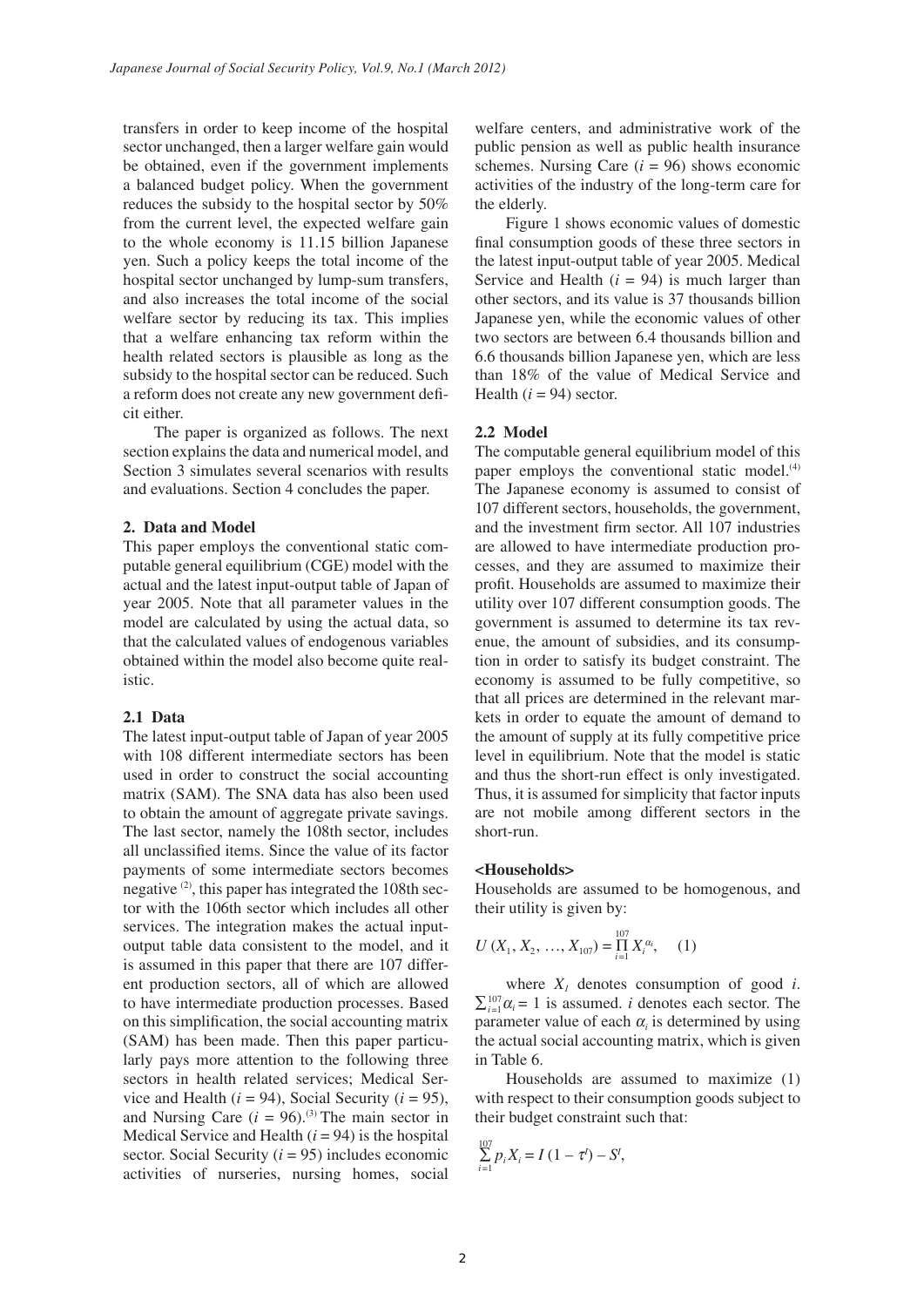transfers in order to keep income of the hospital sector unchanged, then a larger welfare gain would be obtained, even if the government implements a balanced budget policy. When the government reduces the subsidy to the hospital sector by 50% from the current level, the expected welfare gain to the whole economy is 11.15 billion Japanese yen. Such a policy keeps the total income of the hospital sector unchanged by lump-sum transfers, and also increases the total income of the social welfare sector by reducing its tax. This implies that a welfare enhancing tax reform within the health related sectors is plausible as long as the subsidy to the hospital sector can be reduced. Such a reform does not create any new government deficit either.

The paper is organized as follows. The next section explains the data and numerical model, and Section 3 simulates several scenarios with results and evaluations. Section 4 concludes the paper.

## 2. Data and Model

This paper employs the conventional static computable general equilibrium (CGE) model with the actual and the latest input-output table of Japan of year 2005. Note that all parameter values in the model are calculated by using the actual data, so that the calculated values of endogenous variables obtained within the model also become quite realistic.

### 2.1 Data

The latest input-output table of Japan of year 2005 with 108 different intermediate sectors has been used in order to construct the social accounting matrix (SAM). The SNA data has also been used to obtain the amount of aggregate private savings. The last sector, namely the 108th sector, includes all unclassified items. Since the value of its factor payments of some intermediate sectors becomes negative [(2)], this paper has integrated the 108th sector with the 106th sector which includes all other services. The integration makes the actual input-output table data consistent to the model, and it is assumed in this paper that there are 107 different production sectors, all of which are allowed to have intermediate production processes. Based on this simplification, the social accounting matrix (SAM) has been made. Then this paper particularly pays more attention to the following three sectors in health related services; Medical Service and Health ($i = 94$), Social Security ($i = 95$), and Nursing Care ($i = 96$).[(3)] The main sector in Medical Service and Health ($i = 94$) is the hospital sector. Social Security ($i = 95$) includes economic activities of nurseries, nursing homes, social welfare centers, and administrative work of the public pension as well as public health insurance schemes. Nursing Care ($i = 96$) shows economic activities of the industry of the long-term care for the elderly.

Figure 1 shows economic values of domestic final consumption goods of these three sectors in the latest input-output table of year 2005. Medical Service and Health ($i = 94$) is much larger than other sectors, and its value is 37 thousands billion Japanese yen, while the economic values of other two sectors are between 6.4 thousands billion and 6.6 thousands billion Japanese yen, which are less than 18% of the value of Medical Service and Health ($i = 94$) sector.

### 2.2 Model

The computable general equilibrium model of this paper employs the conventional static model.[(4)] The Japanese economy is assumed to consist of 107 different sectors, households, the government, and the investment firm sector. All 107 industries are allowed to have intermediate production processes, and they are assumed to maximize their profit. Households are assumed to maximize their utility over 107 different consumption goods. The government is assumed to determine its tax revenue, the amount of subsidies, and its consumption in order to satisfy its budget constraint. The economy is assumed to be fully competitive, so that all prices are determined in the relevant markets in order to equate the amount of demand to the amount of supply at its fully competitive price level in equilibrium. Note that the model is static and thus the short-run effect is only investigated. Thus, it is assumed for simplicity that factor inputs are not mobile among different sectors in the short-run.

**<Households>**

Households are assumed to be homogenous, and their utility is given by:

$$U(X_1, X_2, \ldots, X_{107}) = \prod_{i=1}^{107} X_i^{\alpha_i}, \quad (1)$$

where $X_I$ denotes consumption of good $i$. $\sum_{i=1}^{107} \alpha_i = 1$ is assumed. $i$ denotes each sector. The parameter value of each $\alpha_i$ is determined by using the actual social accounting matrix, which is given in Table 6.

Households are assumed to maximize (1) with respect to their consumption goods subject to their budget constraint such that:

$$\sum_{i=1}^{107} p_i X_i = I(1 - \tau^I) - S^I,$$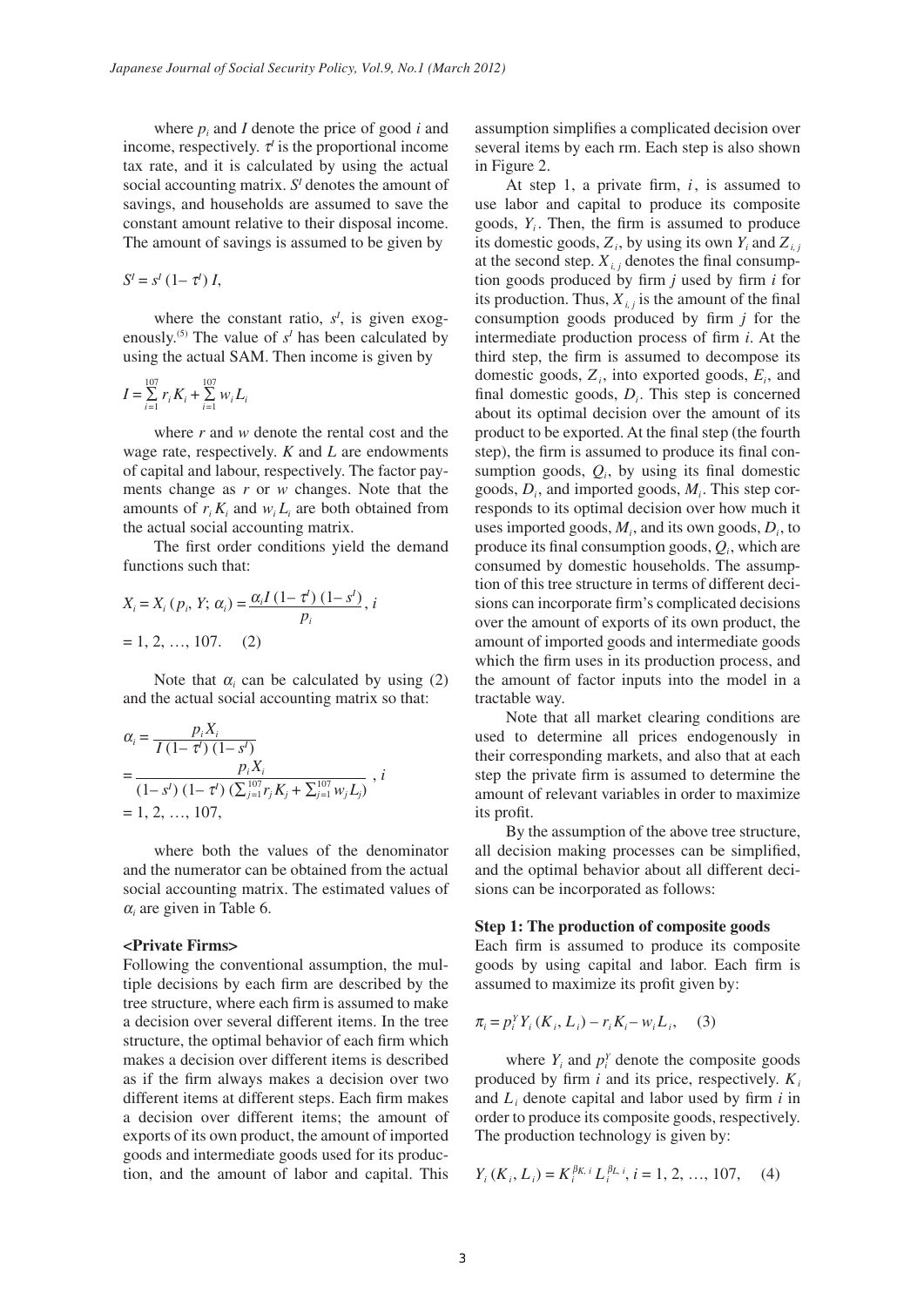where $p_i$ and $I$ denote the price of good $i$ and income, respectively. $\tau^I$ is the proportional income tax rate, and it is calculated by using the actual social accounting matrix. $S^I$ denotes the amount of savings, and households are assumed to save the constant amount relative to their disposal income. The amount of savings is assumed to be given by

$$S^I = s^I \,(1-\tau^I)\, I,$$

where the constant ratio, $s^I$, is given exogenously.(5) The value of $s^I$ has been calculated by using the actual SAM. Then income is given by

$$I = \sum_{i=1}^{107} r_i K_i + \sum_{i=1}^{107} w_i L_i$$

where $r$ and $w$ denote the rental cost and the wage rate, respectively. $K$ and $L$ are endowments of capital and labour, respectively. The factor payments change as $r$ or $w$ changes. Note that the amounts of $r_i K_i$ and $w_i L_i$ are both obtained from the actual social accounting matrix.

The first order conditions yield the demand functions such that:

$$X_i = X_i\,(p_i, Y; \alpha_i) = \frac{\alpha_i I\,(1-\tau^I)\,(1-s^I)}{p_i},\ i = 1, 2, \ldots, 107. \quad (2)$$

Note that $\alpha_i$ can be calculated by using (2) and the actual social accounting matrix so that:

$$\alpha_i = \frac{p_i X_i}{I\,(1-\tau^I)\,(1-s^I)} = \frac{p_i X_i}{(1-s^I)\,(1-\tau^I)\,(\sum_{j=1}^{107} r_j K_j + \sum_{j=1}^{107} w_j L_j)},\ i = 1, 2, \ldots, 107,$$

where both the values of the denominator and the numerator can be obtained from the actual social accounting matrix. The estimated values of $\alpha_i$ are given in Table 6.

**<Private Firms>**

Following the conventional assumption, the multiple decisions by each firm are described by the tree structure, where each firm is assumed to make a decision over several different items. In the tree structure, the optimal behavior of each firm which makes a decision over different items is described as if the firm always makes a decision over two different items at different steps. Each firm makes a decision over different items; the amount of exports of its own product, the amount of imported goods and intermediate goods used for its production, and the amount of labor and capital. This assumption simplifies a complicated decision over several items by each rm. Each step is also shown in Figure 2.

At step 1, a private firm, $i$, is assumed to use labor and capital to produce its composite goods, $Y_i$. Then, the firm is assumed to produce its domestic goods, $Z_i$, by using its own $Y_i$ and $Z_{i,j}$ at the second step. $X_{i,j}$ denotes the final consumption goods produced by firm $j$ used by firm $i$ for its production. Thus, $X_{i,j}$ is the amount of the final consumption goods produced by firm $j$ for the intermediate production process of firm $i$. At the third step, the firm is assumed to decompose its domestic goods, $Z_i$, into exported goods, $E_i$, and final domestic goods, $D_i$. This step is concerned about its optimal decision over the amount of its product to be exported. At the final step (the fourth step), the firm is assumed to produce its final consumption goods, $Q_i$, by using its final domestic goods, $D_i$, and imported goods, $M_i$. This step corresponds to its optimal decision over how much it uses imported goods, $M_i$, and its own goods, $D_i$, to produce its final consumption goods, $Q_i$, which are consumed by domestic households. The assumption of this tree structure in terms of different decisions can incorporate firm's complicated decisions over the amount of exports of its own product, the amount of imported goods and intermediate goods which the firm uses in its production process, and the amount of factor inputs into the model in a tractable way.

Note that all market clearing conditions are used to determine all prices endogenously in their corresponding markets, and also that at each step the private firm is assumed to determine the amount of relevant variables in order to maximize its profit.

By the assumption of the above tree structure, all decision making processes can be simplified, and the optimal behavior about all different decisions can be incorporated as follows:

**Step 1: The production of composite goods**

Each firm is assumed to produce its composite goods by using capital and labor. Each firm is assumed to maximize its profit given by:

$$\pi_i = p_i^Y Y_i\,(K_i, L_i) - r_i K_i - w_i L_i, \quad (3)$$

where $Y_i$ and $p_i^Y$ denote the composite goods produced by firm $i$ and its price, respectively. $K_i$ and $L_i$ denote capital and labor used by firm $i$ in order to produce its composite goods, respectively. The production technology is given by:

$$Y_i\,(K_i, L_i) = K_i^{\beta_{K,i}} L_i^{\beta_{L,i}},\ i = 1, 2, \ldots, 107, \quad (4)$$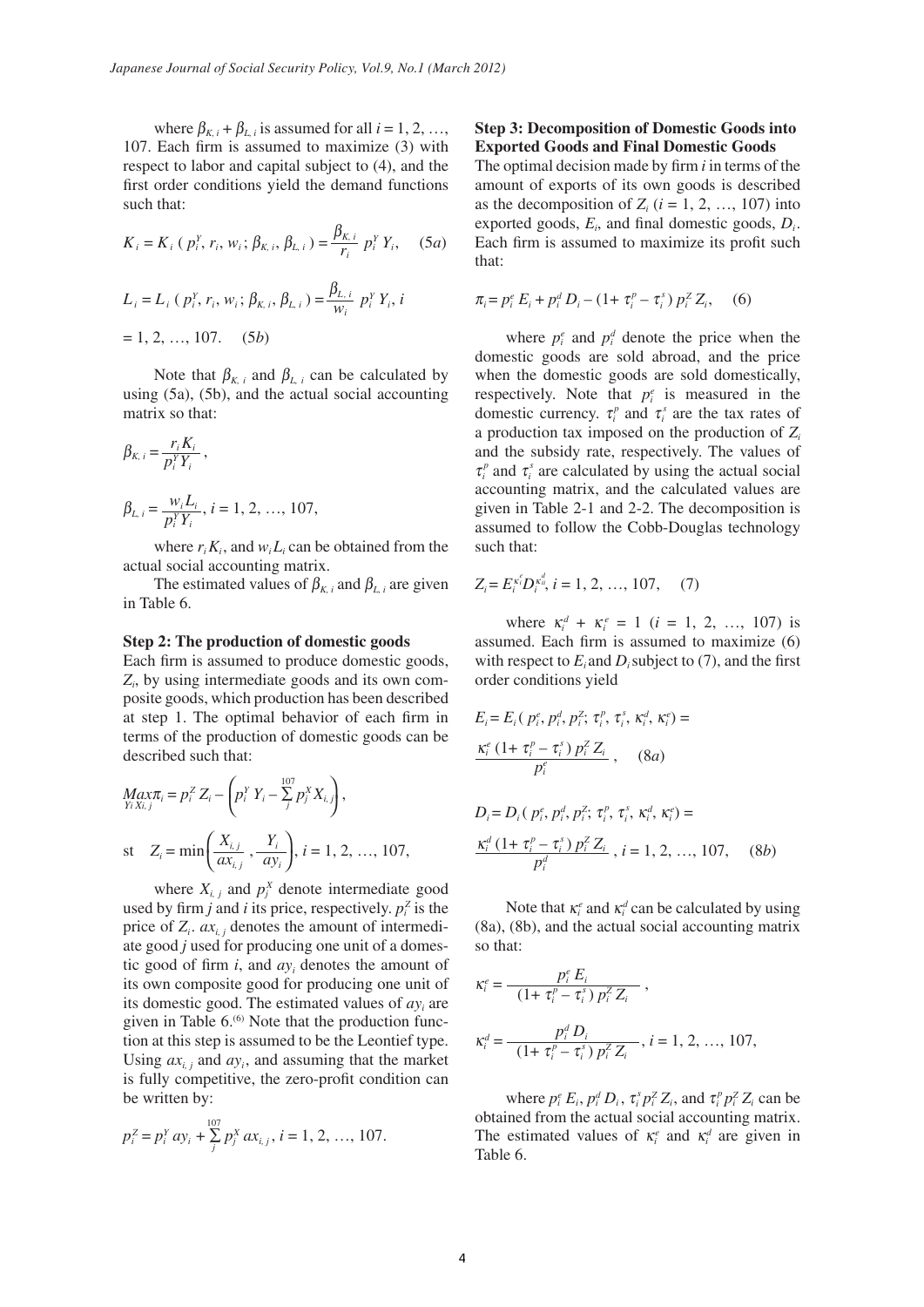where $\beta_{K,i} + \beta_{L,i}$ is assumed for all $i = 1, 2, \ldots, 107$. Each firm is assumed to maximize (3) with respect to labor and capital subject to (4), and the first order conditions yield the demand functions such that:

$$K_i = K_i\,(p_i^Y, r_i, w_i\,; \beta_{K,i}, \beta_{L,i}) = \frac{\beta_{K,i}}{r_i}\, p_i^Y Y_i, \quad (5a)$$

$$L_i = L_i\,(p_i^Y, r_i, w_i\,; \beta_{K,i}, \beta_{L,i}) = \frac{\beta_{L,i}}{w_i}\, p_i^Y Y_i, \; i = 1, 2, \ldots, 107. \quad (5b)$$

Note that $\beta_{K,i}$ and $\beta_{L,i}$ can be calculated by using (5a), (5b), and the actual social accounting matrix so that:

$$\beta_{K,i} = \frac{r_i K_i}{p_i^Y Y_i},$$

$$\beta_{L,i} = \frac{w_i L_i}{p_i^Y Y_i}, \; i = 1, 2, \ldots, 107,$$

where $r_i K_i$, and $w_i L_i$ can be obtained from the actual social accounting matrix.

The estimated values of $\beta_{K,i}$ and $\beta_{L,i}$ are given in Table 6.

**Step 2: The production of domestic goods**

Each firm is assumed to produce domestic goods, $Z_i$, by using intermediate goods and its own composite goods, which production has been described at step 1. The optimal behavior of each firm in terms of the production of domestic goods can be described such that:

$$\underset{Y_i X_{i,j}}{Max}\pi_i = p_i^Z Z_i - \left(p_i^Y Y_i - \sum_j^{107} p_j^X X_{i,j}\right),$$

$$\text{st} \quad Z_i = \min\left(\frac{X_{i,j}}{ax_{i,j}}, \frac{Y_i}{ay_i}\right), \; i = 1, 2, \ldots, 107,$$

where $X_{i,j}$ and $p_j^X$ denote intermediate good used by firm $j$ and $i$ its price, respectively. $p_i^Z$ is the price of $Z_i$. $ax_{i,j}$ denotes the amount of intermediate good $j$ used for producing one unit of a domestic good of firm $i$, and $ay_i$ denotes the amount of its own composite good for producing one unit of its domestic good. The estimated values of $ay_i$ are given in Table 6.(6) Note that the production function at this step is assumed to be the Leontief type. Using $ax_{i,j}$ and $ay_i$, and assuming that the market is fully competitive, the zero-profit condition can be written by:

$$p_i^Z = p_i^Y ay_i + \sum_j^{107} p_j^X ax_{i,j}, \; i = 1, 2, \ldots, 107.$$

**Step 3: Decomposition of Domestic Goods into Exported Goods and Final Domestic Goods**

The optimal decision made by firm $i$ in terms of the amount of exports of its own goods is described as the decomposition of $Z_i$ ($i = 1, 2, \ldots, 107$) into exported goods, $E_i$, and final domestic goods, $D_i$. Each firm is assumed to maximize its profit such that:

$$\pi_i = p_i^e E_i + p_i^d D_i - (1 + \tau_i^p - \tau_i^s)\, p_i^Z Z_i, \quad (6)$$

where $p_i^e$ and $p_i^d$ denote the price when the domestic goods are sold abroad, and the price when the domestic goods are sold domestically, respectively. Note that $p_i^e$ is measured in the domestic currency. $\tau_i^p$ and $\tau_i^s$ are the tax rates of a production tax imposed on the production of $Z_i$ and the subsidy rate, respectively. The values of $\tau_i^p$ and $\tau_i^s$ are calculated by using the actual social accounting matrix, and the calculated values are given in Table 2-1 and 2-2. The decomposition is assumed to follow the Cobb-Douglas technology such that:

$$Z_i = E_i^{\kappa_i^e} D_i^{\kappa_{ii}^d}, \; i = 1, 2, \ldots, 107, \quad (7)$$

where $\kappa_i^d + \kappa_i^e = 1$ ($i = 1, 2, \ldots, 107$) is assumed. Each firm is assumed to maximize (6) with respect to $E_i$ and $D_i$ subject to (7), and the first order conditions yield

$$E_i = E_i\,(p_i^e, p_i^d, p_i^Z; \tau_i^p, \tau_i^s, \kappa_i^d, \kappa_i^e) = \frac{\kappa_i^e\,(1 + \tau_i^p - \tau_i^s)\, p_i^Z Z_i}{p_i^e}, \quad (8a)$$

$$D_i = D_i\,(p_i^e, p_i^d, p_i^Z; \tau_i^p, \tau_i^s, \kappa_i^d, \kappa_i^e) = \frac{\kappa_i^d\,(1 + \tau_i^p - \tau_i^s)\, p_i^Z Z_i}{p_i^d}, \; i = 1, 2, \ldots, 107, \quad (8b)$$

Note that $\kappa_i^e$ and $\kappa_i^d$ can be calculated by using (8a), (8b), and the actual social accounting matrix so that:

$$\kappa_i^e = \frac{p_i^e E_i}{(1 + \tau_i^p - \tau_i^s)\, p_i^Z Z_i},$$

$$\kappa_i^d = \frac{p_i^d D_i}{(1 + \tau_i^p - \tau_i^s)\, p_i^Z Z_i}, \; i = 1, 2, \ldots, 107,$$

where $p_i^e E_i$, $p_i^d D_i$, $\tau_i^s p_i^Z Z_i$, and $\tau_i^p p_i^Z Z_i$ can be obtained from the actual social accounting matrix. The estimated values of $\kappa_i^e$ and $\kappa_i^d$ are given in Table 6.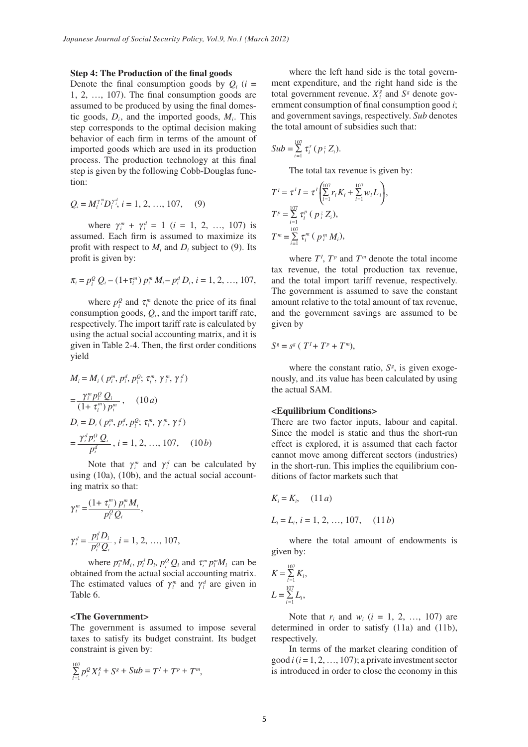**Step 4: The Production of the final goods**

Denote the final consumption goods by $Q_i$ ($i$ = 1, 2, …, 107). The final consumption goods are assumed to be produced by using the final domestic goods, $D_i$, and the imported goods, $M_i$. This step corresponds to the optimal decision making behavior of each firm in terms of the amount of imported goods which are used in its production process. The production technology at this final step is given by the following Cobb-Douglas function:

$$Q_i = M_i^{\gamma_i^m} D_i^{\gamma_i^d},\ i = 1, 2, \ldots, 107, \quad (9)$$

where $\gamma_i^m + \gamma_i^d = 1$ ($i$ = 1, 2, …, 107) is assumed. Each firm is assumed to maximize its profit with respect to $M_i$ and $D_i$ subject to (9). Its profit is given by:

$$\pi_i = p_i^Q Q_i - (1+\tau_i^m)\, p_i^m M_i - p_i^d D_i,\ i = 1, 2, \ldots, 107,$$

where $p_i^Q$ and $\tau_i^m$ denote the price of its final consumption goods, $Q_i$, and the import tariff rate, respectively. The import tariff rate is calculated by using the actual social accounting matrix, and it is given in Table 2-4. Then, the first order conditions yield

$$M_i = M_i\,(p_i^m, p_i^d, p_i^Q; \tau_i^m, \gamma_i^m, \gamma_i^d)$$

$$= \frac{\gamma_i^m p_i^Q Q_i}{(1+\tau_i^m)\, p_i^m}, \quad (10a)$$

$$D_i = D_i\,(p_i^m, p_i^d, p_i^Q; \tau_i^m, \gamma_i^m, \gamma_i^d)$$

$$= \frac{\gamma_i^d p_i^Q Q_i}{p_i^d},\ i = 1, 2, \ldots, 107, \quad (10b)$$

Note that $\gamma_i^m$ and $\gamma_i^d$ can be calculated by using (10a), (10b), and the actual social accounting matrix so that:

$$\gamma_i^m = \frac{(1+\tau_i^m)\, p_i^m M_i}{p_i^Q Q_i},$$

$$\gamma_i^d = \frac{p_i^d D_i}{p_i^Q Q_i},\ i = 1, 2, \ldots, 107,$$

where $p_i^m M_i$, $p_i^d D_i$, $p_i^Q Q_i$ and $\tau_i^m p_i^m M_i$ can be obtained from the actual social accounting matrix. The estimated values of $\gamma_i^m$ and $\gamma_i^d$ are given in Table 6.

**<The Government>**

The government is assumed to impose several taxes to satisfy its budget constraint. Its budget constraint is given by:

$$\sum_{i=1}^{107} p_i^Q X_i^g + S^g + Sub = T^I + T^p + T^m,$$

where the left hand side is the total government expenditure, and the right hand side is the total government revenue. $X_i^g$ and $S^g$ denote government consumption of final consumption good $i$; and government savings, respectively. $Sub$ denotes the total amount of subsidies such that:

$$Sub = \sum_{i=1}^{107} \tau_i^s\,(p_i^z Z_i).$$

The total tax revenue is given by:

$$T^I = \tau^I I = \tau^I \left( \sum_{i=1}^{107} r_i K_i + \sum_{i=1}^{107} w_i L_i \right),$$

$$T^p = \sum_{i=1}^{107} \tau_i^p\,(p_i^z Z_i),$$

$$T^m = \sum_{i=1}^{107} \tau_i^m\,(p_i^m M_i),$$

where $T^I$, $T^p$ and $T^m$ denote the total income tax revenue, the total production tax revenue, and the total import tariff revenue, respectively. The government is assumed to save the constant amount relative to the total amount of tax revenue, and the government savings are assumed to be given by

$$S^g = s^g\,(T^I + T^p + T^m),$$

where the constant ratio, $S^g$, is given exogenously, and .its value has been calculated by using the actual SAM.

**<Equilibrium Conditions>**

There are two factor inputs, labour and capital. Since the model is static and thus the short-run effect is explored, it is assumed that each factor cannot move among different sectors (industries) in the short-run. This implies the equilibrium conditions of factor markets such that

$$K_i = K_i, \quad (11a)$$

$$L_i = L_i,\ i = 1, 2, \ldots, 107, \quad (11b)$$

where the total amount of endowments is given by:

$$K = \sum_{i=1}^{107} K_i,$$

$$L = \sum_{i=1}^{107} L_i,$$

Note that $r_i$ and $w_i$ ($i$ = 1, 2, …, 107) are determined in order to satisfy (11a) and (11b), respectively.

In terms of the market clearing condition of good $i$ ($i$ = 1, 2, …, 107); a private investment sector is introduced in order to close the economy in this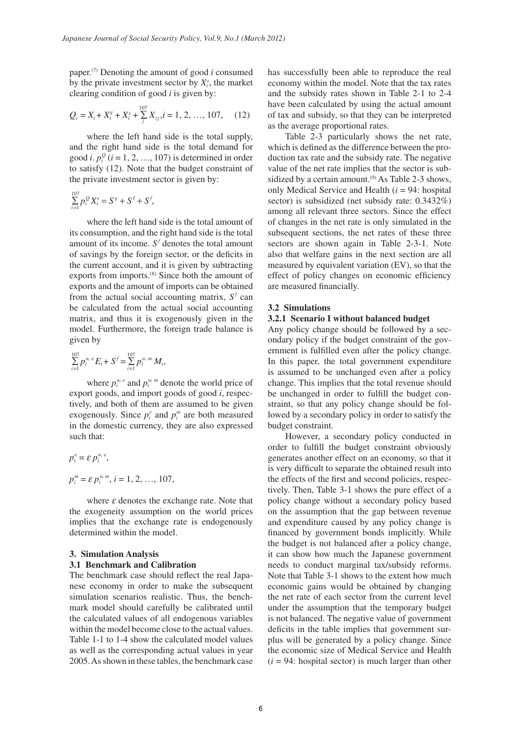paper.[7] Denoting the amount of good $i$ consumed by the private investment sector by $X_i^s$, the market clearing condition of good $i$ is given by:

$$Q_i = X_i + X_i^g + X_i^s + \sum_{j}^{107} X_{ij}, i = 1, 2, \ldots, 107, \quad (12)$$

where the left hand side is the total supply, and the right hand side is the total demand for good $i$. $p_i^Q$ ($i = 1, 2, \ldots, 107$) is determined in order to satisfy (12). Note that the budget constraint of the private investment sector is given by:

$$\sum_{i=1}^{107} p_i^Q X_i^s = S^g + S^I + S^f,$$

where the left hand side is the total amount of its consumption, and the right hand side is the total amount of its income. $S^f$ denotes the total amount of savings by the foreign sector, or the deficits in the current account, and it is given by subtracting exports from imports.[8] Since both the amount of exports and the amount of imports can be obtained from the actual social accounting matrix, $S^f$ can be calculated from the actual social accounting matrix, and thus it is exogenously given in the model. Furthermore, the foreign trade balance is given by

$$\sum_{i=1}^{107} p_i^{w,e} E_i + S^f = \sum_{i=1}^{107} p_i^{w,m} M_i,$$

where $p_i^{w,e}$ and $p_i^{w,m}$ denote the world price of export goods, and import goods of good $i$, respectively, and both of them are assumed to be given exogenously. Since $p_i^e$ and $p_i^m$ are both measured in the domestic currency, they are also expressed such that:

$$p_i^e = \varepsilon\, p_i^{w,e},$$

$$p_i^m = \varepsilon\, p_i^{w,m}, i = 1, 2, \ldots, 107,$$

where $\varepsilon$ denotes the exchange rate. Note that the exogeneity assumption on the world prices implies that the exchange rate is endogenously determined within the model.

## 3. Simulation Analysis

### 3.1 Benchmark and Calibration

The benchmark case should reflect the real Japanese economy in order to make the subsequent simulation scenarios realistic. Thus, the benchmark model should carefully be calibrated until the calculated values of all endogenous variables within the model become close to the actual values. Table 1-1 to 1-4 show the calculated model values as well as the corresponding actual values in year 2005. As shown in these tables, the benchmark case has successfully been able to reproduce the real economy within the model. Note that the tax rates and the subsidy rates shown in Table 2-1 to 2-4 have been calculated by using the actual amount of tax and subsidy, so that they can be interpreted as the average proportional rates.

Table 2-3 particularly shows the net rate, which is defined as the difference between the production tax rate and the subsidy rate. The negative value of the net rate implies that the sector is subsidized by a certain amount.[9] As Table 2-3 shows, only Medical Service and Health ($i$ = 94: hospital sector) is subsidized (net subsidy rate: 0.3432%) among all relevant three sectors. Since the effect of changes in the net rate is only simulated in the subsequent sections, the net rates of these three sectors are shown again in Table 2-3-1. Note also that welfare gains in the next section are all measured by equivalent variation (EV), so that the effect of policy changes on economic efficiency are measured financially.

### 3.2 Simulations

#### 3.2.1 Scenario I without balanced budget

Any policy change should be followed by a secondary policy if the budget constraint of the government is fulfilled even after the policy change. In this paper, the total government expenditure is assumed to be unchanged even after a policy change. This implies that the total revenue should be unchanged in order to fulfill the budget constraint, so that any policy change should be followed by a secondary policy in order to satisfy the budget constraint.

However, a secondary policy conducted in order to fulfill the budget constraint obviously generates another effect on an economy, so that it is very difficult to separate the obtained result into the effects of the first and second policies, respectively. Then, Table 3-1 shows the pure effect of a policy change without a secondary policy based on the assumption that the gap between revenue and expenditure caused by any policy change is financed by government bonds implicitly. While the budget is not balanced after a policy change, it can show how much the Japanese government needs to conduct marginal tax/subsidy reforms. Note that Table 3-1 shows to the extent how much economic gains would be obtained by changing the net rate of each sector from the current level under the assumption that the temporary budget is not balanced. The negative value of government deficits in the table implies that government surplus will be generated by a policy change. Since the economic size of Medical Service and Health ($i$ = 94: hospital sector) is much larger than other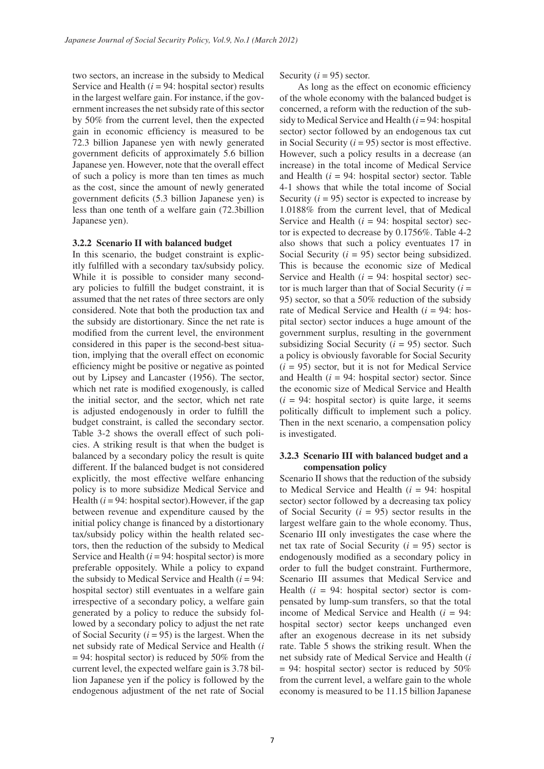two sectors, an increase in the subsidy to Medical Service and Health ($i = 94$: hospital sector) results in the largest welfare gain. For instance, if the government increases the net subsidy rate of this sector by 50% from the current level, then the expected gain in economic efficiency is measured to be 72.3 billion Japanese yen with newly generated government deficits of approximately 5.6 billion Japanese yen. However, note that the overall effect of such a policy is more than ten times as much as the cost, since the amount of newly generated government deficits (5.3 billion Japanese yen) is less than one tenth of a welfare gain (72.3billion Japanese yen).

### 3.2.2 Scenario II with balanced budget

In this scenario, the budget constraint is explicitly fulfilled with a secondary tax/subsidy policy. While it is possible to consider many secondary policies to fulfill the budget constraint, it is assumed that the net rates of three sectors are only considered. Note that both the production tax and the subsidy are distortionary. Since the net rate is modified from the current level, the environment considered in this paper is the second-best situation, implying that the overall effect on economic efficiency might be positive or negative as pointed out by Lipsey and Lancaster (1956). The sector, which net rate is modified exogenously, is called the initial sector, and the sector, which net rate is adjusted endogenously in order to fulfill the budget constraint, is called the secondary sector. Table 3-2 shows the overall effect of such policies. A striking result is that when the budget is balanced by a secondary policy the result is quite different. If the balanced budget is not considered explicitly, the most effective welfare enhancing policy is to more subsidize Medical Service and Health ($i = 94$: hospital sector).However, if the gap between revenue and expenditure caused by the initial policy change is financed by a distortionary tax/subsidy policy within the health related sectors, then the reduction of the subsidy to Medical Service and Health ($i = 94$: hospital sector) is more preferable oppositely. While a policy to expand the subsidy to Medical Service and Health ($i = 94$: hospital sector) still eventuates in a welfare gain irrespective of a secondary policy, a welfare gain generated by a policy to reduce the subsidy followed by a secondary policy to adjust the net rate of Social Security ($i = 95$) is the largest. When the net subsidy rate of Medical Service and Health ($i = 94$: hospital sector) is reduced by 50% from the current level, the expected welfare gain is 3.78 billion Japanese yen if the policy is followed by the endogenous adjustment of the net rate of Social Security ($i = 95$) sector.

As long as the effect on economic efficiency of the whole economy with the balanced budget is concerned, a reform with the reduction of the subsidy to Medical Service and Health ($i = 94$: hospital sector) sector followed by an endogenous tax cut in Social Security ($i = 95$) sector is most effective. However, such a policy results in a decrease (an increase) in the total income of Medical Service and Health ($i = 94$: hospital sector) sector. Table 4-1 shows that while the total income of Social Security ($i = 95$) sector is expected to increase by 1.0188% from the current level, that of Medical Service and Health ($i = 94$: hospital sector) sector is expected to decrease by 0.1756%. Table 4-2 also shows that such a policy eventuates 17 in Social Security ($i = 95$) sector being subsidized. This is because the economic size of Medical Service and Health ($i = 94$: hospital sector) sector is much larger than that of Social Security ($i = 95$) sector, so that a 50% reduction of the subsidy rate of Medical Service and Health ($i = 94$: hospital sector) sector induces a huge amount of the government surplus, resulting in the government subsidizing Social Security ($i = 95$) sector. Such a policy is obviously favorable for Social Security ($i = 95$) sector, but it is not for Medical Service and Health ($i = 94$: hospital sector) sector. Since the economic size of Medical Service and Health ($i = 94$: hospital sector) is quite large, it seems politically difficult to implement such a policy. Then in the next scenario, a compensation policy is investigated.

### 3.2.3 Scenario III with balanced budget and a compensation policy

Scenario II shows that the reduction of the subsidy to Medical Service and Health ($i = 94$: hospital sector) sector followed by a decreasing tax policy of Social Security ($i = 95$) sector results in the largest welfare gain to the whole economy. Thus, Scenario III only investigates the case where the net tax rate of Social Security ($i = 95$) sector is endogenously modified as a secondary policy in order to full the budget constraint. Furthermore, Scenario III assumes that Medical Service and Health ($i = 94$: hospital sector) sector is compensated by lump-sum transfers, so that the total income of Medical Service and Health ($i = 94$: hospital sector) sector keeps unchanged even after an exogenous decrease in its net subsidy rate. Table 5 shows the striking result. When the net subsidy rate of Medical Service and Health ($i = 94$: hospital sector) sector is reduced by 50% from the current level, a welfare gain to the whole economy is measured to be 11.15 billion Japanese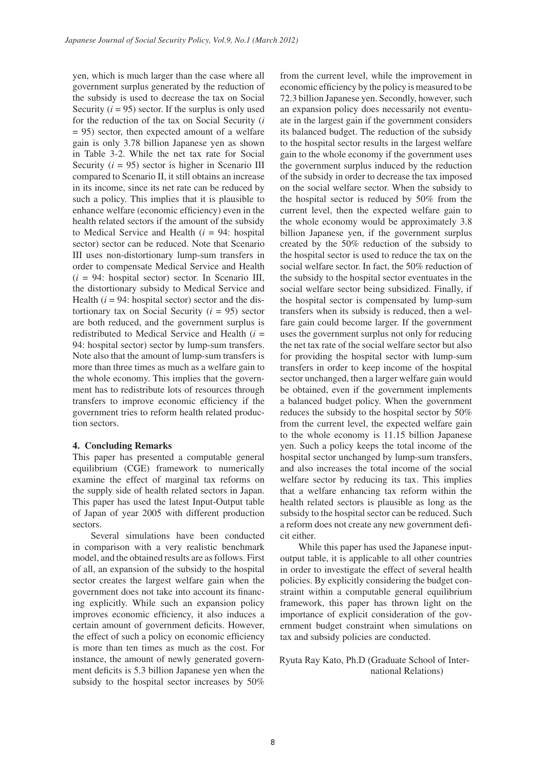yen, which is much larger than the case where all government surplus generated by the reduction of the subsidy is used to decrease the tax on Social Security ($i = 95$) sector. If the surplus is only used for the reduction of the tax on Social Security ($i = 95$) sector, then expected amount of a welfare gain is only 3.78 billion Japanese yen as shown in Table 3-2. While the net tax rate for Social Security ($i = 95$) sector is higher in Scenario III compared to Scenario II, it still obtains an increase in its income, since its net rate can be reduced by such a policy. This implies that it is plausible to enhance welfare (economic efficiency) even in the health related sectors if the amount of the subsidy to Medical Service and Health ($i = 94$: hospital sector) sector can be reduced. Note that Scenario III uses non-distortionary lump-sum transfers in order to compensate Medical Service and Health ($i = 94$: hospital sector) sector. In Scenario III, the distortionary subsidy to Medical Service and Health ($i = 94$: hospital sector) sector and the distortionary tax on Social Security ($i = 95$) sector are both reduced, and the government surplus is redistributed to Medical Service and Health ($i = 94$: hospital sector) sector by lump-sum transfers. Note also that the amount of lump-sum transfers is more than three times as much as a welfare gain to the whole economy. This implies that the government has to redistribute lots of resources through transfers to improve economic efficiency if the government tries to reform health related production sectors.

## 4. Concluding Remarks

This paper has presented a computable general equilibrium (CGE) framework to numerically examine the effect of marginal tax reforms on the supply side of health related sectors in Japan. This paper has used the latest Input-Output table of Japan of year 2005 with different production sectors.

Several simulations have been conducted in comparison with a very realistic benchmark model, and the obtained results are as follows. First of all, an expansion of the subsidy to the hospital sector creates the largest welfare gain when the government does not take into account its financing explicitly. While such an expansion policy improves economic efficiency, it also induces a certain amount of government deficits. However, the effect of such a policy on economic efficiency is more than ten times as much as the cost. For instance, the amount of newly generated government deficits is 5.3 billion Japanese yen when the subsidy to the hospital sector increases by 50% from the current level, while the improvement in economic efficiency by the policy is measured to be 72.3 billion Japanese yen. Secondly, however, such an expansion policy does necessarily not eventuate in the largest gain if the government considers its balanced budget. The reduction of the subsidy to the hospital sector results in the largest welfare gain to the whole economy if the government uses the government surplus induced by the reduction of the subsidy in order to decrease the tax imposed on the social welfare sector. When the subsidy to the hospital sector is reduced by 50% from the current level, then the expected welfare gain to the whole economy would be approximately 3.8 billion Japanese yen, if the government surplus created by the 50% reduction of the subsidy to the hospital sector is used to reduce the tax on the social welfare sector. In fact, the 50% reduction of the subsidy to the hospital sector eventuates in the social welfare sector being subsidized. Finally, if the hospital sector is compensated by lump-sum transfers when its subsidy is reduced, then a welfare gain could become larger. If the government uses the government surplus not only for reducing the net tax rate of the social welfare sector but also for providing the hospital sector with lump-sum transfers in order to keep income of the hospital sector unchanged, then a larger welfare gain would be obtained, even if the government implements a balanced budget policy. When the government reduces the subsidy to the hospital sector by 50% from the current level, the expected welfare gain to the whole economy is 11.15 billion Japanese yen. Such a policy keeps the total income of the hospital sector unchanged by lump-sum transfers, and also increases the total income of the social welfare sector by reducing its tax. This implies that a welfare enhancing tax reform within the health related sectors is plausible as long as the subsidy to the hospital sector can be reduced. Such a reform does not create any new government deficit either.

While this paper has used the Japanese input-output table, it is applicable to all other countries in order to investigate the effect of several health policies. By explicitly considering the budget constraint within a computable general equilibrium framework, this paper has thrown light on the importance of explicit consideration of the government budget constraint when simulations on tax and subsidy policies are conducted.

Ryuta Ray Kato, Ph.D (Graduate School of International Relations)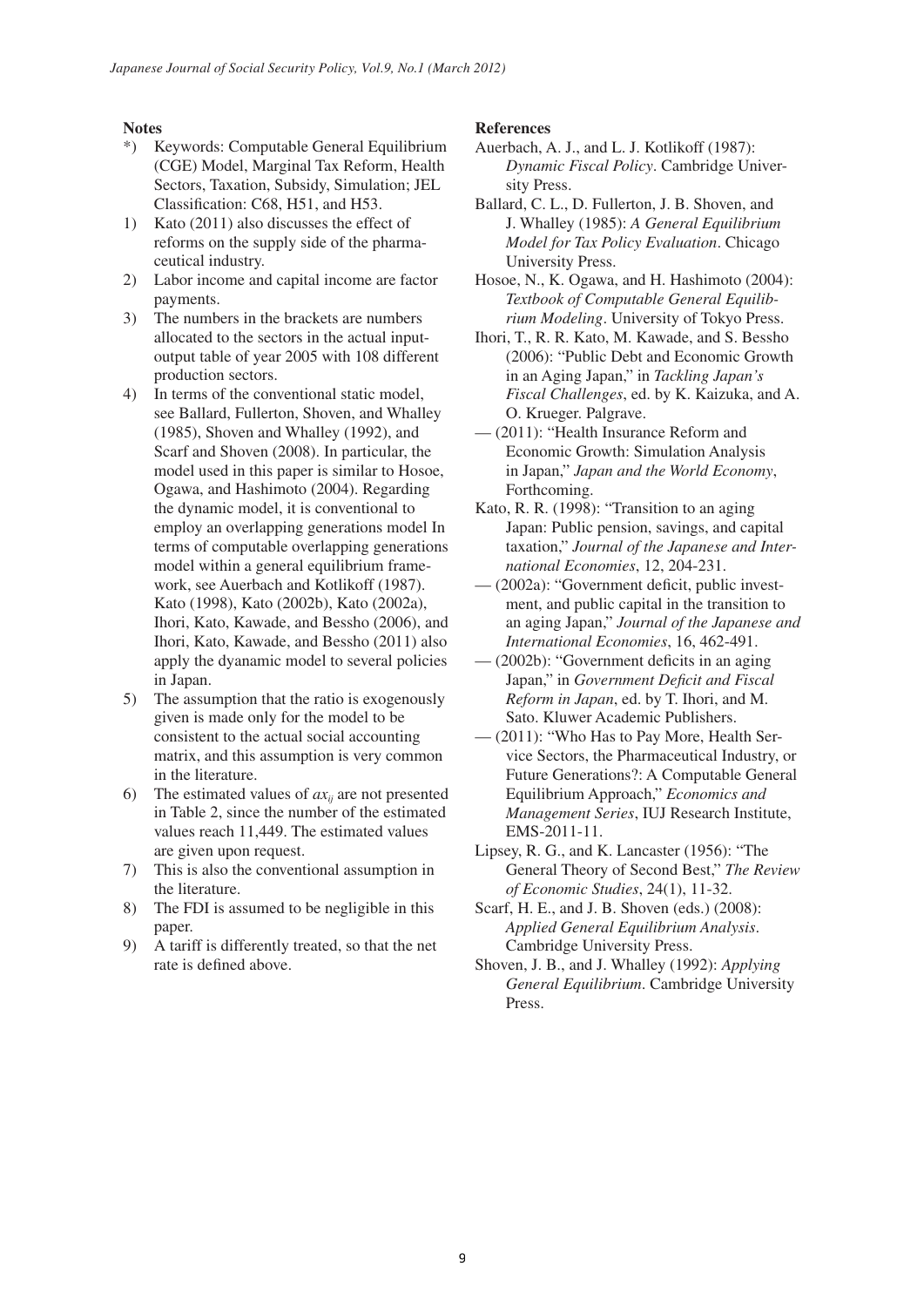## Notes

*) Keywords: Computable General Equilibrium (CGE) Model, Marginal Tax Reform, Health Sectors, Taxation, Subsidy, Simulation; JEL Classification: C68, H51, and H53.

1) Kato (2011) also discusses the effect of reforms on the supply side of the pharmaceutical industry.

2) Labor income and capital income are factor payments.

3) The numbers in the brackets are numbers allocated to the sectors in the actual input-output table of year 2005 with 108 different production sectors.

4) In terms of the conventional static model, see Ballard, Fullerton, Shoven, and Whalley (1985), Shoven and Whalley (1992), and Scarf and Shoven (2008). In particular, the model used in this paper is similar to Hosoe, Ogawa, and Hashimoto (2004). Regarding the dynamic model, it is conventional to employ an overlapping generations model In terms of computable overlapping generations model within a general equilibrium framework, see Auerbach and Kotlikoff (1987). Kato (1998), Kato (2002b), Kato (2002a), Ihori, Kato, Kawade, and Bessho (2006), and Ihori, Kato, Kawade, and Bessho (2011) also apply the dyanamic model to several policies in Japan.

5) The assumption that the ratio is exogenously given is made only for the model to be consistent to the actual social accounting matrix, and this assumption is very common in the literature.

6) The estimated values of $ax_{ij}$ are not presented in Table 2, since the number of the estimated values reach 11,449. The estimated values are given upon request.

7) This is also the conventional assumption in the literature.

8) The FDI is assumed to be negligible in this paper.

9) A tariff is differently treated, so that the net rate is defined above.

## References

Auerbach, A. J., and L. J. Kotlikoff (1987): *Dynamic Fiscal Policy*. Cambridge University Press.

Ballard, C. L., D. Fullerton, J. B. Shoven, and J. Whalley (1985): *A General Equilibrium Model for Tax Policy Evaluation*. Chicago University Press.

Hosoe, N., K. Ogawa, and H. Hashimoto (2004): *Textbook of Computable General Equilibrium Modeling*. University of Tokyo Press.

Ihori, T., R. R. Kato, M. Kawade, and S. Bessho (2006): "Public Debt and Economic Growth in an Aging Japan," in *Tackling Japan's Fiscal Challenges*, ed. by K. Kaizuka, and A. O. Krueger. Palgrave.

— (2011): "Health Insurance Reform and Economic Growth: Simulation Analysis in Japan," *Japan and the World Economy*, Forthcoming.

Kato, R. R. (1998): "Transition to an aging Japan: Public pension, savings, and capital taxation," *Journal of the Japanese and International Economies*, 12, 204-231.

— (2002a): "Government deficit, public investment, and public capital in the transition to an aging Japan," *Journal of the Japanese and International Economies*, 16, 462-491.

— (2002b): "Government deficits in an aging Japan," in *Government Deficit and Fiscal Reform in Japan*, ed. by T. Ihori, and M. Sato. Kluwer Academic Publishers.

— (2011): "Who Has to Pay More, Health Service Sectors, the Pharmaceutical Industry, or Future Generations?: A Computable General Equilibrium Approach," *Economics and Management Series*, IUJ Research Institute, EMS-2011-11.

Lipsey, R. G., and K. Lancaster (1956): "The General Theory of Second Best," *The Review of Economic Studies*, 24(1), 11-32.

Scarf, H. E., and J. B. Shoven (eds.) (2008): *Applied General Equilibrium Analysis*. Cambridge University Press.

Shoven, J. B., and J. Whalley (1992): *Applying General Equilibrium*. Cambridge University Press.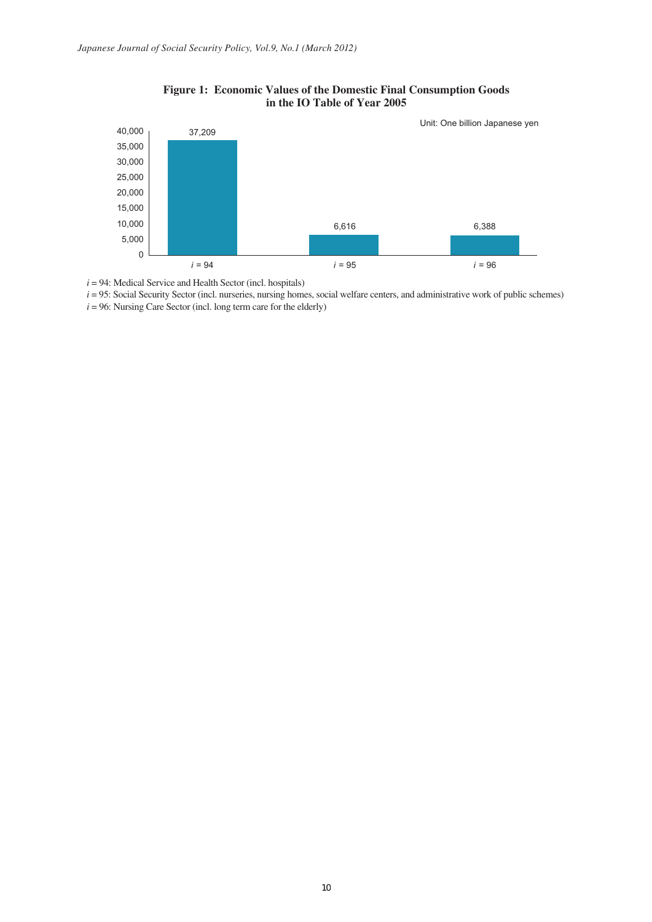**Figure 1: Economic Values of the Domestic Final Consumption Goods in the IO Table of Year 2005**

Unit: One billion Japanese yen

| | $i$ = 94 | $i$ = 95 | $i$ = 96 |
|---|---|---|---|
| Value | 37,209 | 6,616 | 6,388 |

$i$ = 94: Medical Service and Health Sector (incl. hospitals)

$i$ = 95: Social Security Sector (incl. nurseries, nursing homes, social welfare centers, and administrative work of public schemes)

$i$ = 96: Nursing Care Sector (incl. long term care for the elderly)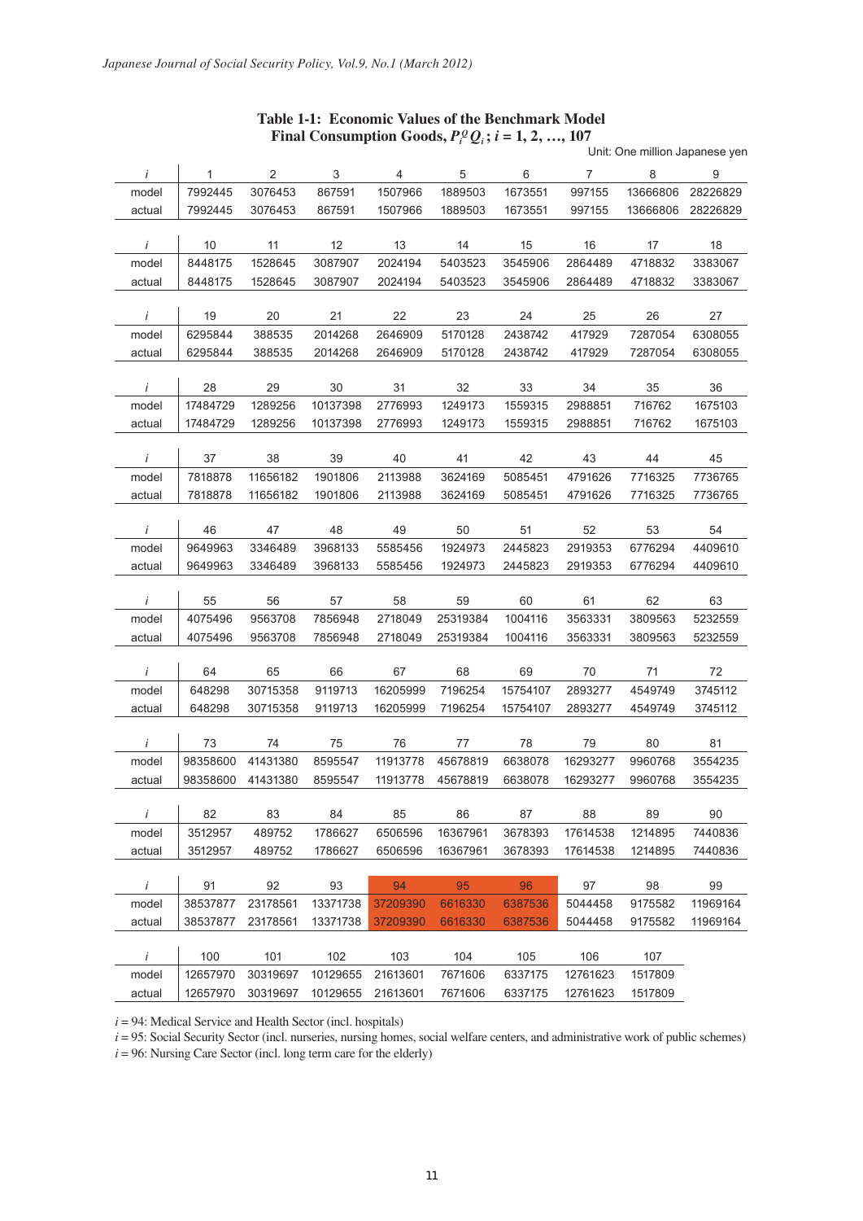**Table 1-1: Economic Values of the Benchmark Model**
**Final Consumption Goods, $P_i^O Q_i$ ; $i$ = 1, 2, …, 107**

Unit: One million Japanese yen

| $i$ | 1 | 2 | 3 | 4 | 5 | 6 | 7 | 8 | 9 |
|---|---|---|---|---|---|---|---|---|---|
| model | 7992445 | 3076453 | 867591 | 1507966 | 1889503 | 1673551 | 997155 | 13666806 | 28226829 |
| actual | 7992445 | 3076453 | 867591 | 1507966 | 1889503 | 1673551 | 997155 | 13666806 | 28226829 |
| $i$ | 10 | 11 | 12 | 13 | 14 | 15 | 16 | 17 | 18 |
| model | 8448175 | 1528645 | 3087907 | 2024194 | 5403523 | 3545906 | 2864489 | 4718832 | 3383067 |
| actual | 8448175 | 1528645 | 3087907 | 2024194 | 5403523 | 3545906 | 2864489 | 4718832 | 3383067 |
| $i$ | 19 | 20 | 21 | 22 | 23 | 24 | 25 | 26 | 27 |
| model | 6295844 | 388535 | 2014268 | 2646909 | 5170128 | 2438742 | 417929 | 7287054 | 6308055 |
| actual | 6295844 | 388535 | 2014268 | 2646909 | 5170128 | 2438742 | 417929 | 7287054 | 6308055 |
| $i$ | 28 | 29 | 30 | 31 | 32 | 33 | 34 | 35 | 36 |
| model | 17484729 | 1289256 | 10137398 | 2776993 | 1249173 | 1559315 | 2988851 | 716762 | 1675103 |
| actual | 17484729 | 1289256 | 10137398 | 2776993 | 1249173 | 1559315 | 2988851 | 716762 | 1675103 |
| $i$ | 37 | 38 | 39 | 40 | 41 | 42 | 43 | 44 | 45 |
| model | 7818878 | 11656182 | 1901806 | 2113988 | 3624169 | 5085451 | 4791626 | 7716325 | 7736765 |
| actual | 7818878 | 11656182 | 1901806 | 2113988 | 3624169 | 5085451 | 4791626 | 7716325 | 7736765 |
| $i$ | 46 | 47 | 48 | 49 | 50 | 51 | 52 | 53 | 54 |
| model | 9649963 | 3346489 | 3968133 | 5585456 | 1924973 | 2445823 | 2919353 | 6776294 | 4409610 |
| actual | 9649963 | 3346489 | 3968133 | 5585456 | 1924973 | 2445823 | 2919353 | 6776294 | 4409610 |
| $i$ | 55 | 56 | 57 | 58 | 59 | 60 | 61 | 62 | 63 |
| model | 4075496 | 9563708 | 7856948 | 2718049 | 25319384 | 1004116 | 3563331 | 3809563 | 5232559 |
| actual | 4075496 | 9563708 | 7856948 | 2718049 | 25319384 | 1004116 | 3563331 | 3809563 | 5232559 |
| $i$ | 64 | 65 | 66 | 67 | 68 | 69 | 70 | 71 | 72 |
| model | 648298 | 30715358 | 9119713 | 16205999 | 7196254 | 15754107 | 2893277 | 4549749 | 3745112 |
| actual | 648298 | 30715358 | 9119713 | 16205999 | 7196254 | 15754107 | 2893277 | 4549749 | 3745112 |
| $i$ | 73 | 74 | 75 | 76 | 77 | 78 | 79 | 80 | 81 |
| model | 98358600 | 41431380 | 8595547 | 11913778 | 45678819 | 6638078 | 16293277 | 9960768 | 3554235 |
| actual | 98358600 | 41431380 | 8595547 | 11913778 | 45678819 | 6638078 | 16293277 | 9960768 | 3554235 |
| $i$ | 82 | 83 | 84 | 85 | 86 | 87 | 88 | 89 | 90 |
| model | 3512957 | 489752 | 1786627 | 6506596 | 16367961 | 3678393 | 17614538 | 1214895 | 7440836 |
| actual | 3512957 | 489752 | 1786627 | 6506596 | 16367961 | 3678393 | 17614538 | 1214895 | 7440836 |
| $i$ | 91 | 92 | 93 | 94 | 95 | 96 | 97 | 98 | 99 |
| model | 38537877 | 23178561 | 13371738 | 37209390 | 6616330 | 6387536 | 5044458 | 9175582 | 11969164 |
| actual | 38537877 | 23178561 | 13371738 | 37209390 | 6616330 | 6387536 | 5044458 | 9175582 | 11969164 |
| $i$ | 100 | 101 | 102 | 103 | 104 | 105 | 106 | 107 | |
| model | 12657970 | 30319697 | 10129655 | 21613601 | 7671606 | 6337175 | 12761623 | 1517809 | |
| actual | 12657970 | 30319697 | 10129655 | 21613601 | 7671606 | 6337175 | 12761623 | 1517809 | |

$i$ = 94: Medical Service and Health Sector (incl. hospitals)
$i$ = 95: Social Security Sector (incl. nurseries, nursing homes, social welfare centers, and administrative work of public schemes)
$i$ = 96: Nursing Care Sector (incl. long term care for the elderly)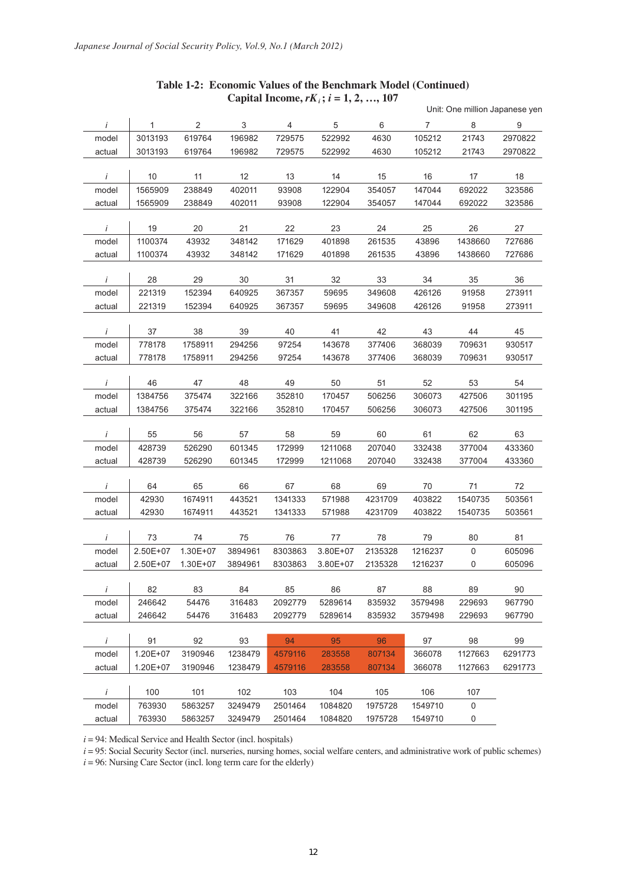**Table 1-2: Economic Values of the Benchmark Model (Continued)**
**Capital Income, $rK_i$; $i$ = 1, 2, …, 107**

Unit: One million Japanese yen

| *i* | 1 | 2 | 3 | 4 | 5 | 6 | 7 | 8 | 9 |
|---|---|---|---|---|---|---|---|---|---|
| model | 3013193 | 619764 | 196982 | 729575 | 522992 | 4630 | 105212 | 21743 | 2970822 |
| actual | 3013193 | 619764 | 196982 | 729575 | 522992 | 4630 | 105212 | 21743 | 2970822 |

| *i* | 10 | 11 | 12 | 13 | 14 | 15 | 16 | 17 | 18 |
|---|---|---|---|---|---|---|---|---|---|
| model | 1565909 | 238849 | 402011 | 93908 | 122904 | 354057 | 147044 | 692022 | 323586 |
| actual | 1565909 | 238849 | 402011 | 93908 | 122904 | 354057 | 147044 | 692022 | 323586 |

| *i* | 19 | 20 | 21 | 22 | 23 | 24 | 25 | 26 | 27 |
|---|---|---|---|---|---|---|---|---|---|
| model | 1100374 | 43932 | 348142 | 171629 | 401898 | 261535 | 43896 | 1438660 | 727686 |
| actual | 1100374 | 43932 | 348142 | 171629 | 401898 | 261535 | 43896 | 1438660 | 727686 |

| *i* | 28 | 29 | 30 | 31 | 32 | 33 | 34 | 35 | 36 |
|---|---|---|---|---|---|---|---|---|---|
| model | 221319 | 152394 | 640925 | 367357 | 59695 | 349608 | 426126 | 91958 | 273911 |
| actual | 221319 | 152394 | 640925 | 367357 | 59695 | 349608 | 426126 | 91958 | 273911 |

| *i* | 37 | 38 | 39 | 40 | 41 | 42 | 43 | 44 | 45 |
|---|---|---|---|---|---|---|---|---|---|
| model | 778178 | 1758911 | 294256 | 97254 | 143678 | 377406 | 368039 | 709631 | 930517 |
| actual | 778178 | 1758911 | 294256 | 97254 | 143678 | 377406 | 368039 | 709631 | 930517 |

| *i* | 46 | 47 | 48 | 49 | 50 | 51 | 52 | 53 | 54 |
|---|---|---|---|---|---|---|---|---|---|
| model | 1384756 | 375474 | 322166 | 352810 | 170457 | 506256 | 306073 | 427506 | 301195 |
| actual | 1384756 | 375474 | 322166 | 352810 | 170457 | 506256 | 306073 | 427506 | 301195 |

| *i* | 55 | 56 | 57 | 58 | 59 | 60 | 61 | 62 | 63 |
|---|---|---|---|---|---|---|---|---|---|
| model | 428739 | 526290 | 601345 | 172999 | 1211068 | 207040 | 332438 | 377004 | 433360 |
| actual | 428739 | 526290 | 601345 | 172999 | 1211068 | 207040 | 332438 | 377004 | 433360 |

| *i* | 64 | 65 | 66 | 67 | 68 | 69 | 70 | 71 | 72 |
|---|---|---|---|---|---|---|---|---|---|
| model | 42930 | 1674911 | 443521 | 1341333 | 571988 | 4231709 | 403822 | 1540735 | 503561 |
| actual | 42930 | 1674911 | 443521 | 1341333 | 571988 | 4231709 | 403822 | 1540735 | 503561 |

| *i* | 73 | 74 | 75 | 76 | 77 | 78 | 79 | 80 | 81 |
|---|---|---|---|---|---|---|---|---|---|
| model | 2.50E+07 | 1.30E+07 | 3894961 | 8303863 | 3.80E+07 | 2135328 | 1216237 | 0 | 605096 |
| actual | 2.50E+07 | 1.30E+07 | 3894961 | 8303863 | 3.80E+07 | 2135328 | 1216237 | 0 | 605096 |

| *i* | 82 | 83 | 84 | 85 | 86 | 87 | 88 | 89 | 90 |
|---|---|---|---|---|---|---|---|---|---|
| model | 246642 | 54476 | 316483 | 2092779 | 5289614 | 835932 | 3579498 | 229693 | 967790 |
| actual | 246642 | 54476 | 316483 | 2092779 | 5289614 | 835932 | 3579498 | 229693 | 967790 |

| *i* | 91 | 92 | 93 | 94 | 95 | 96 | 97 | 98 | 99 |
|---|---|---|---|---|---|---|---|---|---|
| model | 1.20E+07 | 3190946 | 1238479 | 4579116 | 283558 | 807134 | 366078 | 1127663 | 6291773 |
| actual | 1.20E+07 | 3190946 | 1238479 | 4579116 | 283558 | 807134 | 366078 | 1127663 | 6291773 |

| *i* | 100 | 101 | 102 | 103 | 104 | 105 | 106 | 107 |
|---|---|---|---|---|---|---|---|---|
| model | 763930 | 5863257 | 3249479 | 2501464 | 1084820 | 1975728 | 1549710 | 0 |
| actual | 763930 | 5863257 | 3249479 | 2501464 | 1084820 | 1975728 | 1549710 | 0 |

$i$ = 94: Medical Service and Health Sector (incl. hospitals)
$i$ = 95: Social Security Sector (incl. nurseries, nursing homes, social welfare centers, and administrative work of public schemes)
$i$ = 96: Nursing Care Sector (incl. long term care for the elderly)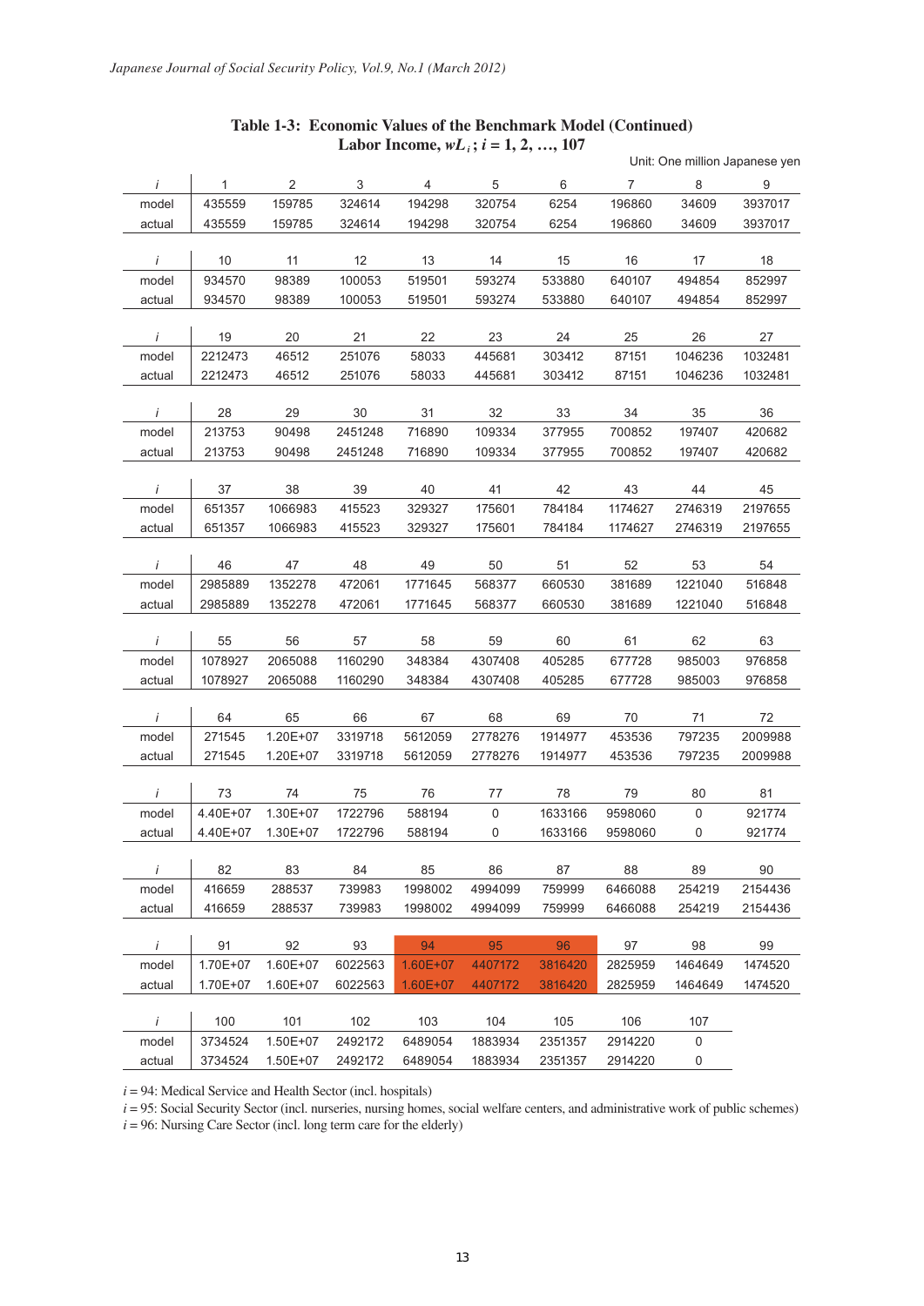### Table 1-3: Economic Values of the Benchmark Model (Continued)
### Labor Income, $wL_i$; $i$ = 1, 2, …, 107

Unit: One million Japanese yen

| *i* | 1 | 2 | 3 | 4 | 5 | 6 | 7 | 8 | 9 |
|---|---|---|---|---|---|---|---|---|---|
| model | 435559 | 159785 | 324614 | 194298 | 320754 | 6254 | 196860 | 34609 | 3937017 |
| actual | 435559 | 159785 | 324614 | 194298 | 320754 | 6254 | 196860 | 34609 | 3937017 |

| *i* | 10 | 11 | 12 | 13 | 14 | 15 | 16 | 17 | 18 |
|---|---|---|---|---|---|---|---|---|---|
| model | 934570 | 98389 | 100053 | 519501 | 593274 | 533880 | 640107 | 494854 | 852997 |
| actual | 934570 | 98389 | 100053 | 519501 | 593274 | 533880 | 640107 | 494854 | 852997 |

| *i* | 19 | 20 | 21 | 22 | 23 | 24 | 25 | 26 | 27 |
|---|---|---|---|---|---|---|---|---|---|
| model | 2212473 | 46512 | 251076 | 58033 | 445681 | 303412 | 87151 | 1046236 | 1032481 |
| actual | 2212473 | 46512 | 251076 | 58033 | 445681 | 303412 | 87151 | 1046236 | 1032481 |

| *i* | 28 | 29 | 30 | 31 | 32 | 33 | 34 | 35 | 36 |
|---|---|---|---|---|---|---|---|---|---|
| model | 213753 | 90498 | 2451248 | 716890 | 109334 | 377955 | 700852 | 197407 | 420682 |
| actual | 213753 | 90498 | 2451248 | 716890 | 109334 | 377955 | 700852 | 197407 | 420682 |

| *i* | 37 | 38 | 39 | 40 | 41 | 42 | 43 | 44 | 45 |
|---|---|---|---|---|---|---|---|---|---|
| model | 651357 | 1066983 | 415523 | 329327 | 175601 | 784184 | 1174627 | 2746319 | 2197655 |
| actual | 651357 | 1066983 | 415523 | 329327 | 175601 | 784184 | 1174627 | 2746319 | 2197655 |

| *i* | 46 | 47 | 48 | 49 | 50 | 51 | 52 | 53 | 54 |
|---|---|---|---|---|---|---|---|---|---|
| model | 2985889 | 1352278 | 472061 | 1771645 | 568377 | 660530 | 381689 | 1221040 | 516848 |
| actual | 2985889 | 1352278 | 472061 | 1771645 | 568377 | 660530 | 381689 | 1221040 | 516848 |

| *i* | 55 | 56 | 57 | 58 | 59 | 60 | 61 | 62 | 63 |
|---|---|---|---|---|---|---|---|---|---|
| model | 1078927 | 2065088 | 1160290 | 348384 | 4307408 | 405285 | 677728 | 985003 | 976858 |
| actual | 1078927 | 2065088 | 1160290 | 348384 | 4307408 | 405285 | 677728 | 985003 | 976858 |

| *i* | 64 | 65 | 66 | 67 | 68 | 69 | 70 | 71 | 72 |
|---|---|---|---|---|---|---|---|---|---|
| model | 271545 | 1.20E+07 | 3319718 | 5612059 | 2778276 | 1914977 | 453536 | 797235 | 2009988 |
| actual | 271545 | 1.20E+07 | 3319718 | 5612059 | 2778276 | 1914977 | 453536 | 797235 | 2009988 |

| *i* | 73 | 74 | 75 | 76 | 77 | 78 | 79 | 80 | 81 |
|---|---|---|---|---|---|---|---|---|---|
| model | 4.40E+07 | 1.30E+07 | 1722796 | 588194 | 0 | 1633166 | 9598060 | 0 | 921774 |
| actual | 4.40E+07 | 1.30E+07 | 1722796 | 588194 | 0 | 1633166 | 9598060 | 0 | 921774 |

| *i* | 82 | 83 | 84 | 85 | 86 | 87 | 88 | 89 | 90 |
|---|---|---|---|---|---|---|---|---|---|
| model | 416659 | 288537 | 739983 | 1998002 | 4994099 | 759999 | 6466088 | 254219 | 2154436 |
| actual | 416659 | 288537 | 739983 | 1998002 | 4994099 | 759999 | 6466088 | 254219 | 2154436 |

| *i* | 91 | 92 | 93 | 94 | 95 | 96 | 97 | 98 | 99 |
|---|---|---|---|---|---|---|---|---|---|
| model | 1.70E+07 | 1.60E+07 | 6022563 | 1.60E+07 | 4407172 | 3816420 | 2825959 | 1464649 | 1474520 |
| actual | 1.70E+07 | 1.60E+07 | 6022563 | 1.60E+07 | 4407172 | 3816420 | 2825959 | 1464649 | 1474520 |

| *i* | 100 | 101 | 102 | 103 | 104 | 105 | 106 | 107 |
|---|---|---|---|---|---|---|---|---|
| model | 3734524 | 1.50E+07 | 2492172 | 6489054 | 1883934 | 2351357 | 2914220 | 0 |
| actual | 3734524 | 1.50E+07 | 2492172 | 6489054 | 1883934 | 2351357 | 2914220 | 0 |

$i$ = 94: Medical Service and Health Sector (incl. hospitals)
$i$ = 95: Social Security Sector (incl. nurseries, nursing homes, social welfare centers, and administrative work of public schemes)
$i$ = 96: Nursing Care Sector (incl. long term care for the elderly)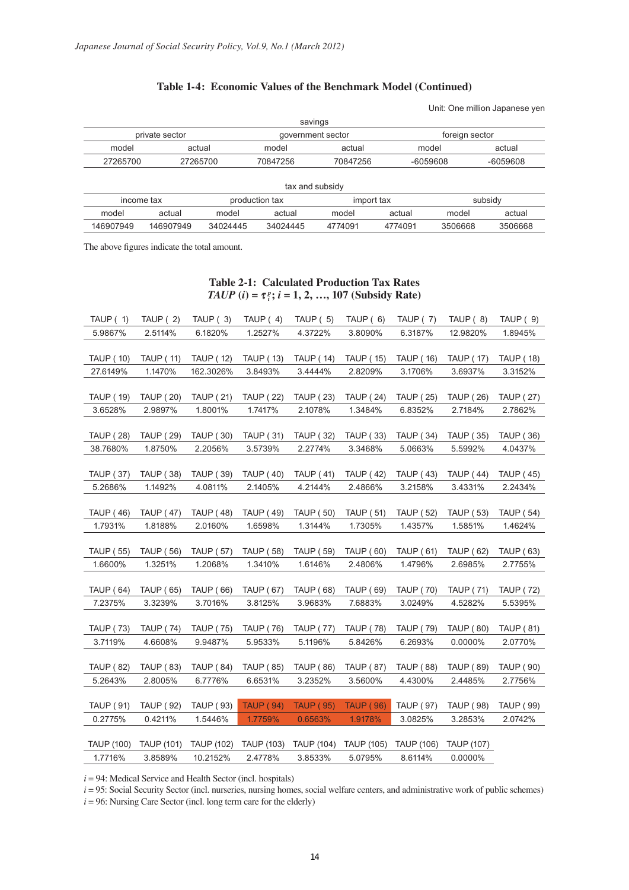### Table 1-4: Economic Values of the Benchmark Model (Continued)

Unit: One million Japanese yen

| savings | | | | | |
|---|---|---|---|---|---|
| private sector | | government sector | | foreign sector | |
| model | actual | model | actual | model | actual |
| 27265700 | 27265700 | 70847256 | 70847256 | -6059608 | -6059608 |

| tax and subsidy | | | | | | | |
|---|---|---|---|---|---|---|---|
| income tax | | production tax | | import tax | | subsidy | |
| model | actual | model | actual | model | actual | model | actual |
| 146907949 | 146907949 | 34024445 | 34024445 | 4774091 | 4774091 | 3506668 | 3506668 |

The above figures indicate the total amount.

### Table 2-1: Calculated Production Tax Rates
### $TAUP\ (i) = \tau_i^p;\ i = 1, 2, \ldots, 107$ (Subsidy Rate)

| TAUP ( 1) | TAUP ( 2) | TAUP ( 3) | TAUP ( 4) | TAUP ( 5) | TAUP ( 6) | TAUP ( 7) | TAUP ( 8) | TAUP ( 9) |
|---|---|---|---|---|---|---|---|---|
| 5.9867% | 2.5114% | 6.1820% | 1.2527% | 4.3722% | 3.8090% | 6.3187% | 12.9820% | 1.8945% |
| **TAUP ( 10)** | **TAUP ( 11)** | **TAUP ( 12)** | **TAUP ( 13)** | **TAUP ( 14)** | **TAUP ( 15)** | **TAUP ( 16)** | **TAUP ( 17)** | **TAUP ( 18)** |
| 27.6149% | 1.1470% | 162.3026% | 3.8493% | 3.4444% | 2.8209% | 3.1706% | 3.6937% | 3.3152% |
| **TAUP ( 19)** | **TAUP ( 20)** | **TAUP ( 21)** | **TAUP ( 22)** | **TAUP ( 23)** | **TAUP ( 24)** | **TAUP ( 25)** | **TAUP ( 26)** | **TAUP ( 27)** |
| 3.6528% | 2.9897% | 1.8001% | 1.7417% | 2.1078% | 1.3484% | 6.8352% | 2.7184% | 2.7862% |
| **TAUP ( 28)** | **TAUP ( 29)** | **TAUP ( 30)** | **TAUP ( 31)** | **TAUP ( 32)** | **TAUP ( 33)** | **TAUP ( 34)** | **TAUP ( 35)** | **TAUP ( 36)** |
| 38.7680% | 1.8750% | 2.2056% | 3.5739% | 2.2774% | 3.3468% | 5.0663% | 5.5992% | 4.0437% |
| **TAUP ( 37)** | **TAUP ( 38)** | **TAUP ( 39)** | **TAUP ( 40)** | **TAUP ( 41)** | **TAUP ( 42)** | **TAUP ( 43)** | **TAUP ( 44)** | **TAUP ( 45)** |
| 5.2686% | 1.1492% | 4.0811% | 2.1405% | 4.2144% | 2.4866% | 3.2158% | 3.4331% | 2.2434% |
| **TAUP ( 46)** | **TAUP ( 47)** | **TAUP ( 48)** | **TAUP ( 49)** | **TAUP ( 50)** | **TAUP ( 51)** | **TAUP ( 52)** | **TAUP ( 53)** | **TAUP ( 54)** |
| 1.7931% | 1.8188% | 2.0160% | 1.6598% | 1.3144% | 1.7305% | 1.4357% | 1.5851% | 1.4624% |
| **TAUP ( 55)** | **TAUP ( 56)** | **TAUP ( 57)** | **TAUP ( 58)** | **TAUP ( 59)** | **TAUP ( 60)** | **TAUP ( 61)** | **TAUP ( 62)** | **TAUP ( 63)** |
| 1.6600% | 1.3251% | 1.2068% | 1.3410% | 1.6146% | 2.4806% | 1.4796% | 2.6985% | 2.7755% |
| **TAUP ( 64)** | **TAUP ( 65)** | **TAUP ( 66)** | **TAUP ( 67)** | **TAUP ( 68)** | **TAUP ( 69)** | **TAUP ( 70)** | **TAUP ( 71)** | **TAUP ( 72)** |
| 7.2375% | 3.3239% | 3.7016% | 3.8125% | 3.9683% | 7.6883% | 3.0249% | 4.5282% | 5.5395% |
| **TAUP ( 73)** | **TAUP ( 74)** | **TAUP ( 75)** | **TAUP ( 76)** | **TAUP ( 77)** | **TAUP ( 78)** | **TAUP ( 79)** | **TAUP ( 80)** | **TAUP ( 81)** |
| 3.7119% | 4.6608% | 9.9487% | 5.9533% | 5.1196% | 5.8426% | 6.2693% | 0.0000% | 2.0770% |
| **TAUP ( 82)** | **TAUP ( 83)** | **TAUP ( 84)** | **TAUP ( 85)** | **TAUP ( 86)** | **TAUP ( 87)** | **TAUP ( 88)** | **TAUP ( 89)** | **TAUP ( 90)** |
| 5.2643% | 2.8005% | 6.7776% | 6.6531% | 3.2352% | 3.5600% | 4.4300% | 2.4485% | 2.7756% |
| **TAUP ( 91)** | **TAUP ( 92)** | **TAUP ( 93)** | **TAUP ( 94)** | **TAUP ( 95)** | **TAUP ( 96)** | **TAUP ( 97)** | **TAUP ( 98)** | **TAUP ( 99)** |
| 0.2775% | 0.4211% | 1.5446% | 1.7759% | 0.6563% | 1.9178% | 3.0825% | 3.2853% | 2.0742% |
| **TAUP (100)** | **TAUP (101)** | **TAUP (102)** | **TAUP (103)** | **TAUP (104)** | **TAUP (105)** | **TAUP (106)** | **TAUP (107)** | |
| 1.7716% | 3.8589% | 10.2152% | 2.4778% | 3.8533% | 5.0795% | 8.6114% | 0.0000% | |

$i = 94$: Medical Service and Health Sector (incl. hospitals)

$i = 95$: Social Security Sector (incl. nurseries, nursing homes, social welfare centers, and administrative work of public schemes)

$i = 96$: Nursing Care Sector (incl. long term care for the elderly)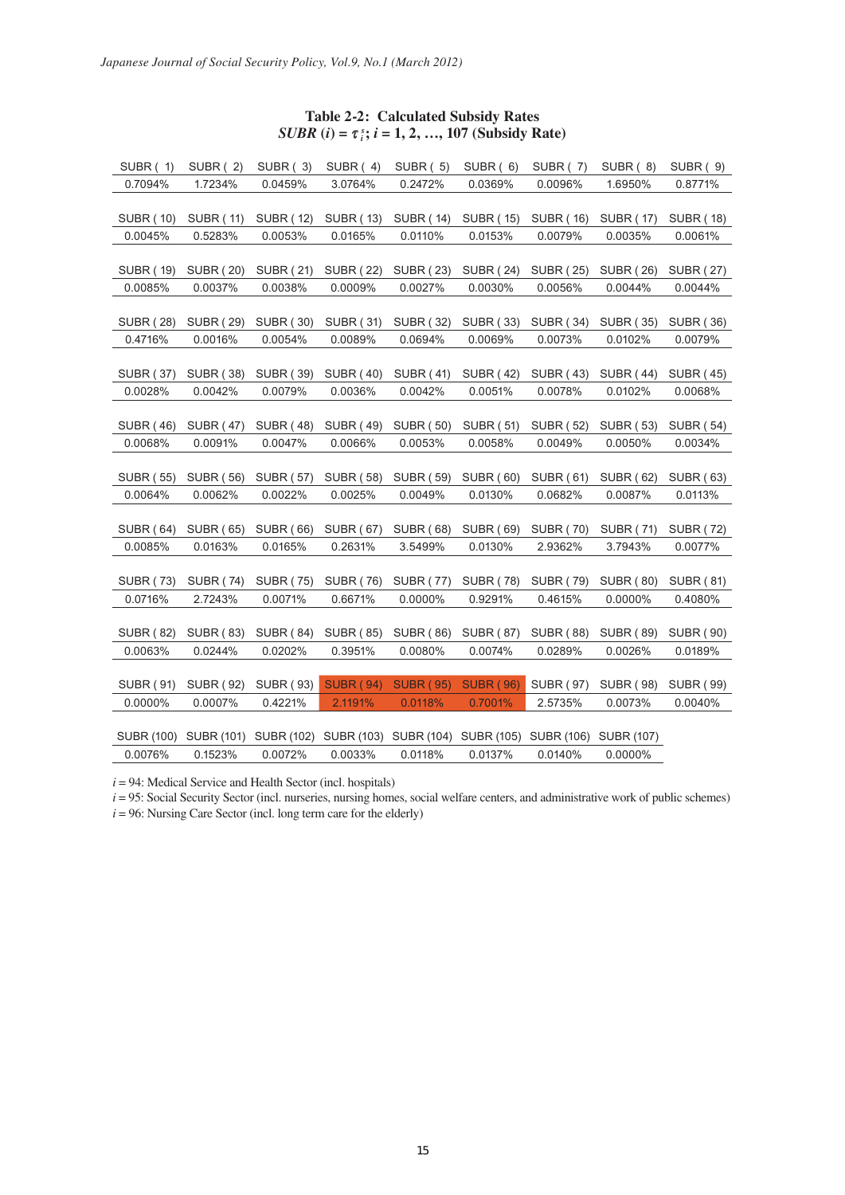**Table 2-2: Calculated Subsidy Rates**
***SUBR* (*i*) = $\tau_i^s$; *i* = 1, 2, …, 107 (Subsidy Rate)**

| SUBR ( 1) | SUBR ( 2) | SUBR ( 3) | SUBR ( 4) | SUBR ( 5) | SUBR ( 6) | SUBR ( 7) | SUBR ( 8) | SUBR ( 9) |
|---|---|---|---|---|---|---|---|---|
| 0.7094% | 1.7234% | 0.0459% | 3.0764% | 0.2472% | 0.0369% | 0.0096% | 1.6950% | 0.8771% |

| SUBR ( 10) | SUBR ( 11) | SUBR ( 12) | SUBR ( 13) | SUBR ( 14) | SUBR ( 15) | SUBR ( 16) | SUBR ( 17) | SUBR ( 18) |
|---|---|---|---|---|---|---|---|---|
| 0.0045% | 0.5283% | 0.0053% | 0.0165% | 0.0110% | 0.0153% | 0.0079% | 0.0035% | 0.0061% |

| SUBR ( 19) | SUBR ( 20) | SUBR ( 21) | SUBR ( 22) | SUBR ( 23) | SUBR ( 24) | SUBR ( 25) | SUBR ( 26) | SUBR ( 27) |
|---|---|---|---|---|---|---|---|---|
| 0.0085% | 0.0037% | 0.0038% | 0.0009% | 0.0027% | 0.0030% | 0.0056% | 0.0044% | 0.0044% |

| SUBR ( 28) | SUBR ( 29) | SUBR ( 30) | SUBR ( 31) | SUBR ( 32) | SUBR ( 33) | SUBR ( 34) | SUBR ( 35) | SUBR ( 36) |
|---|---|---|---|---|---|---|---|---|
| 0.4716% | 0.0016% | 0.0054% | 0.0089% | 0.0694% | 0.0069% | 0.0073% | 0.0102% | 0.0079% |

| SUBR ( 37) | SUBR ( 38) | SUBR ( 39) | SUBR ( 40) | SUBR ( 41) | SUBR ( 42) | SUBR ( 43) | SUBR ( 44) | SUBR ( 45) |
|---|---|---|---|---|---|---|---|---|
| 0.0028% | 0.0042% | 0.0079% | 0.0036% | 0.0042% | 0.0051% | 0.0078% | 0.0102% | 0.0068% |

| SUBR ( 46) | SUBR ( 47) | SUBR ( 48) | SUBR ( 49) | SUBR ( 50) | SUBR ( 51) | SUBR ( 52) | SUBR ( 53) | SUBR ( 54) |
|---|---|---|---|---|---|---|---|---|
| 0.0068% | 0.0091% | 0.0047% | 0.0066% | 0.0053% | 0.0058% | 0.0049% | 0.0050% | 0.0034% |

| SUBR ( 55) | SUBR ( 56) | SUBR ( 57) | SUBR ( 58) | SUBR ( 59) | SUBR ( 60) | SUBR ( 61) | SUBR ( 62) | SUBR ( 63) |
|---|---|---|---|---|---|---|---|---|
| 0.0064% | 0.0062% | 0.0022% | 0.0025% | 0.0049% | 0.0130% | 0.0682% | 0.0087% | 0.0113% |

| SUBR ( 64) | SUBR ( 65) | SUBR ( 66) | SUBR ( 67) | SUBR ( 68) | SUBR ( 69) | SUBR ( 70) | SUBR ( 71) | SUBR ( 72) |
|---|---|---|---|---|---|---|---|---|
| 0.0085% | 0.0163% | 0.0165% | 0.2631% | 3.5499% | 0.0130% | 2.9362% | 3.7943% | 0.0077% |

| SUBR ( 73) | SUBR ( 74) | SUBR ( 75) | SUBR ( 76) | SUBR ( 77) | SUBR ( 78) | SUBR ( 79) | SUBR ( 80) | SUBR ( 81) |
|---|---|---|---|---|---|---|---|---|
| 0.0716% | 2.7243% | 0.0071% | 0.6671% | 0.0000% | 0.9291% | 0.4615% | 0.0000% | 0.4080% |

| SUBR ( 82) | SUBR ( 83) | SUBR ( 84) | SUBR ( 85) | SUBR ( 86) | SUBR ( 87) | SUBR ( 88) | SUBR ( 89) | SUBR ( 90) |
|---|---|---|---|---|---|---|---|---|
| 0.0063% | 0.0244% | 0.0202% | 0.3951% | 0.0080% | 0.0074% | 0.0289% | 0.0026% | 0.0189% |

| SUBR ( 91) | SUBR ( 92) | SUBR ( 93) | SUBR ( 94) | SUBR ( 95) | SUBR ( 96) | SUBR ( 97) | SUBR ( 98) | SUBR ( 99) |
|---|---|---|---|---|---|---|---|---|
| 0.0000% | 0.0007% | 0.4221% | 2.1191% | 0.0118% | 0.7001% | 2.5735% | 0.0073% | 0.0040% |

| SUBR (100) | SUBR (101) | SUBR (102) | SUBR (103) | SUBR (104) | SUBR (105) | SUBR (106) | SUBR (107) |
|---|---|---|---|---|---|---|---|
| 0.0076% | 0.1523% | 0.0072% | 0.0033% | 0.0118% | 0.0137% | 0.0140% | 0.0000% |

*i* = 94: Medical Service and Health Sector (incl. hospitals)
*i* = 95: Social Security Sector (incl. nurseries, nursing homes, social welfare centers, and administrative work of public schemes)
*i* = 96: Nursing Care Sector (incl. long term care for the elderly)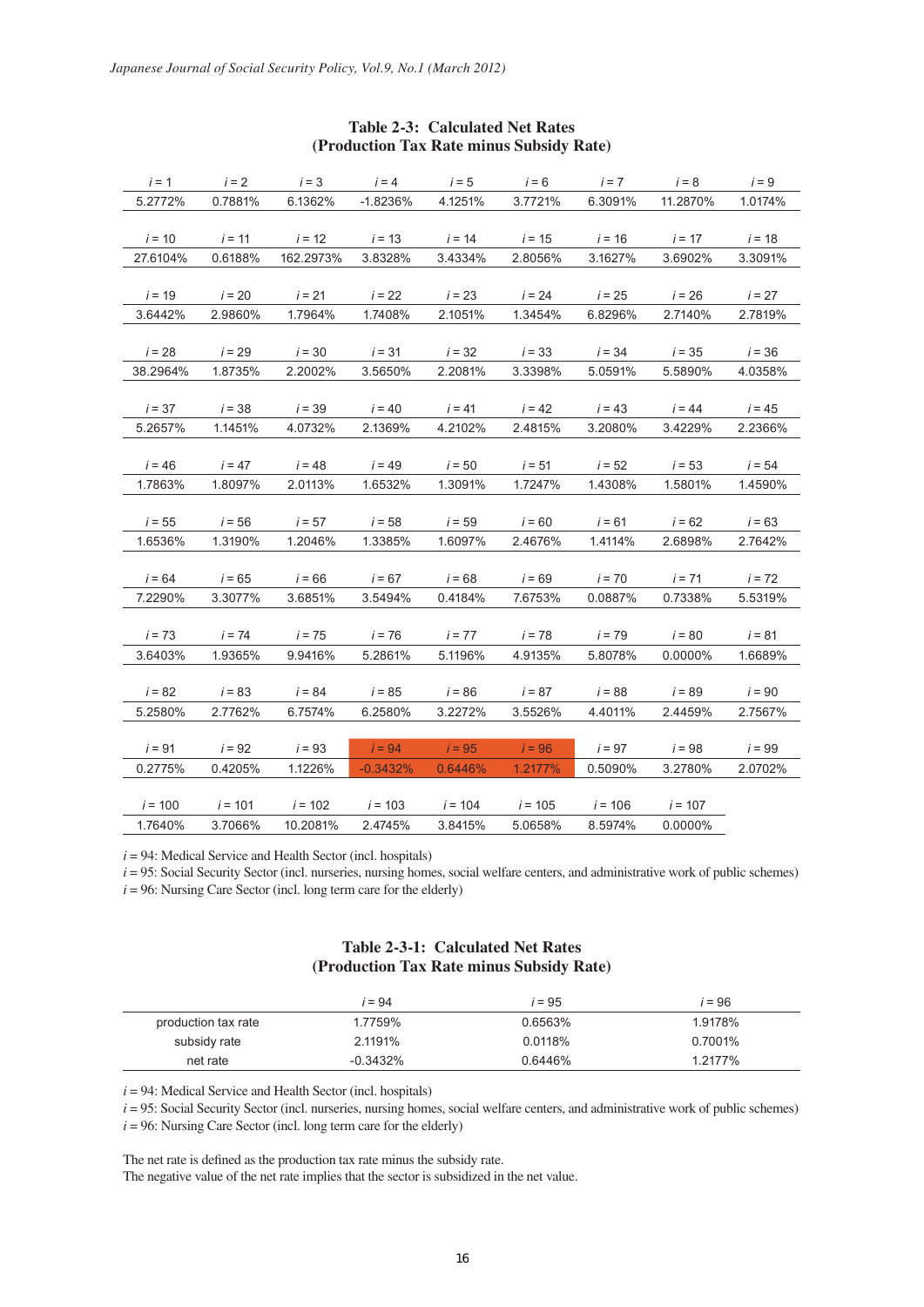**Table 2-3: Calculated Net Rates**
**(Production Tax Rate minus Subsidy Rate)**

| $i$ = 1 | $i$ = 2 | $i$ = 3 | $i$ = 4 | $i$ = 5 | $i$ = 6 | $i$ = 7 | $i$ = 8 | $i$ = 9 |
|---|---|---|---|---|---|---|---|---|
| 5.2772% | 0.7881% | 6.1362% | -1.8236% | 4.1251% | 3.7721% | 6.3091% | 11.2870% | 1.0174% |
| $i$ = 10 | $i$ = 11 | $i$ = 12 | $i$ = 13 | $i$ = 14 | $i$ = 15 | $i$ = 16 | $i$ = 17 | $i$ = 18 |
| 27.6104% | 0.6188% | 162.2973% | 3.8328% | 3.4334% | 2.8056% | 3.1627% | 3.6902% | 3.3091% |
| $i$ = 19 | $i$ = 20 | $i$ = 21 | $i$ = 22 | $i$ = 23 | $i$ = 24 | $i$ = 25 | $i$ = 26 | $i$ = 27 |
| 3.6442% | 2.9860% | 1.7964% | 1.7408% | 2.1051% | 1.3454% | 6.8296% | 2.7140% | 2.7819% |
| $i$ = 28 | $i$ = 29 | $i$ = 30 | $i$ = 31 | $i$ = 32 | $i$ = 33 | $i$ = 34 | $i$ = 35 | $i$ = 36 |
| 38.2964% | 1.8735% | 2.2002% | 3.5650% | 2.2081% | 3.3398% | 5.0591% | 5.5890% | 4.0358% |
| $i$ = 37 | $i$ = 38 | $i$ = 39 | $i$ = 40 | $i$ = 41 | $i$ = 42 | $i$ = 43 | $i$ = 44 | $i$ = 45 |
| 5.2657% | 1.1451% | 4.0732% | 2.1369% | 4.2102% | 2.4815% | 3.2080% | 3.4229% | 2.2366% |
| $i$ = 46 | $i$ = 47 | $i$ = 48 | $i$ = 49 | $i$ = 50 | $i$ = 51 | $i$ = 52 | $i$ = 53 | $i$ = 54 |
| 1.7863% | 1.8097% | 2.0113% | 1.6532% | 1.3091% | 1.7247% | 1.4308% | 1.5801% | 1.4590% |
| $i$ = 55 | $i$ = 56 | $i$ = 57 | $i$ = 58 | $i$ = 59 | $i$ = 60 | $i$ = 61 | $i$ = 62 | $i$ = 63 |
| 1.6536% | 1.3190% | 1.2046% | 1.3385% | 1.6097% | 2.4676% | 1.4114% | 2.6898% | 2.7642% |
| $i$ = 64 | $i$ = 65 | $i$ = 66 | $i$ = 67 | $i$ = 68 | $i$ = 69 | $i$ = 70 | $i$ = 71 | $i$ = 72 |
| 7.2290% | 3.3077% | 3.6851% | 3.5494% | 0.4184% | 7.6753% | 0.0887% | 0.7338% | 5.5319% |
| $i$ = 73 | $i$ = 74 | $i$ = 75 | $i$ = 76 | $i$ = 77 | $i$ = 78 | $i$ = 79 | $i$ = 80 | $i$ = 81 |
| 3.6403% | 1.9365% | 9.9416% | 5.2861% | 5.1196% | 4.9135% | 5.8078% | 0.0000% | 1.6689% |
| $i$ = 82 | $i$ = 83 | $i$ = 84 | $i$ = 85 | $i$ = 86 | $i$ = 87 | $i$ = 88 | $i$ = 89 | $i$ = 90 |
| 5.2580% | 2.7762% | 6.7574% | 6.2580% | 3.2272% | 3.5526% | 4.4011% | 2.4459% | 2.7567% |
| $i$ = 91 | $i$ = 92 | $i$ = 93 | $i$ = 94 | $i$ = 95 | $i$ = 96 | $i$ = 97 | $i$ = 98 | $i$ = 99 |
| 0.2775% | 0.4205% | 1.1226% | -0.3432% | 0.6446% | 1.2177% | 0.5090% | 3.2780% | 2.0702% |
| $i$ = 100 | $i$ = 101 | $i$ = 102 | $i$ = 103 | $i$ = 104 | $i$ = 105 | $i$ = 106 | $i$ = 107 | |
| 1.7640% | 3.7066% | 10.2081% | 2.4745% | 3.8415% | 5.0658% | 8.5974% | 0.0000% | |

$i$ = 94: Medical Service and Health Sector (incl. hospitals)
$i$ = 95: Social Security Sector (incl. nurseries, nursing homes, social welfare centers, and administrative work of public schemes)
$i$ = 96: Nursing Care Sector (incl. long term care for the elderly)

**Table 2-3-1: Calculated Net Rates**
**(Production Tax Rate minus Subsidy Rate)**

| | $i$ = 94 | $i$ = 95 | $i$ = 96 |
|---|---|---|---|
| production tax rate | 1.7759% | 0.6563% | 1.9178% |
| subsidy rate | 2.1191% | 0.0118% | 0.7001% |
| net rate | -0.3432% | 0.6446% | 1.2177% |

$i$ = 94: Medical Service and Health Sector (incl. hospitals)
$i$ = 95: Social Security Sector (incl. nurseries, nursing homes, social welfare centers, and administrative work of public schemes)
$i$ = 96: Nursing Care Sector (incl. long term care for the elderly)

The net rate is defined as the production tax rate minus the subsidy rate.
The negative value of the net rate implies that the sector is subsidized in the net value.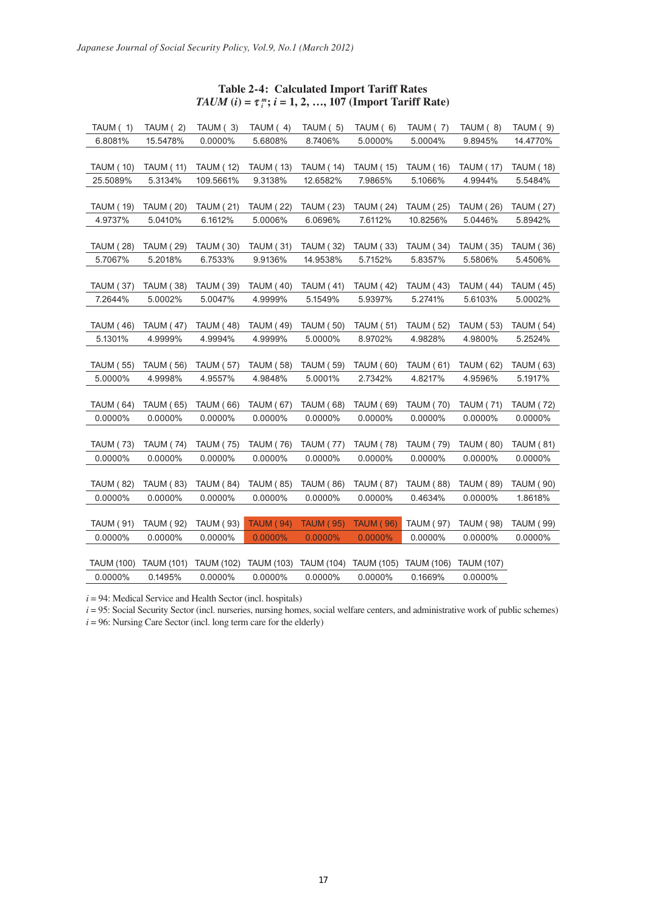**Table 2-4: Calculated Import Tariff Rates**
***TAUM* (*i*) = $\tau_i^m$; *i* = 1, 2, …, 107 (Import Tariff Rate)**

| TAUM ( 1) | TAUM ( 2) | TAUM ( 3) | TAUM ( 4) | TAUM ( 5) | TAUM ( 6) | TAUM ( 7) | TAUM ( 8) | TAUM ( 9) |
|---|---|---|---|---|---|---|---|---|
| 6.8081% | 15.5478% | 0.0000% | 5.6808% | 8.7406% | 5.0000% | 5.0004% | 9.8945% | 14.4770% |

| TAUM ( 10) | TAUM ( 11) | TAUM ( 12) | TAUM ( 13) | TAUM ( 14) | TAUM ( 15) | TAUM ( 16) | TAUM ( 17) | TAUM ( 18) |
|---|---|---|---|---|---|---|---|---|
| 25.5089% | 5.3134% | 109.5661% | 9.3138% | 12.6582% | 7.9865% | 5.1066% | 4.9944% | 5.5484% |

| TAUM ( 19) | TAUM ( 20) | TAUM ( 21) | TAUM ( 22) | TAUM ( 23) | TAUM ( 24) | TAUM ( 25) | TAUM ( 26) | TAUM ( 27) |
|---|---|---|---|---|---|---|---|---|
| 4.9737% | 5.0410% | 6.1612% | 5.0006% | 6.0696% | 7.6112% | 10.8256% | 5.0446% | 5.8942% |

| TAUM ( 28) | TAUM ( 29) | TAUM ( 30) | TAUM ( 31) | TAUM ( 32) | TAUM ( 33) | TAUM ( 34) | TAUM ( 35) | TAUM ( 36) |
|---|---|---|---|---|---|---|---|---|
| 5.7067% | 5.2018% | 6.7533% | 9.9136% | 14.9538% | 5.7152% | 5.8357% | 5.5806% | 5.4506% |

| TAUM ( 37) | TAUM ( 38) | TAUM ( 39) | TAUM ( 40) | TAUM ( 41) | TAUM ( 42) | TAUM ( 43) | TAUM ( 44) | TAUM ( 45) |
|---|---|---|---|---|---|---|---|---|
| 7.2644% | 5.0002% | 5.0047% | 4.9999% | 5.1549% | 5.9397% | 5.2741% | 5.6103% | 5.0002% |

| TAUM ( 46) | TAUM ( 47) | TAUM ( 48) | TAUM ( 49) | TAUM ( 50) | TAUM ( 51) | TAUM ( 52) | TAUM ( 53) | TAUM ( 54) |
|---|---|---|---|---|---|---|---|---|
| 5.1301% | 4.9999% | 4.9994% | 4.9999% | 5.0000% | 8.9702% | 4.9828% | 4.9800% | 5.2524% |

| TAUM ( 55) | TAUM ( 56) | TAUM ( 57) | TAUM ( 58) | TAUM ( 59) | TAUM ( 60) | TAUM ( 61) | TAUM ( 62) | TAUM ( 63) |
|---|---|---|---|---|---|---|---|---|
| 5.0000% | 4.9998% | 4.9557% | 4.9848% | 5.0001% | 2.7342% | 4.8217% | 4.9596% | 5.1917% |

| TAUM ( 64) | TAUM ( 65) | TAUM ( 66) | TAUM ( 67) | TAUM ( 68) | TAUM ( 69) | TAUM ( 70) | TAUM ( 71) | TAUM ( 72) |
|---|---|---|---|---|---|---|---|---|
| 0.0000% | 0.0000% | 0.0000% | 0.0000% | 0.0000% | 0.0000% | 0.0000% | 0.0000% | 0.0000% |

| TAUM ( 73) | TAUM ( 74) | TAUM ( 75) | TAUM ( 76) | TAUM ( 77) | TAUM ( 78) | TAUM ( 79) | TAUM ( 80) | TAUM ( 81) |
|---|---|---|---|---|---|---|---|---|
| 0.0000% | 0.0000% | 0.0000% | 0.0000% | 0.0000% | 0.0000% | 0.0000% | 0.0000% | 0.0000% |

| TAUM ( 82) | TAUM ( 83) | TAUM ( 84) | TAUM ( 85) | TAUM ( 86) | TAUM ( 87) | TAUM ( 88) | TAUM ( 89) | TAUM ( 90) |
|---|---|---|---|---|---|---|---|---|
| 0.0000% | 0.0000% | 0.0000% | 0.0000% | 0.0000% | 0.0000% | 0.4634% | 0.0000% | 1.8618% |

| TAUM ( 91) | TAUM ( 92) | TAUM ( 93) | TAUM ( 94) | TAUM ( 95) | TAUM ( 96) | TAUM ( 97) | TAUM ( 98) | TAUM ( 99) |
|---|---|---|---|---|---|---|---|---|
| 0.0000% | 0.0000% | 0.0000% | 0.0000% | 0.0000% | 0.0000% | 0.0000% | 0.0000% | 0.0000% |

| TAUM (100) | TAUM (101) | TAUM (102) | TAUM (103) | TAUM (104) | TAUM (105) | TAUM (106) | TAUM (107) |
|---|---|---|---|---|---|---|---|
| 0.0000% | 0.1495% | 0.0000% | 0.0000% | 0.0000% | 0.0000% | 0.1669% | 0.0000% |

*i* = 94: Medical Service and Health Sector (incl. hospitals)

*i* = 95: Social Security Sector (incl. nurseries, nursing homes, social welfare centers, and administrative work of public schemes)

*i* = 96: Nursing Care Sector (incl. long term care for the elderly)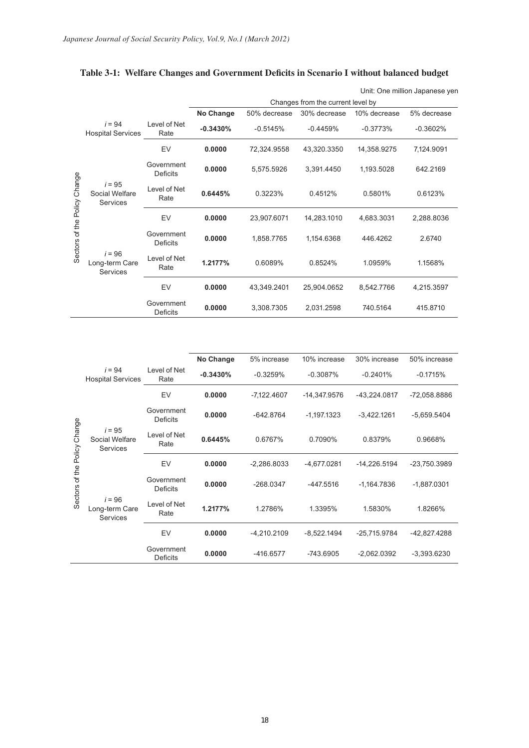**Table 3-1: Welfare Changes and Government Deficits in Scenario I without balanced budget**

Unit: One million Japanese yen

| Sectors of the Policy Change | | | | Changes from the current level by | | | |
|---|---|---|---|---|---|---|---|
| | | | **No Change** | 50% decrease | 30% decrease | 10% decrease | 5% decrease |
| $i = 94$ Hospital Services | Level of Net Rate | | **-0.3430%** | -0.5145% | -0.4459% | -0.3773% | -0.3602% |
| | EV | | **0.0000** | 72,324.9558 | 43,320.3350 | 14,358.9275 | 7,124.9091 |
| | Government Deficits | | **0.0000** | 5,575.5926 | 3,391.4450 | 1,193.5028 | 642.2169 |
| $i = 95$ Social Welfare Services | Level of Net Rate | | **0.6445%** | 0.3223% | 0.4512% | 0.5801% | 0.6123% |
| | EV | | **0.0000** | 23,907.6071 | 14,283.1010 | 4,683.3031 | 2,288.8036 |
| | Government Deficits | | **0.0000** | 1,858.7765 | 1,154.6368 | 446.4262 | 2.6740 |
| $i = 96$ Long-term Care Services | Level of Net Rate | | **1.2177%** | 0.6089% | 0.8524% | 1.0959% | 1.1568% |
| | EV | | **0.0000** | 43,349.2401 | 25,904.0652 | 8,542.7766 | 4,215.3597 |
| | Government Deficits | | **0.0000** | 3,308.7305 | 2,031.2598 | 740.5164 | 415.8710 |

| Sectors of the Policy Change | | **No Change** | 5% increase | 10% increase | 30% increase | 50% increase |
|---|---|---|---|---|---|---|
| $i = 94$ Hospital Services | Level of Net Rate | **-0.3430%** | -0.3259% | -0.3087% | -0.2401% | -0.1715% |
| | EV | **0.0000** | -7,122.4607 | -14,347.9576 | -43,224.0817 | -72,058.8886 |
| | Government Deficits | **0.0000** | -642.8764 | -1,197.1323 | -3,422.1261 | -5,659.5404 |
| $i = 95$ Social Welfare Services | Level of Net Rate | **0.6445%** | 0.6767% | 0.7090% | 0.8379% | 0.9668% |
| | EV | **0.0000** | -2,286.8033 | -4,677.0281 | -14,226.5194 | -23,750.3989 |
| | Government Deficits | **0.0000** | -268.0347 | -447.5516 | -1,164.7836 | -1,887.0301 |
| $i = 96$ Long-term Care Services | Level of Net Rate | **1.2177%** | 1.2786% | 1.3395% | 1.5830% | 1.8266% |
| | EV | **0.0000** | -4,210.2109 | -8,522.1494 | -25,715.9784 | -42,827.4288 |
| | Government Deficits | **0.0000** | -416.6577 | -743.6905 | -2,062.0392 | -3,393.6230 |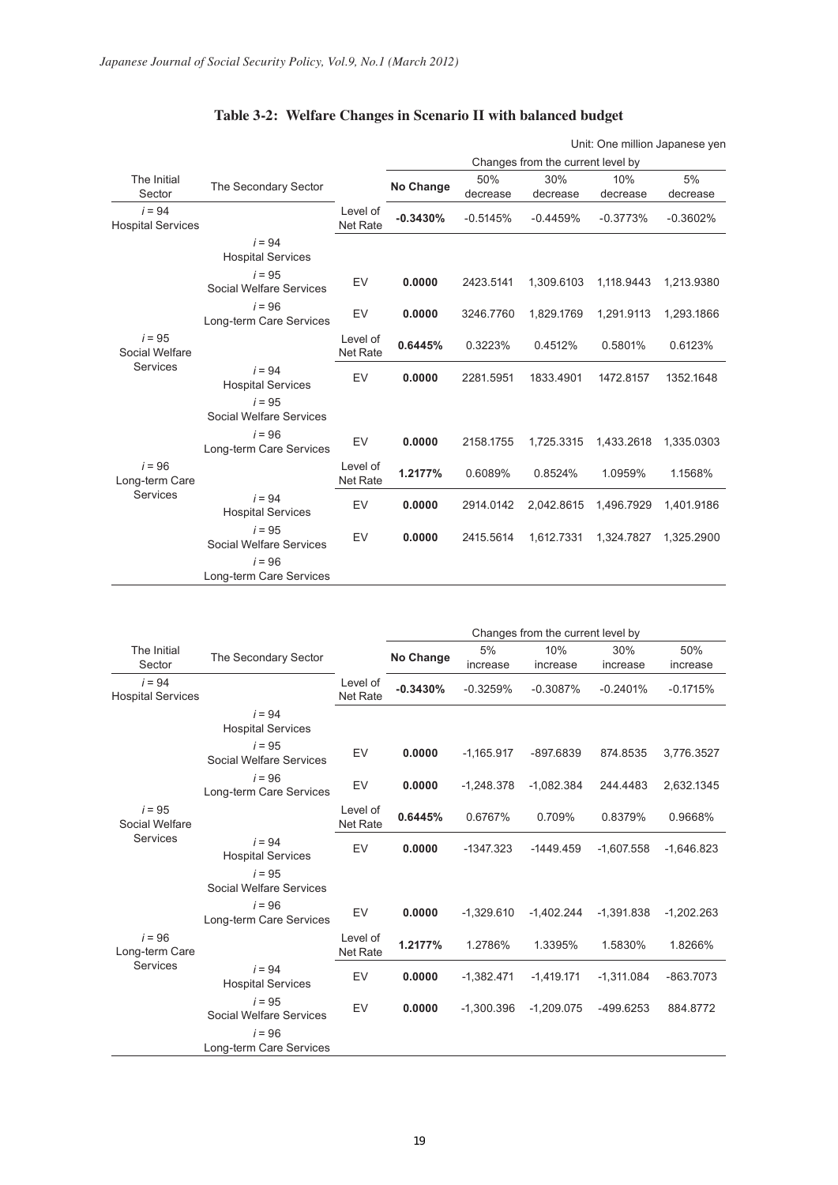## Table 3-2: Welfare Changes in Scenario II with balanced budget

Unit: One million Japanese yen

| The Initial Sector | The Secondary Sector | | No Change | Changes from the current level by 50% decrease | 30% decrease | 10% decrease | 5% decrease |
|---|---|---|---|---|---|---|---|
| $i = 94$ Hospital Services | | Level of Net Rate | **-0.3430%** | -0.5145% | -0.4459% | -0.3773% | -0.3602% |
| | $i = 94$ Hospital Services | | | | | | |
| | $i = 95$ Social Welfare Services | EV | **0.0000** | 2423.5141 | 1,309.6103 | 1,118.9443 | 1,213.9380 |
| | $i = 96$ Long-term Care Services | EV | **0.0000** | 3246.7760 | 1,829.1769 | 1,291.9113 | 1,293.1866 |
| $i = 95$ Social Welfare Services | | Level of Net Rate | **0.6445%** | 0.3223% | 0.4512% | 0.5801% | 0.6123% |
| | $i = 94$ Hospital Services | EV | **0.0000** | 2281.5951 | 1833.4901 | 1472.8157 | 1352.1648 |
| | $i = 95$ Social Welfare Services | | | | | | |
| | $i = 96$ Long-term Care Services | EV | **0.0000** | 2158.1755 | 1,725.3315 | 1,433.2618 | 1,335.0303 |
| $i = 96$ Long-term Care Services | | Level of Net Rate | **1.2177%** | 0.6089% | 0.8524% | 1.0959% | 1.1568% |
| | $i = 94$ Hospital Services | EV | **0.0000** | 2914.0142 | 2,042.8615 | 1,496.7929 | 1,401.9186 |
| | $i = 95$ Social Welfare Services | EV | **0.0000** | 2415.5614 | 1,612.7331 | 1,324.7827 | 1,325.2900 |
| | $i = 96$ Long-term Care Services | | | | | | |

| The Initial Sector | The Secondary Sector | | No Change | Changes from the current level by 5% increase | 10% increase | 30% increase | 50% increase |
|---|---|---|---|---|---|---|---|
| $i = 94$ Hospital Services | | Level of Net Rate | **-0.3430%** | -0.3259% | -0.3087% | -0.2401% | -0.1715% |
| | $i = 94$ Hospital Services | | | | | | |
| | $i = 95$ Social Welfare Services | EV | **0.0000** | -1,165.917 | -897.6839 | 874.8535 | 3,776.3527 |
| | $i = 96$ Long-term Care Services | EV | **0.0000** | -1,248.378 | -1,082.384 | 244.4483 | 2,632.1345 |
| $i = 95$ Social Welfare Services | | Level of Net Rate | **0.6445%** | 0.6767% | 0.709% | 0.8379% | 0.9668% |
| | $i = 94$ Hospital Services | EV | **0.0000** | -1347.323 | -1449.459 | -1,607.558 | -1,646.823 |
| | $i = 95$ Social Welfare Services | | | | | | |
| | $i = 96$ Long-term Care Services | EV | **0.0000** | -1,329.610 | -1,402.244 | -1,391.838 | -1,202.263 |
| $i = 96$ Long-term Care Services | | Level of Net Rate | **1.2177%** | 1.2786% | 1.3395% | 1.5830% | 1.8266% |
| | $i = 94$ Hospital Services | EV | **0.0000** | -1,382.471 | -1,419.171 | -1,311.084 | -863.7073 |
| | $i = 95$ Social Welfare Services | EV | **0.0000** | -1,300.396 | -1,209.075 | -499.6253 | 884.8772 |
| | $i = 96$ Long-term Care Services | | | | | | |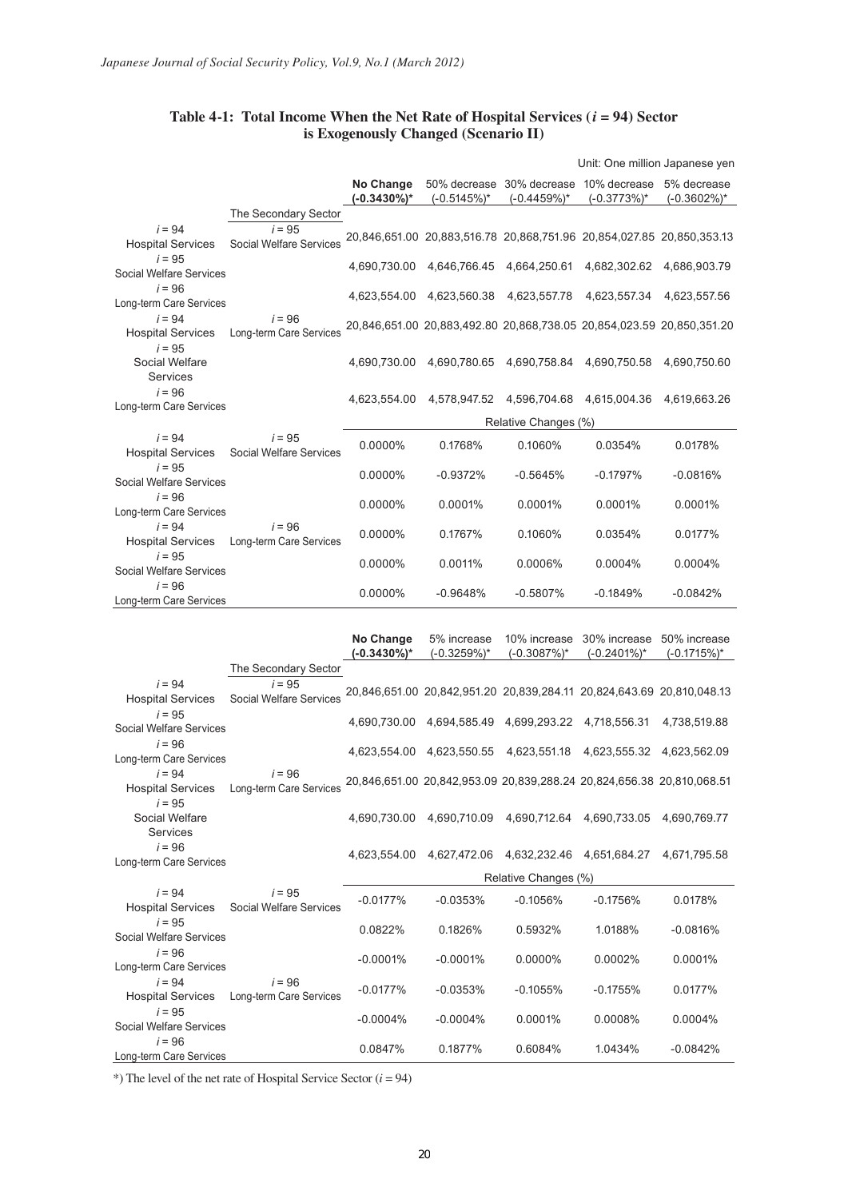**Table 4-1: Total Income When the Net Rate of Hospital Services ($i = 94$) Sector is Exogenously Changed (Scenario II)**

Unit: One million Japanese yen

| | | **No Change (-0.3430%)*** | 50% decrease (-0.5145%)* | 30% decrease (-0.4459%)* | 10% decrease (-0.3773%)* | 5% decrease (-0.3602%)* |
|---|---|---|---|---|---|---|
| | The Secondary Sector | | | | | |
| $i = 94$ Hospital Services | $i = 95$ Social Welfare Services | 20,846,651.00 | 20,883,516.78 | 20,868,751.96 | 20,854,027.85 | 20,850,353.13 |
| $i = 95$ Social Welfare Services | | 4,690,730.00 | 4,646,766.45 | 4,664,250.61 | 4,682,302.62 | 4,686,903.79 |
| $i = 96$ Long-term Care Services | | 4,623,554.00 | 4,623,560.38 | 4,623,557.78 | 4,623,557.34 | 4,623,557.56 |
| $i = 94$ Hospital Services | $i = 96$ Long-term Care Services | 20,846,651.00 | 20,883,492.80 | 20,868,738.05 | 20,854,023.59 | 20,850,351.20 |
| $i = 95$ Social Welfare Services | | 4,690,730.00 | 4,690,780.65 | 4,690,758.84 | 4,690,750.58 | 4,690,750.60 |
| $i = 96$ Long-term Care Services | | 4,623,554.00 | 4,578,947.52 | 4,596,704.68 | 4,615,004.36 | 4,619,663.26 |
| | | Relative Changes (%) | | | | |
| $i = 94$ Hospital Services | $i = 95$ Social Welfare Services | 0.0000% | 0.1768% | 0.1060% | 0.0354% | 0.0178% |
| $i = 95$ Social Welfare Services | | 0.0000% | -0.9372% | -0.5645% | -0.1797% | -0.0816% |
| $i = 96$ Long-term Care Services | | 0.0000% | 0.0001% | 0.0001% | 0.0001% | 0.0001% |
| $i = 94$ Hospital Services | $i = 96$ Long-term Care Services | 0.0000% | 0.1767% | 0.1060% | 0.0354% | 0.0177% |
| $i = 95$ Social Welfare Services | | 0.0000% | 0.0011% | 0.0006% | 0.0004% | 0.0004% |
| $i = 96$ Long-term Care Services | | 0.0000% | -0.9648% | -0.5807% | -0.1849% | -0.0842% |

| | | **No Change (-0.3430%)*** | 5% increase (-0.3259%)* | 10% increase (-0.3087%)* | 30% increase (-0.2401%)* | 50% increase (-0.1715%)* |
|---|---|---|---|---|---|---|
| | The Secondary Sector | | | | | |
| $i = 94$ Hospital Services | $i = 95$ Social Welfare Services | 20,846,651.00 | 20,842,951.20 | 20,839,284.11 | 20,824,643.69 | 20,810,048.13 |
| $i = 95$ Social Welfare Services | | 4,690,730.00 | 4,694,585.49 | 4,699,293.22 | 4,718,556.31 | 4,738,519.88 |
| $i = 96$ Long-term Care Services | | 4,623,554.00 | 4,623,550.55 | 4,623,551.18 | 4,623,555.32 | 4,623,562.09 |
| $i = 94$ Hospital Services | $i = 96$ Long-term Care Services | 20,846,651.00 | 20,842,953.09 | 20,839,288.24 | 20,824,656.38 | 20,810,068.51 |
| $i = 95$ Social Welfare Services | | 4,690,730.00 | 4,690,710.09 | 4,690,712.64 | 4,690,733.05 | 4,690,769.77 |
| $i = 96$ Long-term Care Services | | 4,623,554.00 | 4,627,472.06 | 4,632,232.46 | 4,651,684.27 | 4,671,795.58 |
| | | Relative Changes (%) | | | | |
| $i = 94$ Hospital Services | $i = 95$ Social Welfare Services | -0.0177% | -0.0353% | -0.1056% | -0.1756% | 0.0178% |
| $i = 95$ Social Welfare Services | | 0.0822% | 0.1826% | 0.5932% | 1.0188% | -0.0816% |
| $i = 96$ Long-term Care Services | | -0.0001% | -0.0001% | 0.0000% | 0.0002% | 0.0001% |
| $i = 94$ Hospital Services | $i = 96$ Long-term Care Services | -0.0177% | -0.0353% | -0.1055% | -0.1755% | 0.0177% |
| $i = 95$ Social Welfare Services | | -0.0004% | -0.0004% | 0.0001% | 0.0008% | 0.0004% |
| $i = 96$ Long-term Care Services | | 0.0847% | 0.1877% | 0.6084% | 1.0434% | -0.0842% |

*) The level of the net rate of Hospital Service Sector ($i = 94$)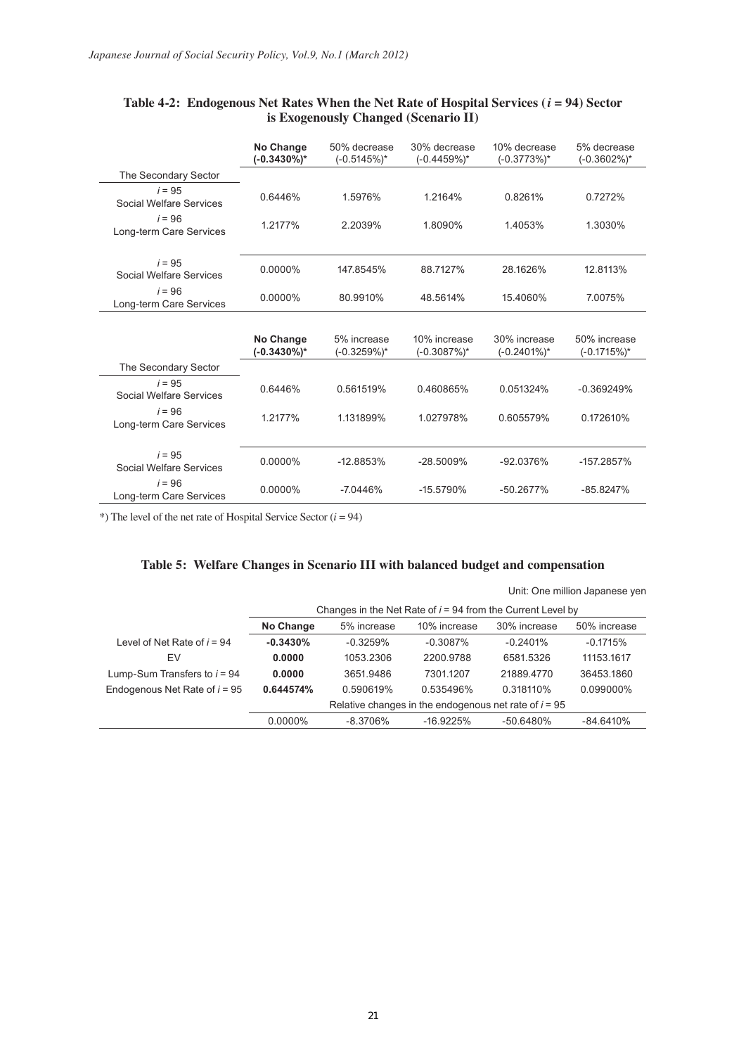**Table 4-2: Endogenous Net Rates When the Net Rate of Hospital Services ($i$ = 94) Sector is Exogenously Changed (Scenario II)**

| | **No Change (-0.3430%)*** | 50% decrease (-0.5145%)* | 30% decrease (-0.4459%)* | 10% decrease (-0.3773%)* | 5% decrease (-0.3602%)* |
|---|---|---|---|---|---|
| The Secondary Sector | | | | | |
| $i$ = 95 Social Welfare Services | 0.6446% | 1.5976% | 1.2164% | 0.8261% | 0.7272% |
| $i$ = 96 Long-term Care Services | 1.2177% | 2.2039% | 1.8090% | 1.4053% | 1.3030% |
| $i$ = 95 Social Welfare Services | 0.0000% | 147.8545% | 88.7127% | 28.1626% | 12.8113% |
| $i$ = 96 Long-term Care Services | 0.0000% | 80.9910% | 48.5614% | 15.4060% | 7.0075% |

| | **No Change (-0.3430%)*** | 5% increase (-0.3259%)* | 10% increase (-0.3087%)* | 30% increase (-0.2401%)* | 50% increase (-0.1715%)* |
|---|---|---|---|---|---|
| The Secondary Sector | | | | | |
| $i$ = 95 Social Welfare Services | 0.6446% | 0.561519% | 0.460865% | 0.051324% | -0.369249% |
| $i$ = 96 Long-term Care Services | 1.2177% | 1.131899% | 1.027978% | 0.605579% | 0.172610% |
| $i$ = 95 Social Welfare Services | 0.0000% | -12.8853% | -28.5009% | -92.0376% | -157.2857% |
| $i$ = 96 Long-term Care Services | 0.0000% | -7.0446% | -15.5790% | -50.2677% | -85.8247% |

*) The level of the net rate of Hospital Service Sector ($i$ = 94)

**Table 5: Welfare Changes in Scenario III with balanced budget and compensation**

Unit: One million Japanese yen

| | Changes in the Net Rate of $i$ = 94 from the Current Level by | | | | |
|---|---|---|---|---|---|
| | **No Change** | 5% increase | 10% increase | 30% increase | 50% increase |
| Level of Net Rate of $i$ = 94 | **-0.3430%** | -0.3259% | -0.3087% | -0.2401% | -0.1715% |
| EV | **0.0000** | 1053.2306 | 2200.9788 | 6581.5326 | 11153.1617 |
| Lump-Sum Transfers to $i$ = 94 | **0.0000** | 3651.9486 | 7301.1207 | 21889.4770 | 36453.1860 |
| Endogenous Net Rate of $i$ = 95 | **0.644574%** | 0.590619% | 0.535496% | 0.318110% | 0.099000% |
| | Relative changes in the endogenous net rate of $i$ = 95 | | | | |
| | 0.0000% | -8.3706% | -16.9225% | -50.6480% | -84.6410% |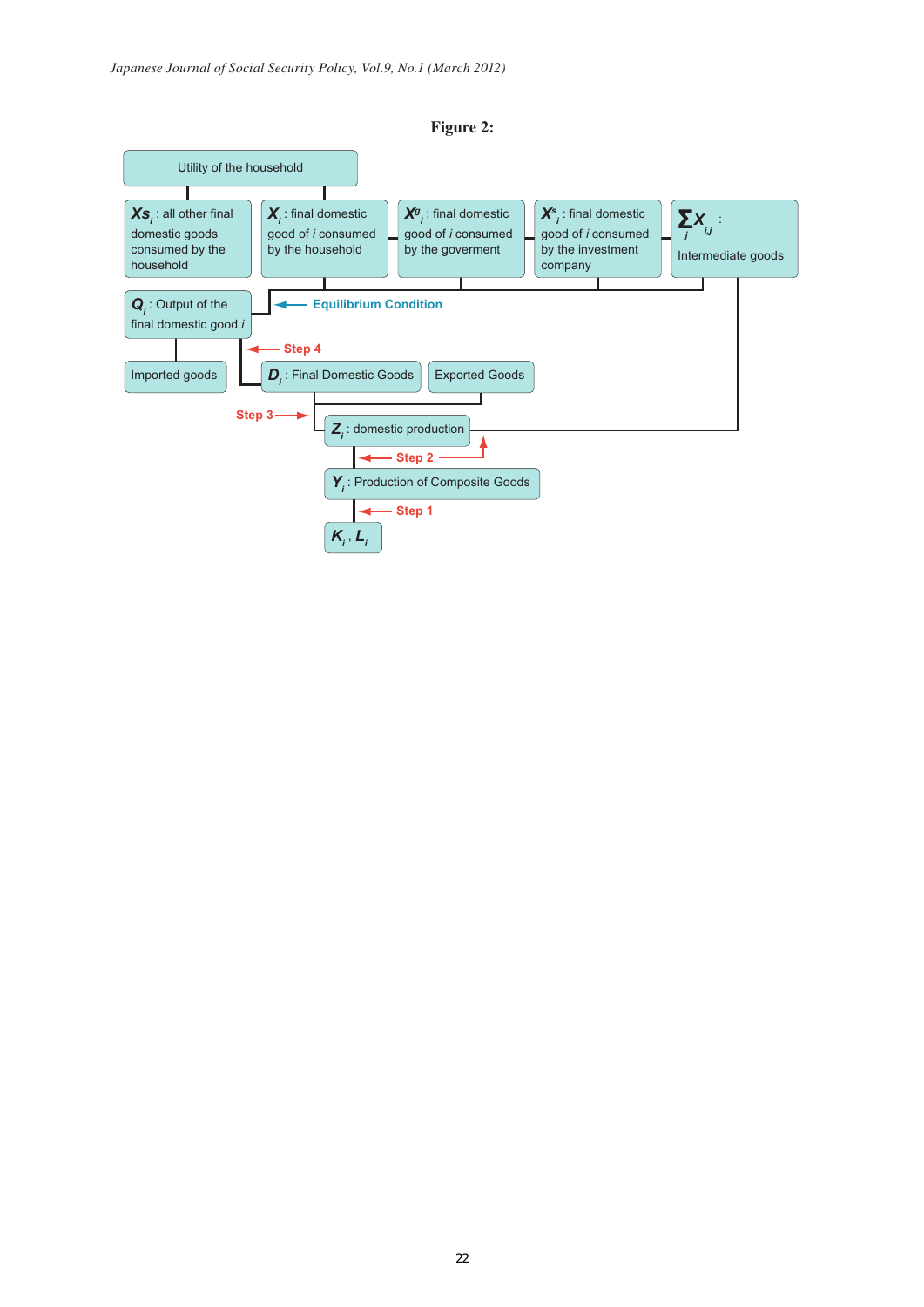**Figure 2:**

Utility of the household

$Xs_i$ : all other final domestic goods consumed by the household

$X_i$ : final domestic good of $i$ consumed by the household

$X^g_i$ : final domestic good of $i$ consumed by the goverment

$X^s_i$ : final domestic good of $i$ consumed by the investment company

$\sum_j X_{i,j}$ : Intermediate goods

$Q_i$ : Output of the final domestic good $i$

Equilibrium Condition

Step 4

Imported goods

$D_i$ : Final Domestic Goods

Exported Goods

Step 3

$Z_i$ : domestic production

Step 2

$Y_i$ : Production of Composite Goods

Step 1

$K_i$ , $L_i$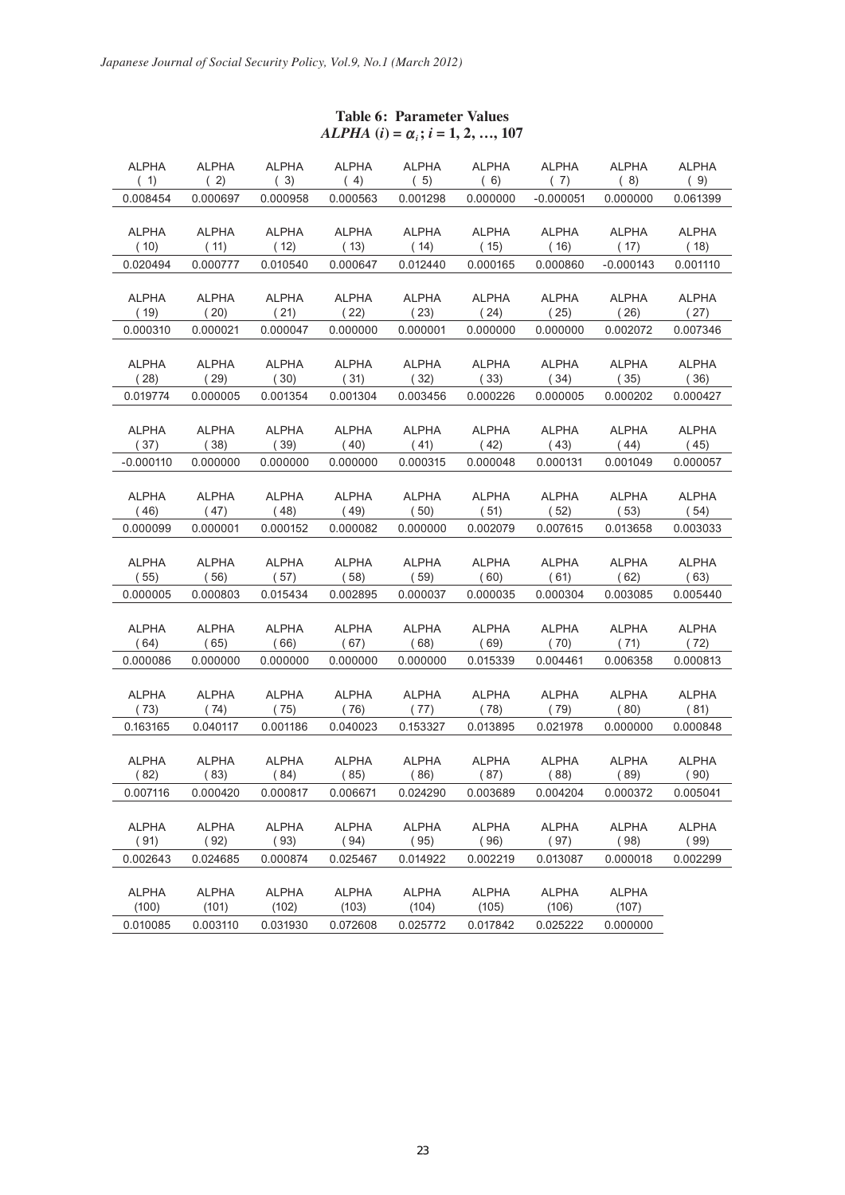**Table 6: Parameter Values**
***ALPHA* (*i*) = $\alpha_i$; *i* = 1, 2, …, 107**

| ALPHA ( 1) | ALPHA ( 2) | ALPHA ( 3) | ALPHA ( 4) | ALPHA ( 5) | ALPHA ( 6) | ALPHA ( 7) | ALPHA ( 8) | ALPHA ( 9) |
|---|---|---|---|---|---|---|---|---|
| 0.008454 | 0.000697 | 0.000958 | 0.000563 | 0.001298 | 0.000000 | -0.000051 | 0.000000 | 0.061399 |

| ALPHA ( 10) | ALPHA ( 11) | ALPHA ( 12) | ALPHA ( 13) | ALPHA ( 14) | ALPHA ( 15) | ALPHA ( 16) | ALPHA ( 17) | ALPHA ( 18) |
|---|---|---|---|---|---|---|---|---|
| 0.020494 | 0.000777 | 0.010540 | 0.000647 | 0.012440 | 0.000165 | 0.000860 | -0.000143 | 0.001110 |

| ALPHA ( 19) | ALPHA ( 20) | ALPHA ( 21) | ALPHA ( 22) | ALPHA ( 23) | ALPHA ( 24) | ALPHA ( 25) | ALPHA ( 26) | ALPHA ( 27) |
|---|---|---|---|---|---|---|---|---|
| 0.000310 | 0.000021 | 0.000047 | 0.000000 | 0.000001 | 0.000000 | 0.000000 | 0.002072 | 0.007346 |

| ALPHA ( 28) | ALPHA ( 29) | ALPHA ( 30) | ALPHA ( 31) | ALPHA ( 32) | ALPHA ( 33) | ALPHA ( 34) | ALPHA ( 35) | ALPHA ( 36) |
|---|---|---|---|---|---|---|---|---|
| 0.019774 | 0.000005 | 0.001354 | 0.001304 | 0.003456 | 0.000226 | 0.000005 | 0.000202 | 0.000427 |

| ALPHA ( 37) | ALPHA ( 38) | ALPHA ( 39) | ALPHA ( 40) | ALPHA ( 41) | ALPHA ( 42) | ALPHA ( 43) | ALPHA ( 44) | ALPHA ( 45) |
|---|---|---|---|---|---|---|---|---|
| -0.000110 | 0.000000 | 0.000000 | 0.000000 | 0.000315 | 0.000048 | 0.000131 | 0.001049 | 0.000057 |

| ALPHA ( 46) | ALPHA ( 47) | ALPHA ( 48) | ALPHA ( 49) | ALPHA ( 50) | ALPHA ( 51) | ALPHA ( 52) | ALPHA ( 53) | ALPHA ( 54) |
|---|---|---|---|---|---|---|---|---|
| 0.000099 | 0.000001 | 0.000152 | 0.000082 | 0.000000 | 0.002079 | 0.007615 | 0.013658 | 0.003033 |

| ALPHA ( 55) | ALPHA ( 56) | ALPHA ( 57) | ALPHA ( 58) | ALPHA ( 59) | ALPHA ( 60) | ALPHA ( 61) | ALPHA ( 62) | ALPHA ( 63) |
|---|---|---|---|---|---|---|---|---|
| 0.000005 | 0.000803 | 0.015434 | 0.002895 | 0.000037 | 0.000035 | 0.000304 | 0.003085 | 0.005440 |

| ALPHA ( 64) | ALPHA ( 65) | ALPHA ( 66) | ALPHA ( 67) | ALPHA ( 68) | ALPHA ( 69) | ALPHA ( 70) | ALPHA ( 71) | ALPHA ( 72) |
|---|---|---|---|---|---|---|---|---|
| 0.000086 | 0.000000 | 0.000000 | 0.000000 | 0.000000 | 0.015339 | 0.004461 | 0.006358 | 0.000813 |

| ALPHA ( 73) | ALPHA ( 74) | ALPHA ( 75) | ALPHA ( 76) | ALPHA ( 77) | ALPHA ( 78) | ALPHA ( 79) | ALPHA ( 80) | ALPHA ( 81) |
|---|---|---|---|---|---|---|---|---|
| 0.163165 | 0.040117 | 0.001186 | 0.040023 | 0.153327 | 0.013895 | 0.021978 | 0.000000 | 0.000848 |

| ALPHA ( 82) | ALPHA ( 83) | ALPHA ( 84) | ALPHA ( 85) | ALPHA ( 86) | ALPHA ( 87) | ALPHA ( 88) | ALPHA ( 89) | ALPHA ( 90) |
|---|---|---|---|---|---|---|---|---|
| 0.007116 | 0.000420 | 0.000817 | 0.006671 | 0.024290 | 0.003689 | 0.004204 | 0.000372 | 0.005041 |

| ALPHA ( 91) | ALPHA ( 92) | ALPHA ( 93) | ALPHA ( 94) | ALPHA ( 95) | ALPHA ( 96) | ALPHA ( 97) | ALPHA ( 98) | ALPHA ( 99) |
|---|---|---|---|---|---|---|---|---|
| 0.002643 | 0.024685 | 0.000874 | 0.025467 | 0.014922 | 0.002219 | 0.013087 | 0.000018 | 0.002299 |

| ALPHA (100) | ALPHA (101) | ALPHA (102) | ALPHA (103) | ALPHA (104) | ALPHA (105) | ALPHA (106) | ALPHA (107) |
|---|---|---|---|---|---|---|---|
| 0.010085 | 0.003110 | 0.031930 | 0.072608 | 0.025772 | 0.017842 | 0.025222 | 0.000000 |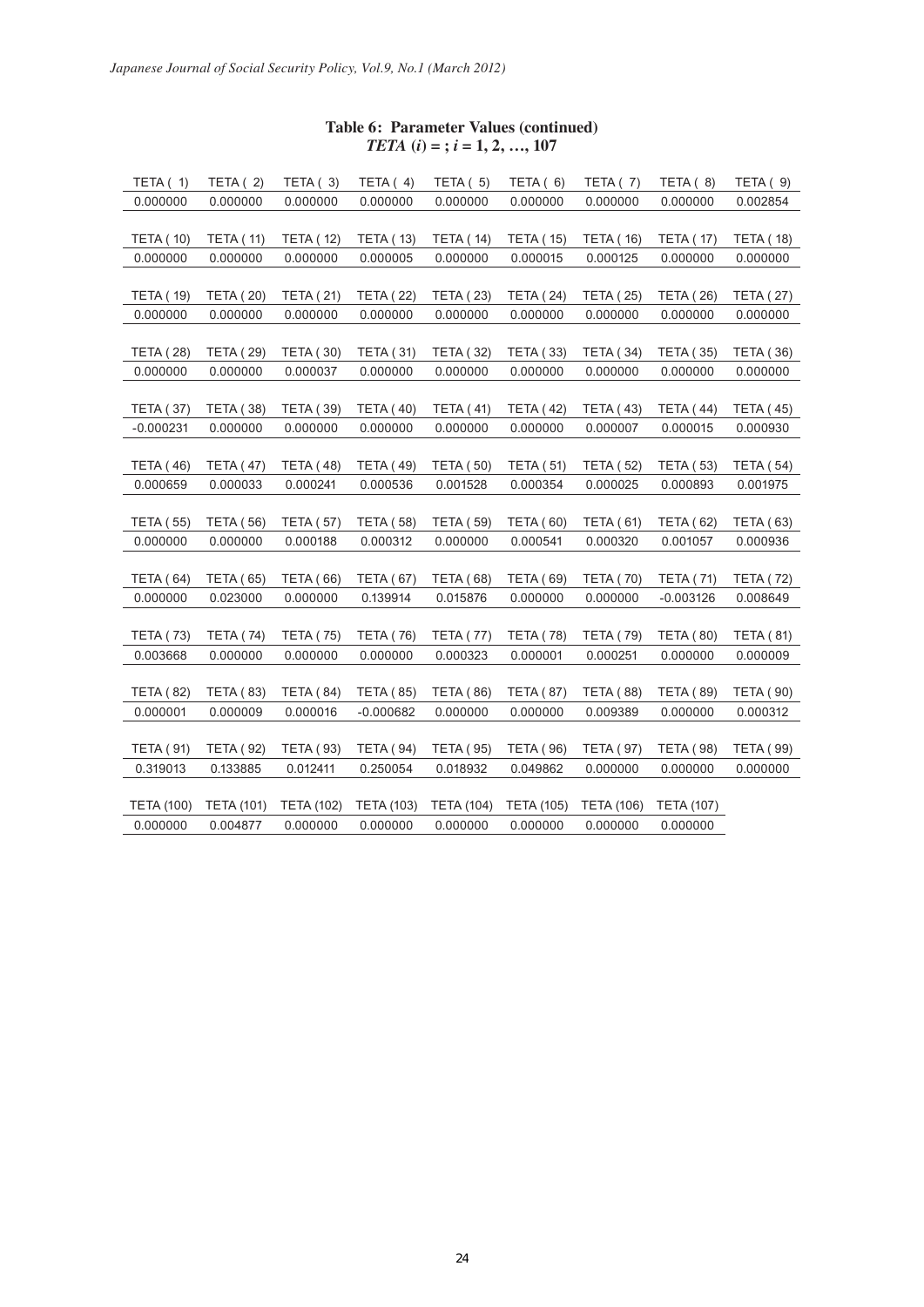**Table 6: Parameter Values (continued)**
***TETA* (*i*) = ; *i* = 1, 2, …, 107**

| TETA ( 1) | TETA ( 2) | TETA ( 3) | TETA ( 4) | TETA ( 5) | TETA ( 6) | TETA ( 7) | TETA ( 8) | TETA ( 9) |
|---|---|---|---|---|---|---|---|---|
| 0.000000 | 0.000000 | 0.000000 | 0.000000 | 0.000000 | 0.000000 | 0.000000 | 0.000000 | 0.002854 |
| **TETA ( 10)** | **TETA ( 11)** | **TETA ( 12)** | **TETA ( 13)** | **TETA ( 14)** | **TETA ( 15)** | **TETA ( 16)** | **TETA ( 17)** | **TETA ( 18)** |
| 0.000000 | 0.000000 | 0.000000 | 0.000005 | 0.000000 | 0.000015 | 0.000125 | 0.000000 | 0.000000 |
| **TETA ( 19)** | **TETA ( 20)** | **TETA ( 21)** | **TETA ( 22)** | **TETA ( 23)** | **TETA ( 24)** | **TETA ( 25)** | **TETA ( 26)** | **TETA ( 27)** |
| 0.000000 | 0.000000 | 0.000000 | 0.000000 | 0.000000 | 0.000000 | 0.000000 | 0.000000 | 0.000000 |
| **TETA ( 28)** | **TETA ( 29)** | **TETA ( 30)** | **TETA ( 31)** | **TETA ( 32)** | **TETA ( 33)** | **TETA ( 34)** | **TETA ( 35)** | **TETA ( 36)** |
| 0.000000 | 0.000000 | 0.000037 | 0.000000 | 0.000000 | 0.000000 | 0.000000 | 0.000000 | 0.000000 |
| **TETA ( 37)** | **TETA ( 38)** | **TETA ( 39)** | **TETA ( 40)** | **TETA ( 41)** | **TETA ( 42)** | **TETA ( 43)** | **TETA ( 44)** | **TETA ( 45)** |
| -0.000231 | 0.000000 | 0.000000 | 0.000000 | 0.000000 | 0.000000 | 0.000007 | 0.000015 | 0.000930 |
| **TETA ( 46)** | **TETA ( 47)** | **TETA ( 48)** | **TETA ( 49)** | **TETA ( 50)** | **TETA ( 51)** | **TETA ( 52)** | **TETA ( 53)** | **TETA ( 54)** |
| 0.000659 | 0.000033 | 0.000241 | 0.000536 | 0.001528 | 0.000354 | 0.000025 | 0.000893 | 0.001975 |
| **TETA ( 55)** | **TETA ( 56)** | **TETA ( 57)** | **TETA ( 58)** | **TETA ( 59)** | **TETA ( 60)** | **TETA ( 61)** | **TETA ( 62)** | **TETA ( 63)** |
| 0.000000 | 0.000000 | 0.000188 | 0.000312 | 0.000000 | 0.000541 | 0.000320 | 0.001057 | 0.000936 |
| **TETA ( 64)** | **TETA ( 65)** | **TETA ( 66)** | **TETA ( 67)** | **TETA ( 68)** | **TETA ( 69)** | **TETA ( 70)** | **TETA ( 71)** | **TETA ( 72)** |
| 0.000000 | 0.023000 | 0.000000 | 0.139914 | 0.015876 | 0.000000 | 0.000000 | -0.003126 | 0.008649 |
| **TETA ( 73)** | **TETA ( 74)** | **TETA ( 75)** | **TETA ( 76)** | **TETA ( 77)** | **TETA ( 78)** | **TETA ( 79)** | **TETA ( 80)** | **TETA ( 81)** |
| 0.003668 | 0.000000 | 0.000000 | 0.000000 | 0.000323 | 0.000001 | 0.000251 | 0.000000 | 0.000009 |
| **TETA ( 82)** | **TETA ( 83)** | **TETA ( 84)** | **TETA ( 85)** | **TETA ( 86)** | **TETA ( 87)** | **TETA ( 88)** | **TETA ( 89)** | **TETA ( 90)** |
| 0.000001 | 0.000009 | 0.000016 | -0.000682 | 0.000000 | 0.000000 | 0.009389 | 0.000000 | 0.000312 |
| **TETA ( 91)** | **TETA ( 92)** | **TETA ( 93)** | **TETA ( 94)** | **TETA ( 95)** | **TETA ( 96)** | **TETA ( 97)** | **TETA ( 98)** | **TETA ( 99)** |
| 0.319013 | 0.133885 | 0.012411 | 0.250054 | 0.018932 | 0.049862 | 0.000000 | 0.000000 | 0.000000 |
| **TETA (100)** | **TETA (101)** | **TETA (102)** | **TETA (103)** | **TETA (104)** | **TETA (105)** | **TETA (106)** | **TETA (107)** | |
| 0.000000 | 0.004877 | 0.000000 | 0.000000 | 0.000000 | 0.000000 | 0.000000 | 0.000000 | |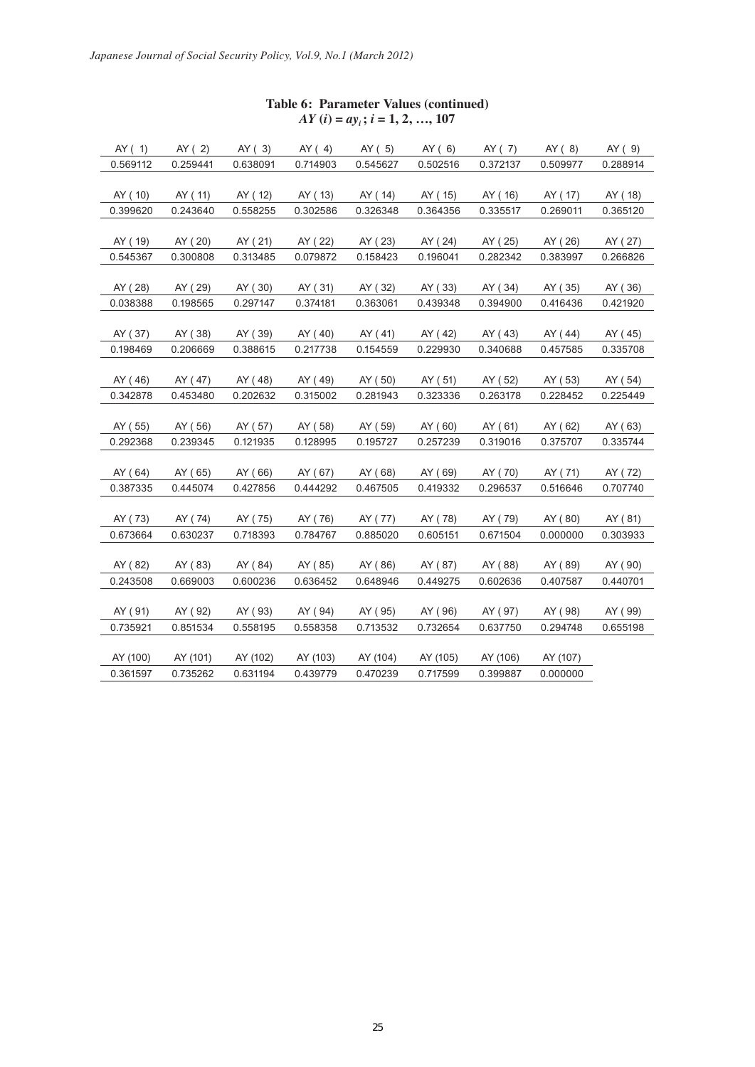**Table 6: Parameter Values (continued)**
**$AY(i) = ay_i$; $i$ = 1, 2, …, 107**

| AY ( 1) | AY ( 2) | AY ( 3) | AY ( 4) | AY ( 5) | AY ( 6) | AY ( 7) | AY ( 8) | AY ( 9) |
|---|---|---|---|---|---|---|---|---|
| 0.569112 | 0.259441 | 0.638091 | 0.714903 | 0.545627 | 0.502516 | 0.372137 | 0.509977 | 0.288914 |
| **AY ( 10)** | **AY ( 11)** | **AY ( 12)** | **AY ( 13)** | **AY ( 14)** | **AY ( 15)** | **AY ( 16)** | **AY ( 17)** | **AY ( 18)** |
| 0.399620 | 0.243640 | 0.558255 | 0.302586 | 0.326348 | 0.364356 | 0.335517 | 0.269011 | 0.365120 |
| **AY ( 19)** | **AY ( 20)** | **AY ( 21)** | **AY ( 22)** | **AY ( 23)** | **AY ( 24)** | **AY ( 25)** | **AY ( 26)** | **AY ( 27)** |
| 0.545367 | 0.300808 | 0.313485 | 0.079872 | 0.158423 | 0.196041 | 0.282342 | 0.383997 | 0.266826 |
| **AY ( 28)** | **AY ( 29)** | **AY ( 30)** | **AY ( 31)** | **AY ( 32)** | **AY ( 33)** | **AY ( 34)** | **AY ( 35)** | **AY ( 36)** |
| 0.038388 | 0.198565 | 0.297147 | 0.374181 | 0.363061 | 0.439348 | 0.394900 | 0.416436 | 0.421920 |
| **AY ( 37)** | **AY ( 38)** | **AY ( 39)** | **AY ( 40)** | **AY ( 41)** | **AY ( 42)** | **AY ( 43)** | **AY ( 44)** | **AY ( 45)** |
| 0.198469 | 0.206669 | 0.388615 | 0.217738 | 0.154559 | 0.229930 | 0.340688 | 0.457585 | 0.335708 |
| **AY ( 46)** | **AY ( 47)** | **AY ( 48)** | **AY ( 49)** | **AY ( 50)** | **AY ( 51)** | **AY ( 52)** | **AY ( 53)** | **AY ( 54)** |
| 0.342878 | 0.453480 | 0.202632 | 0.315002 | 0.281943 | 0.323336 | 0.263178 | 0.228452 | 0.225449 |
| **AY ( 55)** | **AY ( 56)** | **AY ( 57)** | **AY ( 58)** | **AY ( 59)** | **AY ( 60)** | **AY ( 61)** | **AY ( 62)** | **AY ( 63)** |
| 0.292368 | 0.239345 | 0.121935 | 0.128995 | 0.195727 | 0.257239 | 0.319016 | 0.375707 | 0.335744 |
| **AY ( 64)** | **AY ( 65)** | **AY ( 66)** | **AY ( 67)** | **AY ( 68)** | **AY ( 69)** | **AY ( 70)** | **AY ( 71)** | **AY ( 72)** |
| 0.387335 | 0.445074 | 0.427856 | 0.444292 | 0.467505 | 0.419332 | 0.296537 | 0.516646 | 0.707740 |
| **AY ( 73)** | **AY ( 74)** | **AY ( 75)** | **AY ( 76)** | **AY ( 77)** | **AY ( 78)** | **AY ( 79)** | **AY ( 80)** | **AY ( 81)** |
| 0.673664 | 0.630237 | 0.718393 | 0.784767 | 0.885020 | 0.605151 | 0.671504 | 0.000000 | 0.303933 |
| **AY ( 82)** | **AY ( 83)** | **AY ( 84)** | **AY ( 85)** | **AY ( 86)** | **AY ( 87)** | **AY ( 88)** | **AY ( 89)** | **AY ( 90)** |
| 0.243508 | 0.669003 | 0.600236 | 0.636452 | 0.648946 | 0.449275 | 0.602636 | 0.407587 | 0.440701 |
| **AY ( 91)** | **AY ( 92)** | **AY ( 93)** | **AY ( 94)** | **AY ( 95)** | **AY ( 96)** | **AY ( 97)** | **AY ( 98)** | **AY ( 99)** |
| 0.735921 | 0.851534 | 0.558195 | 0.558358 | 0.713532 | 0.732654 | 0.637750 | 0.294748 | 0.655198 |
| **AY (100)** | **AY (101)** | **AY (102)** | **AY (103)** | **AY (104)** | **AY (105)** | **AY (106)** | **AY (107)** | |
| 0.361597 | 0.735262 | 0.631194 | 0.439779 | 0.470239 | 0.717599 | 0.399887 | 0.000000 | |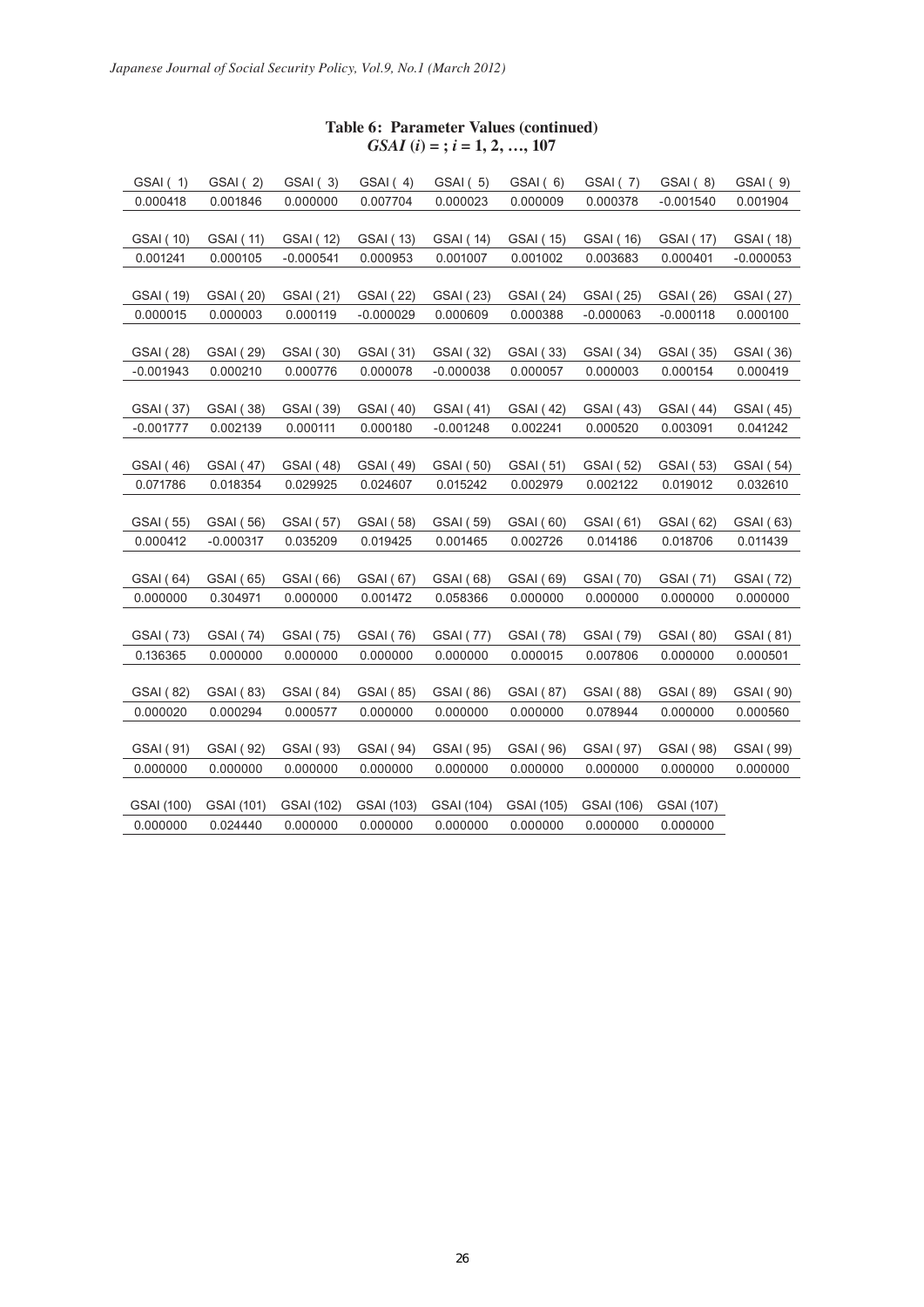**Table 6: Parameter Values (continued)**
***GSAI* (*i*) = ; *i* = 1, 2, …, 107**

| GSAI ( 1) | GSAI ( 2) | GSAI ( 3) | GSAI ( 4) | GSAI ( 5) | GSAI ( 6) | GSAI ( 7) | GSAI ( 8) | GSAI ( 9) |
|---|---|---|---|---|---|---|---|---|
| 0.000418 | 0.001846 | 0.000000 | 0.007704 | 0.000023 | 0.000009 | 0.000378 | -0.001540 | 0.001904 |
| **GSAI ( 10)** | **GSAI ( 11)** | **GSAI ( 12)** | **GSAI ( 13)** | **GSAI ( 14)** | **GSAI ( 15)** | **GSAI ( 16)** | **GSAI ( 17)** | **GSAI ( 18)** |
| 0.001241 | 0.000105 | -0.000541 | 0.000953 | 0.001007 | 0.001002 | 0.003683 | 0.000401 | -0.000053 |
| **GSAI ( 19)** | **GSAI ( 20)** | **GSAI ( 21)** | **GSAI ( 22)** | **GSAI ( 23)** | **GSAI ( 24)** | **GSAI ( 25)** | **GSAI ( 26)** | **GSAI ( 27)** |
| 0.000015 | 0.000003 | 0.000119 | -0.000029 | 0.000609 | 0.000388 | -0.000063 | -0.000118 | 0.000100 |
| **GSAI ( 28)** | **GSAI ( 29)** | **GSAI ( 30)** | **GSAI ( 31)** | **GSAI ( 32)** | **GSAI ( 33)** | **GSAI ( 34)** | **GSAI ( 35)** | **GSAI ( 36)** |
| -0.001943 | 0.000210 | 0.000776 | 0.000078 | -0.000038 | 0.000057 | 0.000003 | 0.000154 | 0.000419 |
| **GSAI ( 37)** | **GSAI ( 38)** | **GSAI ( 39)** | **GSAI ( 40)** | **GSAI ( 41)** | **GSAI ( 42)** | **GSAI ( 43)** | **GSAI ( 44)** | **GSAI ( 45)** |
| -0.001777 | 0.002139 | 0.000111 | 0.000180 | -0.001248 | 0.002241 | 0.000520 | 0.003091 | 0.041242 |
| **GSAI ( 46)** | **GSAI ( 47)** | **GSAI ( 48)** | **GSAI ( 49)** | **GSAI ( 50)** | **GSAI ( 51)** | **GSAI ( 52)** | **GSAI ( 53)** | **GSAI ( 54)** |
| 0.071786 | 0.018354 | 0.029925 | 0.024607 | 0.015242 | 0.002979 | 0.002122 | 0.019012 | 0.032610 |
| **GSAI ( 55)** | **GSAI ( 56)** | **GSAI ( 57)** | **GSAI ( 58)** | **GSAI ( 59)** | **GSAI ( 60)** | **GSAI ( 61)** | **GSAI ( 62)** | **GSAI ( 63)** |
| 0.000412 | -0.000317 | 0.035209 | 0.019425 | 0.001465 | 0.002726 | 0.014186 | 0.018706 | 0.011439 |
| **GSAI ( 64)** | **GSAI ( 65)** | **GSAI ( 66)** | **GSAI ( 67)** | **GSAI ( 68)** | **GSAI ( 69)** | **GSAI ( 70)** | **GSAI ( 71)** | **GSAI ( 72)** |
| 0.000000 | 0.304971 | 0.000000 | 0.001472 | 0.058366 | 0.000000 | 0.000000 | 0.000000 | 0.000000 |
| **GSAI ( 73)** | **GSAI ( 74)** | **GSAI ( 75)** | **GSAI ( 76)** | **GSAI ( 77)** | **GSAI ( 78)** | **GSAI ( 79)** | **GSAI ( 80)** | **GSAI ( 81)** |
| 0.136365 | 0.000000 | 0.000000 | 0.000000 | 0.000000 | 0.000015 | 0.007806 | 0.000000 | 0.000501 |
| **GSAI ( 82)** | **GSAI ( 83)** | **GSAI ( 84)** | **GSAI ( 85)** | **GSAI ( 86)** | **GSAI ( 87)** | **GSAI ( 88)** | **GSAI ( 89)** | **GSAI ( 90)** |
| 0.000020 | 0.000294 | 0.000577 | 0.000000 | 0.000000 | 0.000000 | 0.078944 | 0.000000 | 0.000560 |
| **GSAI ( 91)** | **GSAI ( 92)** | **GSAI ( 93)** | **GSAI ( 94)** | **GSAI ( 95)** | **GSAI ( 96)** | **GSAI ( 97)** | **GSAI ( 98)** | **GSAI ( 99)** |
| 0.000000 | 0.000000 | 0.000000 | 0.000000 | 0.000000 | 0.000000 | 0.000000 | 0.000000 | 0.000000 |
| **GSAI (100)** | **GSAI (101)** | **GSAI (102)** | **GSAI (103)** | **GSAI (104)** | **GSAI (105)** | **GSAI (106)** | **GSAI (107)** | |
| 0.000000 | 0.024440 | 0.000000 | 0.000000 | 0.000000 | 0.000000 | 0.000000 | 0.000000 | |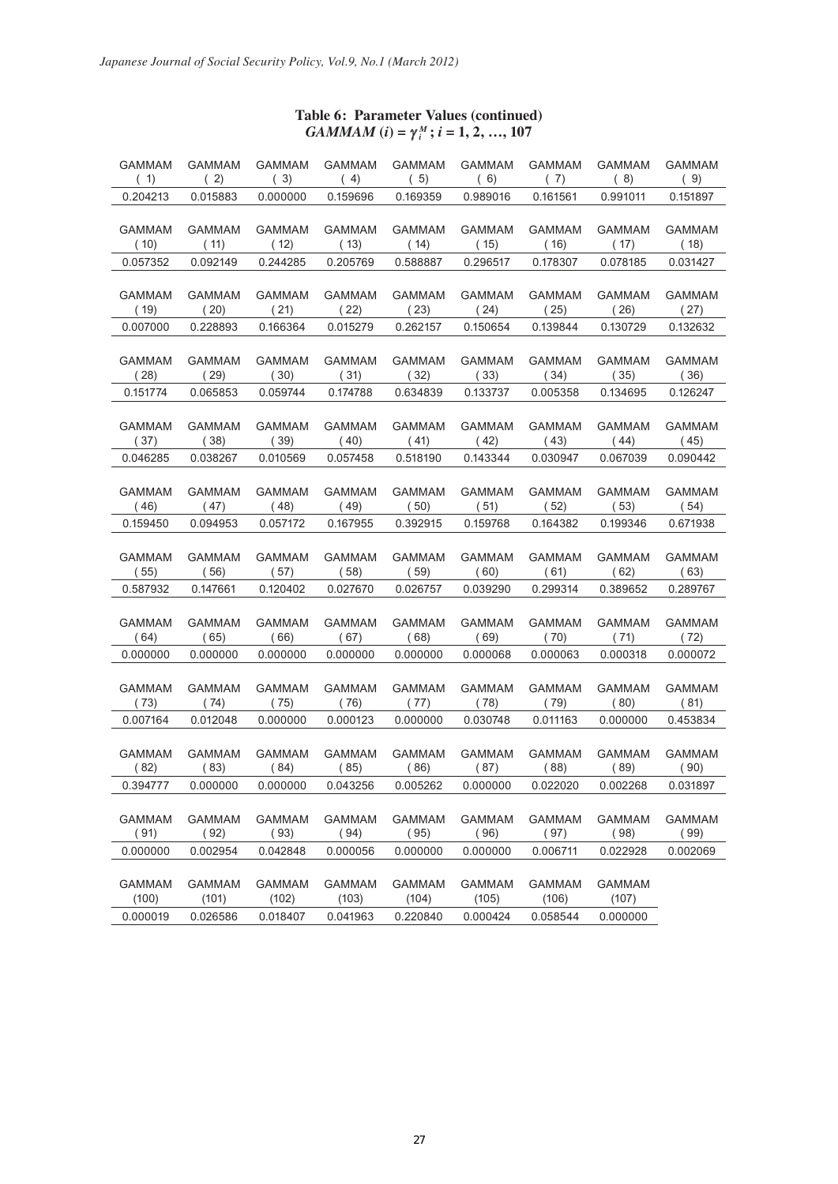**Table 6: Parameter Values (continued)**
***GAMMAM* (*i*) = $\gamma_i^M$ ; *i* = 1, 2, …, 107**

| GAMMAM ( 1) | GAMMAM ( 2) | GAMMAM ( 3) | GAMMAM ( 4) | GAMMAM ( 5) | GAMMAM ( 6) | GAMMAM ( 7) | GAMMAM ( 8) | GAMMAM ( 9) |
|---|---|---|---|---|---|---|---|---|
| 0.204213 | 0.015883 | 0.000000 | 0.159696 | 0.169359 | 0.989016 | 0.161561 | 0.991011 | 0.151897 |

| GAMMAM ( 10) | GAMMAM ( 11) | GAMMAM ( 12) | GAMMAM ( 13) | GAMMAM ( 14) | GAMMAM ( 15) | GAMMAM ( 16) | GAMMAM ( 17) | GAMMAM ( 18) |
|---|---|---|---|---|---|---|---|---|
| 0.057352 | 0.092149 | 0.244285 | 0.205769 | 0.588887 | 0.296517 | 0.178307 | 0.078185 | 0.031427 |

| GAMMAM ( 19) | GAMMAM ( 20) | GAMMAM ( 21) | GAMMAM ( 22) | GAMMAM ( 23) | GAMMAM ( 24) | GAMMAM ( 25) | GAMMAM ( 26) | GAMMAM ( 27) |
|---|---|---|---|---|---|---|---|---|
| 0.007000 | 0.228893 | 0.166364 | 0.015279 | 0.262157 | 0.150654 | 0.139844 | 0.130729 | 0.132632 |

| GAMMAM ( 28) | GAMMAM ( 29) | GAMMAM ( 30) | GAMMAM ( 31) | GAMMAM ( 32) | GAMMAM ( 33) | GAMMAM ( 34) | GAMMAM ( 35) | GAMMAM ( 36) |
|---|---|---|---|---|---|---|---|---|
| 0.151774 | 0.065853 | 0.059744 | 0.174788 | 0.634839 | 0.133737 | 0.005358 | 0.134695 | 0.126247 |

| GAMMAM ( 37) | GAMMAM ( 38) | GAMMAM ( 39) | GAMMAM ( 40) | GAMMAM ( 41) | GAMMAM ( 42) | GAMMAM ( 43) | GAMMAM ( 44) | GAMMAM ( 45) |
|---|---|---|---|---|---|---|---|---|
| 0.046285 | 0.038267 | 0.010569 | 0.057458 | 0.518190 | 0.143344 | 0.030947 | 0.067039 | 0.090442 |

| GAMMAM ( 46) | GAMMAM ( 47) | GAMMAM ( 48) | GAMMAM ( 49) | GAMMAM ( 50) | GAMMAM ( 51) | GAMMAM ( 52) | GAMMAM ( 53) | GAMMAM ( 54) |
|---|---|---|---|---|---|---|---|---|
| 0.159450 | 0.094953 | 0.057172 | 0.167955 | 0.392915 | 0.159768 | 0.164382 | 0.199346 | 0.671938 |

| GAMMAM ( 55) | GAMMAM ( 56) | GAMMAM ( 57) | GAMMAM ( 58) | GAMMAM ( 59) | GAMMAM ( 60) | GAMMAM ( 61) | GAMMAM ( 62) | GAMMAM ( 63) |
|---|---|---|---|---|---|---|---|---|
| 0.587932 | 0.147661 | 0.120402 | 0.027670 | 0.026757 | 0.039290 | 0.299314 | 0.389652 | 0.289767 |

| GAMMAM ( 64) | GAMMAM ( 65) | GAMMAM ( 66) | GAMMAM ( 67) | GAMMAM ( 68) | GAMMAM ( 69) | GAMMAM ( 70) | GAMMAM ( 71) | GAMMAM ( 72) |
|---|---|---|---|---|---|---|---|---|
| 0.000000 | 0.000000 | 0.000000 | 0.000000 | 0.000000 | 0.000068 | 0.000063 | 0.000318 | 0.000072 |

| GAMMAM ( 73) | GAMMAM ( 74) | GAMMAM ( 75) | GAMMAM ( 76) | GAMMAM ( 77) | GAMMAM ( 78) | GAMMAM ( 79) | GAMMAM ( 80) | GAMMAM ( 81) |
|---|---|---|---|---|---|---|---|---|
| 0.007164 | 0.012048 | 0.000000 | 0.000123 | 0.000000 | 0.030748 | 0.011163 | 0.000000 | 0.453834 |

| GAMMAM ( 82) | GAMMAM ( 83) | GAMMAM ( 84) | GAMMAM ( 85) | GAMMAM ( 86) | GAMMAM ( 87) | GAMMAM ( 88) | GAMMAM ( 89) | GAMMAM ( 90) |
|---|---|---|---|---|---|---|---|---|
| 0.394777 | 0.000000 | 0.000000 | 0.043256 | 0.005262 | 0.000000 | 0.022020 | 0.002268 | 0.031897 |

| GAMMAM ( 91) | GAMMAM ( 92) | GAMMAM ( 93) | GAMMAM ( 94) | GAMMAM ( 95) | GAMMAM ( 96) | GAMMAM ( 97) | GAMMAM ( 98) | GAMMAM ( 99) |
|---|---|---|---|---|---|---|---|---|
| 0.000000 | 0.002954 | 0.042848 | 0.000056 | 0.000000 | 0.000000 | 0.006711 | 0.022928 | 0.002069 |

| GAMMAM (100) | GAMMAM (101) | GAMMAM (102) | GAMMAM (103) | GAMMAM (104) | GAMMAM (105) | GAMMAM (106) | GAMMAM (107) |
|---|---|---|---|---|---|---|---|
| 0.000019 | 0.026586 | 0.018407 | 0.041963 | 0.220840 | 0.000424 | 0.058544 | 0.000000 |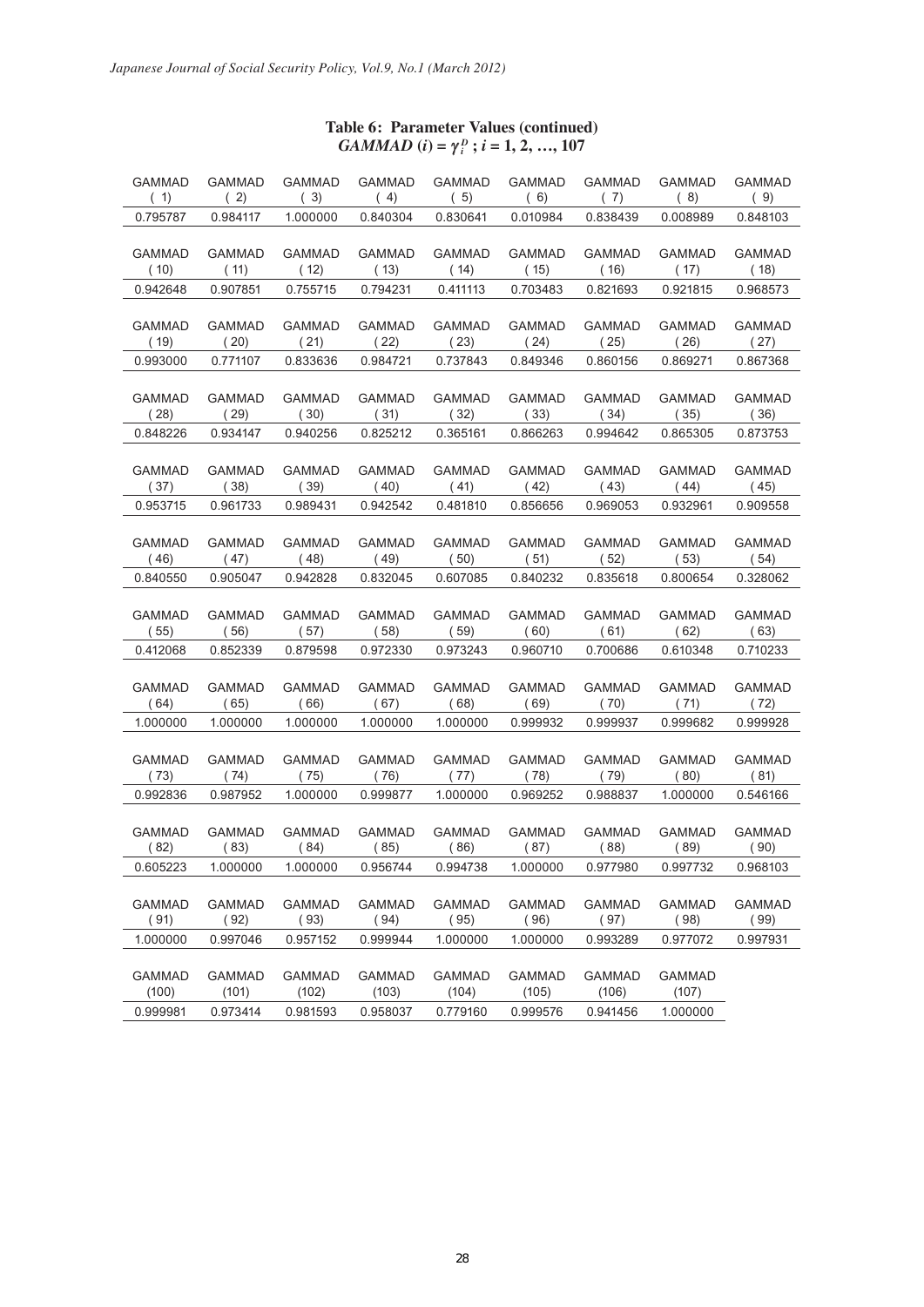**Table 6: Parameter Values (continued)**
***GAMMAD* (*i*) = $\gamma_i^D$ ; *i* = 1, 2, …, 107**

| GAMMAD ( 1) | GAMMAD ( 2) | GAMMAD ( 3) | GAMMAD ( 4) | GAMMAD ( 5) | GAMMAD ( 6) | GAMMAD ( 7) | GAMMAD ( 8) | GAMMAD ( 9) |
|---|---|---|---|---|---|---|---|---|
| 0.795787 | 0.984117 | 1.000000 | 0.840304 | 0.830641 | 0.010984 | 0.838439 | 0.008989 | 0.848103 |

| GAMMAD ( 10) | GAMMAD ( 11) | GAMMAD ( 12) | GAMMAD ( 13) | GAMMAD ( 14) | GAMMAD ( 15) | GAMMAD ( 16) | GAMMAD ( 17) | GAMMAD ( 18) |
|---|---|---|---|---|---|---|---|---|
| 0.942648 | 0.907851 | 0.755715 | 0.794231 | 0.411113 | 0.703483 | 0.821693 | 0.921815 | 0.968573 |

| GAMMAD ( 19) | GAMMAD ( 20) | GAMMAD ( 21) | GAMMAD ( 22) | GAMMAD ( 23) | GAMMAD ( 24) | GAMMAD ( 25) | GAMMAD ( 26) | GAMMAD ( 27) |
|---|---|---|---|---|---|---|---|---|
| 0.993000 | 0.771107 | 0.833636 | 0.984721 | 0.737843 | 0.849346 | 0.860156 | 0.869271 | 0.867368 |

| GAMMAD ( 28) | GAMMAD ( 29) | GAMMAD ( 30) | GAMMAD ( 31) | GAMMAD ( 32) | GAMMAD ( 33) | GAMMAD ( 34) | GAMMAD ( 35) | GAMMAD ( 36) |
|---|---|---|---|---|---|---|---|---|
| 0.848226 | 0.934147 | 0.940256 | 0.825212 | 0.365161 | 0.866263 | 0.994642 | 0.865305 | 0.873753 |

| GAMMAD ( 37) | GAMMAD ( 38) | GAMMAD ( 39) | GAMMAD ( 40) | GAMMAD ( 41) | GAMMAD ( 42) | GAMMAD ( 43) | GAMMAD ( 44) | GAMMAD ( 45) |
|---|---|---|---|---|---|---|---|---|
| 0.953715 | 0.961733 | 0.989431 | 0.942542 | 0.481810 | 0.856656 | 0.969053 | 0.932961 | 0.909558 |

| GAMMAD ( 46) | GAMMAD ( 47) | GAMMAD ( 48) | GAMMAD ( 49) | GAMMAD ( 50) | GAMMAD ( 51) | GAMMAD ( 52) | GAMMAD ( 53) | GAMMAD ( 54) |
|---|---|---|---|---|---|---|---|---|
| 0.840550 | 0.905047 | 0.942828 | 0.832045 | 0.607085 | 0.840232 | 0.835618 | 0.800654 | 0.328062 |

| GAMMAD ( 55) | GAMMAD ( 56) | GAMMAD ( 57) | GAMMAD ( 58) | GAMMAD ( 59) | GAMMAD ( 60) | GAMMAD ( 61) | GAMMAD ( 62) | GAMMAD ( 63) |
|---|---|---|---|---|---|---|---|---|
| 0.412068 | 0.852339 | 0.879598 | 0.972330 | 0.973243 | 0.960710 | 0.700686 | 0.610348 | 0.710233 |

| GAMMAD ( 64) | GAMMAD ( 65) | GAMMAD ( 66) | GAMMAD ( 67) | GAMMAD ( 68) | GAMMAD ( 69) | GAMMAD ( 70) | GAMMAD ( 71) | GAMMAD ( 72) |
|---|---|---|---|---|---|---|---|---|
| 1.000000 | 1.000000 | 1.000000 | 1.000000 | 1.000000 | 0.999932 | 0.999937 | 0.999682 | 0.999928 |

| GAMMAD ( 73) | GAMMAD ( 74) | GAMMAD ( 75) | GAMMAD ( 76) | GAMMAD ( 77) | GAMMAD ( 78) | GAMMAD ( 79) | GAMMAD ( 80) | GAMMAD ( 81) |
|---|---|---|---|---|---|---|---|---|
| 0.992836 | 0.987952 | 1.000000 | 0.999877 | 1.000000 | 0.969252 | 0.988837 | 1.000000 | 0.546166 |

| GAMMAD ( 82) | GAMMAD ( 83) | GAMMAD ( 84) | GAMMAD ( 85) | GAMMAD ( 86) | GAMMAD ( 87) | GAMMAD ( 88) | GAMMAD ( 89) | GAMMAD ( 90) |
|---|---|---|---|---|---|---|---|---|
| 0.605223 | 1.000000 | 1.000000 | 0.956744 | 0.994738 | 1.000000 | 0.977980 | 0.997732 | 0.968103 |

| GAMMAD ( 91) | GAMMAD ( 92) | GAMMAD ( 93) | GAMMAD ( 94) | GAMMAD ( 95) | GAMMAD ( 96) | GAMMAD ( 97) | GAMMAD ( 98) | GAMMAD ( 99) |
|---|---|---|---|---|---|---|---|---|
| 1.000000 | 0.997046 | 0.957152 | 0.999944 | 1.000000 | 1.000000 | 0.993289 | 0.977072 | 0.997931 |

| GAMMAD (100) | GAMMAD (101) | GAMMAD (102) | GAMMAD (103) | GAMMAD (104) | GAMMAD (105) | GAMMAD (106) | GAMMAD (107) |
|---|---|---|---|---|---|---|---|
| 0.999981 | 0.973414 | 0.981593 | 0.958037 | 0.779160 | 0.999576 | 0.941456 | 1.000000 |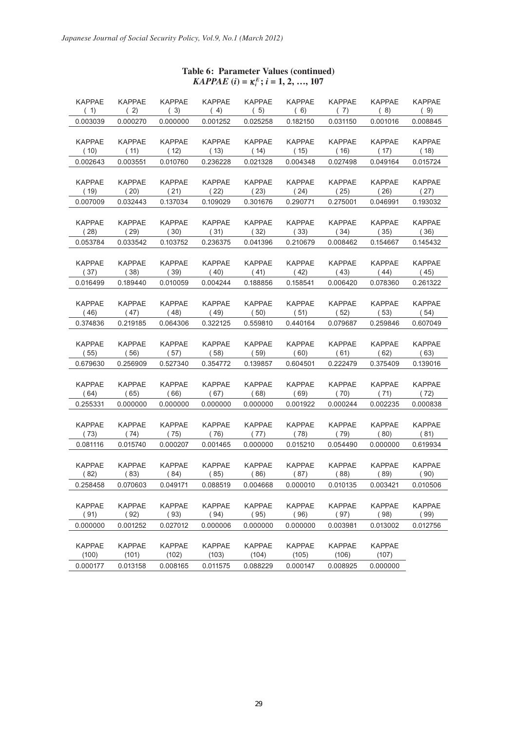**Table 6: Parameter Values (continued)**
***KAPPAE*** **(*i*) = $\kappa_i^E$; *i* = 1, 2, …, 107**

| KAPPAE ( 1) | KAPPAE ( 2) | KAPPAE ( 3) | KAPPAE ( 4) | KAPPAE ( 5) | KAPPAE ( 6) | KAPPAE ( 7) | KAPPAE ( 8) | KAPPAE ( 9) |
|---|---|---|---|---|---|---|---|---|
| 0.003039 | 0.000270 | 0.000000 | 0.001252 | 0.025258 | 0.182150 | 0.031150 | 0.001016 | 0.008845 |

| KAPPAE ( 10) | KAPPAE ( 11) | KAPPAE ( 12) | KAPPAE ( 13) | KAPPAE ( 14) | KAPPAE ( 15) | KAPPAE ( 16) | KAPPAE ( 17) | KAPPAE ( 18) |
|---|---|---|---|---|---|---|---|---|
| 0.002643 | 0.003551 | 0.010760 | 0.236228 | 0.021328 | 0.004348 | 0.027498 | 0.049164 | 0.015724 |

| KAPPAE ( 19) | KAPPAE ( 20) | KAPPAE ( 21) | KAPPAE ( 22) | KAPPAE ( 23) | KAPPAE ( 24) | KAPPAE ( 25) | KAPPAE ( 26) | KAPPAE ( 27) |
|---|---|---|---|---|---|---|---|---|
| 0.007009 | 0.032443 | 0.137034 | 0.109029 | 0.301676 | 0.290771 | 0.275001 | 0.046991 | 0.193032 |

| KAPPAE ( 28) | KAPPAE ( 29) | KAPPAE ( 30) | KAPPAE ( 31) | KAPPAE ( 32) | KAPPAE ( 33) | KAPPAE ( 34) | KAPPAE ( 35) | KAPPAE ( 36) |
|---|---|---|---|---|---|---|---|---|
| 0.053784 | 0.033542 | 0.103752 | 0.236375 | 0.041396 | 0.210679 | 0.008462 | 0.154667 | 0.145432 |

| KAPPAE ( 37) | KAPPAE ( 38) | KAPPAE ( 39) | KAPPAE ( 40) | KAPPAE ( 41) | KAPPAE ( 42) | KAPPAE ( 43) | KAPPAE ( 44) | KAPPAE ( 45) |
|---|---|---|---|---|---|---|---|---|
| 0.016499 | 0.189440 | 0.010059 | 0.004244 | 0.188856 | 0.158541 | 0.006420 | 0.078360 | 0.261322 |

| KAPPAE ( 46) | KAPPAE ( 47) | KAPPAE ( 48) | KAPPAE ( 49) | KAPPAE ( 50) | KAPPAE ( 51) | KAPPAE ( 52) | KAPPAE ( 53) | KAPPAE ( 54) |
|---|---|---|---|---|---|---|---|---|
| 0.374836 | 0.219185 | 0.064306 | 0.322125 | 0.559810 | 0.440164 | 0.079687 | 0.259846 | 0.607049 |

| KAPPAE ( 55) | KAPPAE ( 56) | KAPPAE ( 57) | KAPPAE ( 58) | KAPPAE ( 59) | KAPPAE ( 60) | KAPPAE ( 61) | KAPPAE ( 62) | KAPPAE ( 63) |
|---|---|---|---|---|---|---|---|---|
| 0.679630 | 0.256909 | 0.527340 | 0.354772 | 0.139857 | 0.604501 | 0.222479 | 0.375409 | 0.139016 |

| KAPPAE ( 64) | KAPPAE ( 65) | KAPPAE ( 66) | KAPPAE ( 67) | KAPPAE ( 68) | KAPPAE ( 69) | KAPPAE ( 70) | KAPPAE ( 71) | KAPPAE ( 72) |
|---|---|---|---|---|---|---|---|---|
| 0.255331 | 0.000000 | 0.000000 | 0.000000 | 0.000000 | 0.001922 | 0.000244 | 0.002235 | 0.000838 |

| KAPPAE ( 73) | KAPPAE ( 74) | KAPPAE ( 75) | KAPPAE ( 76) | KAPPAE ( 77) | KAPPAE ( 78) | KAPPAE ( 79) | KAPPAE ( 80) | KAPPAE ( 81) |
|---|---|---|---|---|---|---|---|---|
| 0.081116 | 0.015740 | 0.000207 | 0.001465 | 0.000000 | 0.015210 | 0.054490 | 0.000000 | 0.619934 |

| KAPPAE ( 82) | KAPPAE ( 83) | KAPPAE ( 84) | KAPPAE ( 85) | KAPPAE ( 86) | KAPPAE ( 87) | KAPPAE ( 88) | KAPPAE ( 89) | KAPPAE ( 90) |
|---|---|---|---|---|---|---|---|---|
| 0.258458 | 0.070603 | 0.049171 | 0.088519 | 0.004668 | 0.000010 | 0.010135 | 0.003421 | 0.010506 |

| KAPPAE ( 91) | KAPPAE ( 92) | KAPPAE ( 93) | KAPPAE ( 94) | KAPPAE ( 95) | KAPPAE ( 96) | KAPPAE ( 97) | KAPPAE ( 98) | KAPPAE ( 99) |
|---|---|---|---|---|---|---|---|---|
| 0.000000 | 0.001252 | 0.027012 | 0.000006 | 0.000000 | 0.000000 | 0.003981 | 0.013002 | 0.012756 |

| KAPPAE (100) | KAPPAE (101) | KAPPAE (102) | KAPPAE (103) | KAPPAE (104) | KAPPAE (105) | KAPPAE (106) | KAPPAE (107) |
|---|---|---|---|---|---|---|---|
| 0.000177 | 0.013158 | 0.008165 | 0.011575 | 0.088229 | 0.000147 | 0.008925 | 0.000000 |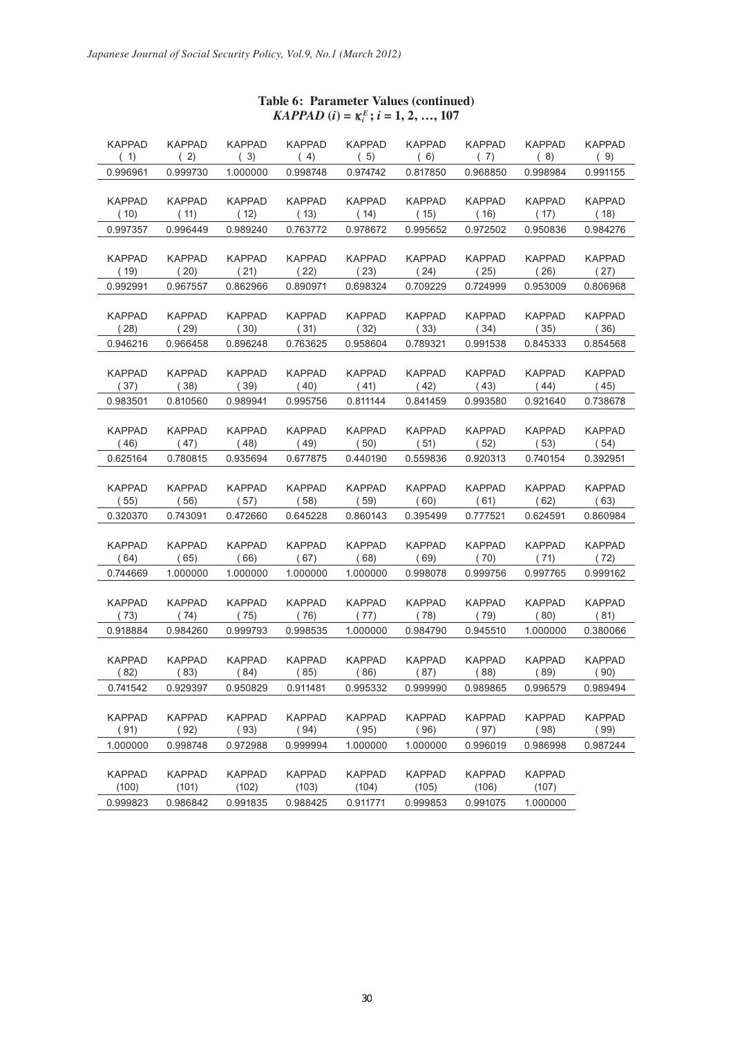**Table 6: Parameter Values (continued)**
***KAPPAD* (*i*) = $\kappa_i^E$ ; *i* = 1, 2, …, 107**

| KAPPAD ( 1) | KAPPAD ( 2) | KAPPAD ( 3) | KAPPAD ( 4) | KAPPAD ( 5) | KAPPAD ( 6) | KAPPAD ( 7) | KAPPAD ( 8) | KAPPAD ( 9) |
|---|---|---|---|---|---|---|---|---|
| 0.996961 | 0.999730 | 1.000000 | 0.998748 | 0.974742 | 0.817850 | 0.968850 | 0.998984 | 0.991155 |

| KAPPAD ( 10) | KAPPAD ( 11) | KAPPAD ( 12) | KAPPAD ( 13) | KAPPAD ( 14) | KAPPAD ( 15) | KAPPAD ( 16) | KAPPAD ( 17) | KAPPAD ( 18) |
|---|---|---|---|---|---|---|---|---|
| 0.997357 | 0.996449 | 0.989240 | 0.763772 | 0.978672 | 0.995652 | 0.972502 | 0.950836 | 0.984276 |

| KAPPAD ( 19) | KAPPAD ( 20) | KAPPAD ( 21) | KAPPAD ( 22) | KAPPAD ( 23) | KAPPAD ( 24) | KAPPAD ( 25) | KAPPAD ( 26) | KAPPAD ( 27) |
|---|---|---|---|---|---|---|---|---|
| 0.992991 | 0.967557 | 0.862966 | 0.890971 | 0.698324 | 0.709229 | 0.724999 | 0.953009 | 0.806968 |

| KAPPAD ( 28) | KAPPAD ( 29) | KAPPAD ( 30) | KAPPAD ( 31) | KAPPAD ( 32) | KAPPAD ( 33) | KAPPAD ( 34) | KAPPAD ( 35) | KAPPAD ( 36) |
|---|---|---|---|---|---|---|---|---|
| 0.946216 | 0.966458 | 0.896248 | 0.763625 | 0.958604 | 0.789321 | 0.991538 | 0.845333 | 0.854568 |

| KAPPAD ( 37) | KAPPAD ( 38) | KAPPAD ( 39) | KAPPAD ( 40) | KAPPAD ( 41) | KAPPAD ( 42) | KAPPAD ( 43) | KAPPAD ( 44) | KAPPAD ( 45) |
|---|---|---|---|---|---|---|---|---|
| 0.983501 | 0.810560 | 0.989941 | 0.995756 | 0.811144 | 0.841459 | 0.993580 | 0.921640 | 0.738678 |

| KAPPAD ( 46) | KAPPAD ( 47) | KAPPAD ( 48) | KAPPAD ( 49) | KAPPAD ( 50) | KAPPAD ( 51) | KAPPAD ( 52) | KAPPAD ( 53) | KAPPAD ( 54) |
|---|---|---|---|---|---|---|---|---|
| 0.625164 | 0.780815 | 0.935694 | 0.677875 | 0.440190 | 0.559836 | 0.920313 | 0.740154 | 0.392951 |

| KAPPAD ( 55) | KAPPAD ( 56) | KAPPAD ( 57) | KAPPAD ( 58) | KAPPAD ( 59) | KAPPAD ( 60) | KAPPAD ( 61) | KAPPAD ( 62) | KAPPAD ( 63) |
|---|---|---|---|---|---|---|---|---|
| 0.320370 | 0.743091 | 0.472660 | 0.645228 | 0.860143 | 0.395499 | 0.777521 | 0.624591 | 0.860984 |

| KAPPAD ( 64) | KAPPAD ( 65) | KAPPAD ( 66) | KAPPAD ( 67) | KAPPAD ( 68) | KAPPAD ( 69) | KAPPAD ( 70) | KAPPAD ( 71) | KAPPAD ( 72) |
|---|---|---|---|---|---|---|---|---|
| 0.744669 | 1.000000 | 1.000000 | 1.000000 | 1.000000 | 0.998078 | 0.999756 | 0.997765 | 0.999162 |

| KAPPAD ( 73) | KAPPAD ( 74) | KAPPAD ( 75) | KAPPAD ( 76) | KAPPAD ( 77) | KAPPAD ( 78) | KAPPAD ( 79) | KAPPAD ( 80) | KAPPAD ( 81) |
|---|---|---|---|---|---|---|---|---|
| 0.918884 | 0.984260 | 0.999793 | 0.998535 | 1.000000 | 0.984790 | 0.945510 | 1.000000 | 0.380066 |

| KAPPAD ( 82) | KAPPAD ( 83) | KAPPAD ( 84) | KAPPAD ( 85) | KAPPAD ( 86) | KAPPAD ( 87) | KAPPAD ( 88) | KAPPAD ( 89) | KAPPAD ( 90) |
|---|---|---|---|---|---|---|---|---|
| 0.741542 | 0.929397 | 0.950829 | 0.911481 | 0.995332 | 0.999990 | 0.989865 | 0.996579 | 0.989494 |

| KAPPAD ( 91) | KAPPAD ( 92) | KAPPAD ( 93) | KAPPAD ( 94) | KAPPAD ( 95) | KAPPAD ( 96) | KAPPAD ( 97) | KAPPAD ( 98) | KAPPAD ( 99) |
|---|---|---|---|---|---|---|---|---|
| 1.000000 | 0.998748 | 0.972988 | 0.999994 | 1.000000 | 1.000000 | 0.996019 | 0.986998 | 0.987244 |

| KAPPAD (100) | KAPPAD (101) | KAPPAD (102) | KAPPAD (103) | KAPPAD (104) | KAPPAD (105) | KAPPAD (106) | KAPPAD (107) |
|---|---|---|---|---|---|---|---|
| 0.999823 | 0.986842 | 0.991835 | 0.988425 | 0.911771 | 0.999853 | 0.991075 | 1.000000 |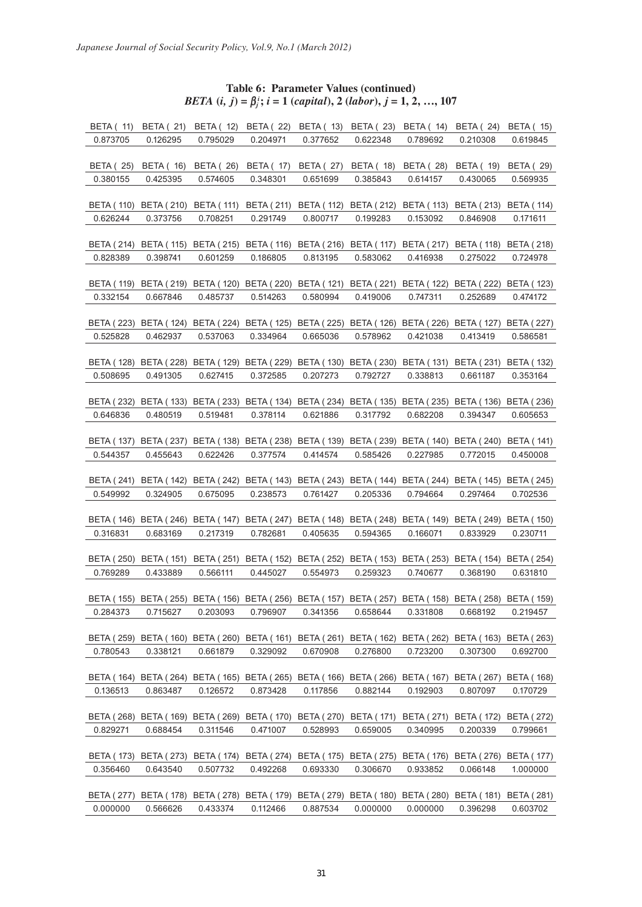**Table 6: Parameter Values (continued)**
*BETA* $(i, j) = \beta_j^i$; $i = 1$ (*capital*), 2 (*labor*), $j = 1, 2, \ldots, 107$

| BETA ( 11) | BETA ( 21) | BETA ( 12) | BETA ( 22) | BETA ( 13) | BETA ( 23) | BETA ( 14) | BETA ( 24) | BETA ( 15) |
|---|---|---|---|---|---|---|---|---|
| 0.873705 | 0.126295 | 0.795029 | 0.204971 | 0.377652 | 0.622348 | 0.789692 | 0.210308 | 0.619845 |
| **BETA ( 25)** | **BETA ( 16)** | **BETA ( 26)** | **BETA ( 17)** | **BETA ( 27)** | **BETA ( 18)** | **BETA ( 28)** | **BETA ( 19)** | **BETA ( 29)** |
| 0.380155 | 0.425395 | 0.574605 | 0.348301 | 0.651699 | 0.385843 | 0.614157 | 0.430065 | 0.569935 |
| **BETA ( 110)** | **BETA ( 210)** | **BETA ( 111)** | **BETA ( 211)** | **BETA ( 112)** | **BETA ( 212)** | **BETA ( 113)** | **BETA ( 213)** | **BETA ( 114)** |
| 0.626244 | 0.373756 | 0.708251 | 0.291749 | 0.800717 | 0.199283 | 0.153092 | 0.846908 | 0.171611 |
| **BETA ( 214)** | **BETA ( 115)** | **BETA ( 215)** | **BETA ( 116)** | **BETA ( 216)** | **BETA ( 117)** | **BETA ( 217)** | **BETA ( 118)** | **BETA ( 218)** |
| 0.828389 | 0.398741 | 0.601259 | 0.186805 | 0.813195 | 0.583062 | 0.416938 | 0.275022 | 0.724978 |
| **BETA ( 119)** | **BETA ( 219)** | **BETA ( 120)** | **BETA ( 220)** | **BETA ( 121)** | **BETA ( 221)** | **BETA ( 122)** | **BETA ( 222)** | **BETA ( 123)** |
| 0.332154 | 0.667846 | 0.485737 | 0.514263 | 0.580994 | 0.419006 | 0.747311 | 0.252689 | 0.474172 |
| **BETA ( 223)** | **BETA ( 124)** | **BETA ( 224)** | **BETA ( 125)** | **BETA ( 225)** | **BETA ( 126)** | **BETA ( 226)** | **BETA ( 127)** | **BETA ( 227)** |
| 0.525828 | 0.462937 | 0.537063 | 0.334964 | 0.665036 | 0.578962 | 0.421038 | 0.413419 | 0.586581 |
| **BETA ( 128)** | **BETA ( 228)** | **BETA ( 129)** | **BETA ( 229)** | **BETA ( 130)** | **BETA ( 230)** | **BETA ( 131)** | **BETA ( 231)** | **BETA ( 132)** |
| 0.508695 | 0.491305 | 0.627415 | 0.372585 | 0.207273 | 0.792727 | 0.338813 | 0.661187 | 0.353164 |
| **BETA ( 232)** | **BETA ( 133)** | **BETA ( 233)** | **BETA ( 134)** | **BETA ( 234)** | **BETA ( 135)** | **BETA ( 235)** | **BETA ( 136)** | **BETA ( 236)** |
| 0.646836 | 0.480519 | 0.519481 | 0.378114 | 0.621886 | 0.317792 | 0.682208 | 0.394347 | 0.605653 |
| **BETA ( 137)** | **BETA ( 237)** | **BETA ( 138)** | **BETA ( 238)** | **BETA ( 139)** | **BETA ( 239)** | **BETA ( 140)** | **BETA ( 240)** | **BETA ( 141)** |
| 0.544357 | 0.455643 | 0.622426 | 0.377574 | 0.414574 | 0.585426 | 0.227985 | 0.772015 | 0.450008 |
| **BETA ( 241)** | **BETA ( 142)** | **BETA ( 242)** | **BETA ( 143)** | **BETA ( 243)** | **BETA ( 144)** | **BETA ( 244)** | **BETA ( 145)** | **BETA ( 245)** |
| 0.549992 | 0.324905 | 0.675095 | 0.238573 | 0.761427 | 0.205336 | 0.794664 | 0.297464 | 0.702536 |
| **BETA ( 146)** | **BETA ( 246)** | **BETA ( 147)** | **BETA ( 247)** | **BETA ( 148)** | **BETA ( 248)** | **BETA ( 149)** | **BETA ( 249)** | **BETA ( 150)** |
| 0.316831 | 0.683169 | 0.217319 | 0.782681 | 0.405635 | 0.594365 | 0.166071 | 0.833929 | 0.230711 |
| **BETA ( 250)** | **BETA ( 151)** | **BETA ( 251)** | **BETA ( 152)** | **BETA ( 252)** | **BETA ( 153)** | **BETA ( 253)** | **BETA ( 154)** | **BETA ( 254)** |
| 0.769289 | 0.433889 | 0.566111 | 0.445027 | 0.554973 | 0.259323 | 0.740677 | 0.368190 | 0.631810 |
| **BETA ( 155)** | **BETA ( 255)** | **BETA ( 156)** | **BETA ( 256)** | **BETA ( 157)** | **BETA ( 257)** | **BETA ( 158)** | **BETA ( 258)** | **BETA ( 159)** |
| 0.284373 | 0.715627 | 0.203093 | 0.796907 | 0.341356 | 0.658644 | 0.331808 | 0.668192 | 0.219457 |
| **BETA ( 259)** | **BETA ( 160)** | **BETA ( 260)** | **BETA ( 161)** | **BETA ( 261)** | **BETA ( 162)** | **BETA ( 262)** | **BETA ( 163)** | **BETA ( 263)** |
| 0.780543 | 0.338121 | 0.661879 | 0.329092 | 0.670908 | 0.276800 | 0.723200 | 0.307300 | 0.692700 |
| **BETA ( 164)** | **BETA ( 264)** | **BETA ( 165)** | **BETA ( 265)** | **BETA ( 166)** | **BETA ( 266)** | **BETA ( 167)** | **BETA ( 267)** | **BETA ( 168)** |
| 0.136513 | 0.863487 | 0.126572 | 0.873428 | 0.117856 | 0.882144 | 0.192903 | 0.807097 | 0.170729 |
| **BETA ( 268)** | **BETA ( 169)** | **BETA ( 269)** | **BETA ( 170)** | **BETA ( 270)** | **BETA ( 171)** | **BETA ( 271)** | **BETA ( 172)** | **BETA ( 272)** |
| 0.829271 | 0.688454 | 0.311546 | 0.471007 | 0.528993 | 0.659005 | 0.340995 | 0.200339 | 0.799661 |
| **BETA ( 173)** | **BETA ( 273)** | **BETA ( 174)** | **BETA ( 274)** | **BETA ( 175)** | **BETA ( 275)** | **BETA ( 176)** | **BETA ( 276)** | **BETA ( 177)** |
| 0.356460 | 0.643540 | 0.507732 | 0.492268 | 0.693330 | 0.306670 | 0.933852 | 0.066148 | 1.000000 |
| **BETA ( 277)** | **BETA ( 178)** | **BETA ( 278)** | **BETA ( 179)** | **BETA ( 279)** | **BETA ( 180)** | **BETA ( 280)** | **BETA ( 181)** | **BETA ( 281)** |
| 0.000000 | 0.566626 | 0.433374 | 0.112466 | 0.887534 | 0.000000 | 0.000000 | 0.396298 | 0.603702 |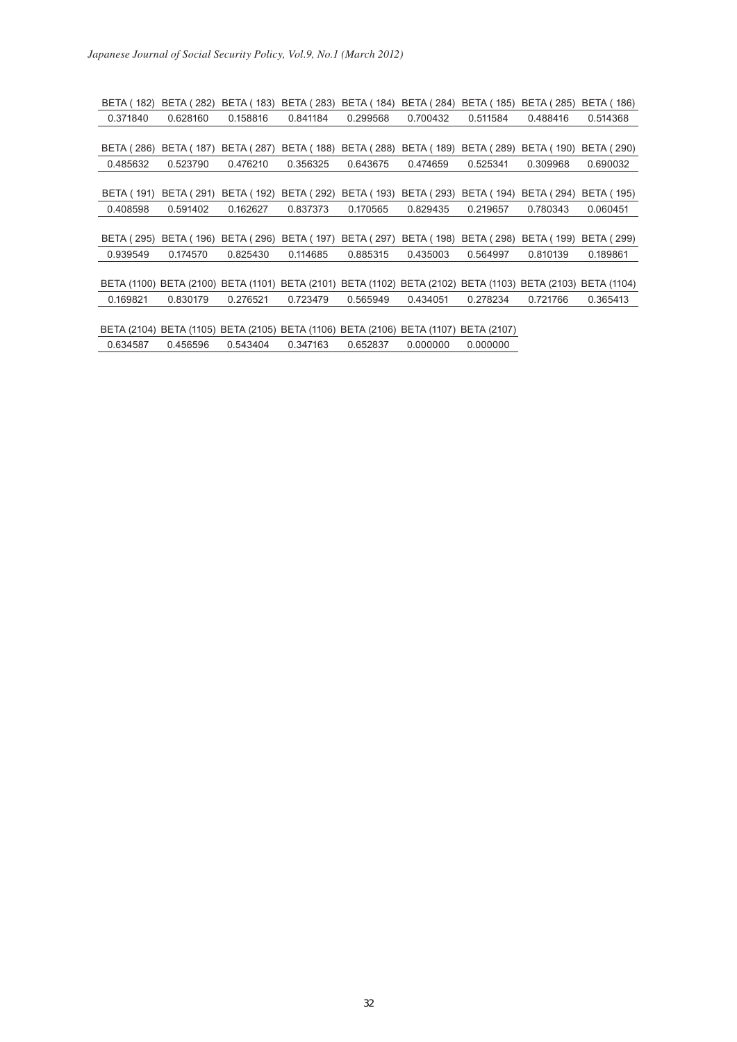| BETA ( 182) | BETA ( 282) | BETA ( 183) | BETA ( 283) | BETA ( 184) | BETA ( 284) | BETA ( 185) | BETA ( 285) | BETA ( 186) |
|---|---|---|---|---|---|---|---|---|
| 0.371840 | 0.628160 | 0.158816 | 0.841184 | 0.299568 | 0.700432 | 0.511584 | 0.488416 | 0.514368 |

| BETA ( 286) | BETA ( 187) | BETA ( 287) | BETA ( 188) | BETA ( 288) | BETA ( 189) | BETA ( 289) | BETA ( 190) | BETA ( 290) |
|---|---|---|---|---|---|---|---|---|
| 0.485632 | 0.523790 | 0.476210 | 0.356325 | 0.643675 | 0.474659 | 0.525341 | 0.309968 | 0.690032 |

| BETA ( 191) | BETA ( 291) | BETA ( 192) | BETA ( 292) | BETA ( 193) | BETA ( 293) | BETA ( 194) | BETA ( 294) | BETA ( 195) |
|---|---|---|---|---|---|---|---|---|
| 0.408598 | 0.591402 | 0.162627 | 0.837373 | 0.170565 | 0.829435 | 0.219657 | 0.780343 | 0.060451 |

| BETA ( 295) | BETA ( 196) | BETA ( 296) | BETA ( 197) | BETA ( 297) | BETA ( 198) | BETA ( 298) | BETA ( 199) | BETA ( 299) |
|---|---|---|---|---|---|---|---|---|
| 0.939549 | 0.174570 | 0.825430 | 0.114685 | 0.885315 | 0.435003 | 0.564997 | 0.810139 | 0.189861 |

| BETA (1100) | BETA (2100) | BETA (1101) | BETA (2101) | BETA (1102) | BETA (2102) | BETA (1103) | BETA (2103) | BETA (1104) |
|---|---|---|---|---|---|---|---|---|
| 0.169821 | 0.830179 | 0.276521 | 0.723479 | 0.565949 | 0.434051 | 0.278234 | 0.721766 | 0.365413 |

| BETA (2104) | BETA (1105) | BETA (2105) | BETA (1106) | BETA (2106) | BETA (1107) | BETA (2107) |
|---|---|---|---|---|---|---|
| 0.634587 | 0.456596 | 0.543404 | 0.347163 | 0.652837 | 0.000000 | 0.000000 |